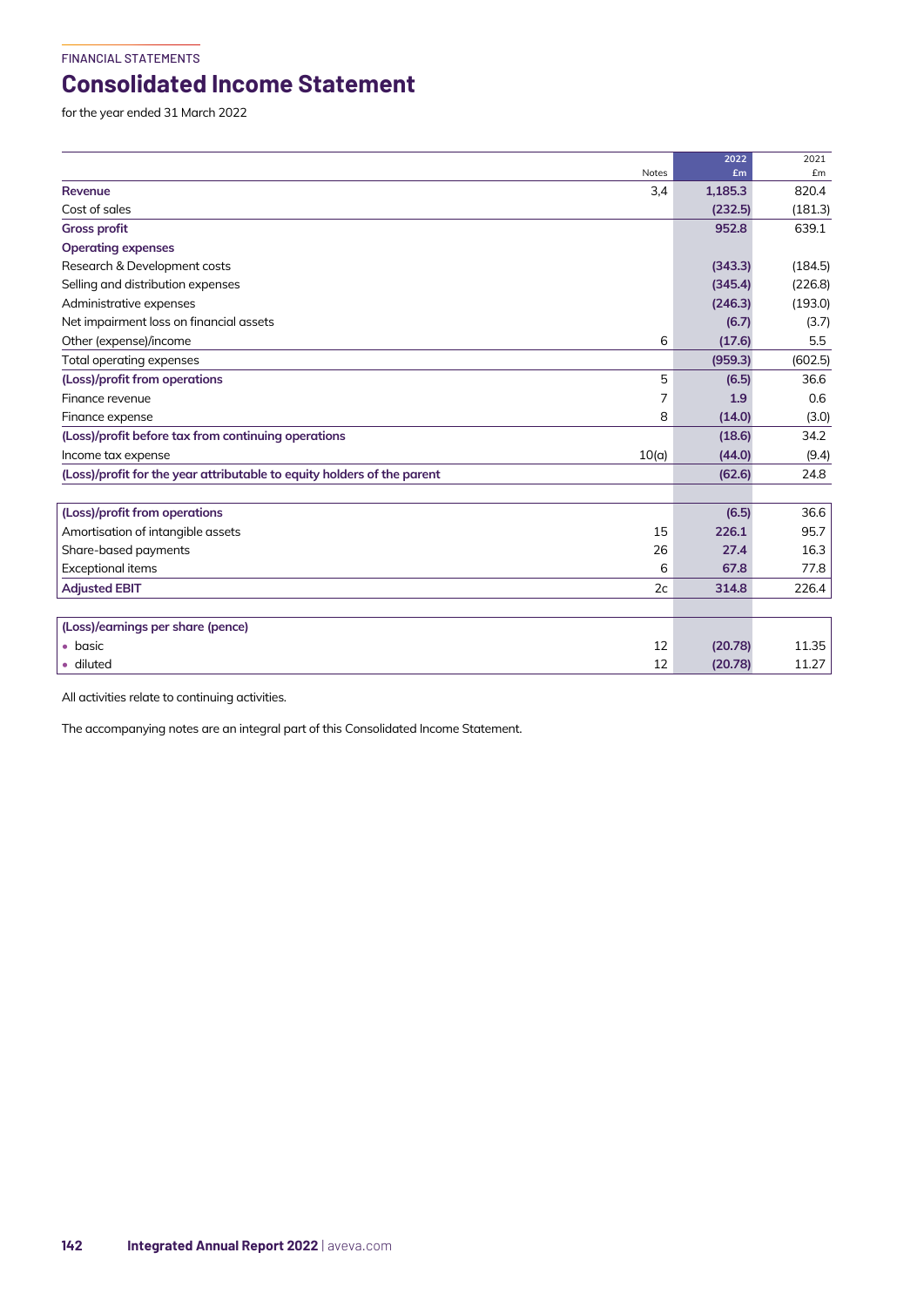FINANCIAL STATEMENTS

# Consolidated Income Statement

for the year ended 31 March 2022

| | Notes | 2022 £m | 2021 £m |
|---|---|---|---|
| **Revenue** | 3,4 | **1,185.3** | 820.4 |
| Cost of sales | | **(232.5)** | (181.3) |
| **Gross profit** | | **952.8** | 639.1 |
| **Operating expenses** | | | |
| Research & Development costs | | **(343.3)** | (184.5) |
| Selling and distribution expenses | | **(345.4)** | (226.8) |
| Administrative expenses | | **(246.3)** | (193.0) |
| Net impairment loss on financial assets | | **(6.7)** | (3.7) |
| Other (expense)/income | 6 | **(17.6)** | 5.5 |
| Total operating expenses | | **(959.3)** | (602.5) |
| **(Loss)/profit from operations** | 5 | **(6.5)** | 36.6 |
| Finance revenue | 7 | **1.9** | 0.6 |
| Finance expense | 8 | **(14.0)** | (3.0) |
| **(Loss)/profit before tax from continuing operations** | | **(18.6)** | 34.2 |
| Income tax expense | 10(a) | **(44.0)** | (9.4) |
| **(Loss)/profit for the year attributable to equity holders of the parent** | | **(62.6)** | 24.8 |

| | Notes | 2022 £m | 2021 £m |
|---|---|---|---|
| **(Loss)/profit from operations** | | **(6.5)** | 36.6 |
| Amortisation of intangible assets | 15 | **226.1** | 95.7 |
| Share-based payments | 26 | **27.4** | 16.3 |
| Exceptional items | 6 | **67.8** | 77.8 |
| **Adjusted EBIT** | 2c | **314.8** | 226.4 |

| | Notes | 2022 | 2021 |
|---|---|---|---|
| **(Loss)/earnings per share (pence)** | | | |
| • basic | 12 | **(20.78)** | 11.35 |
| • diluted | 12 | **(20.78)** | 11.27 |

All activities relate to continuing activities.

The accompanying notes are an integral part of this Consolidated Income Statement.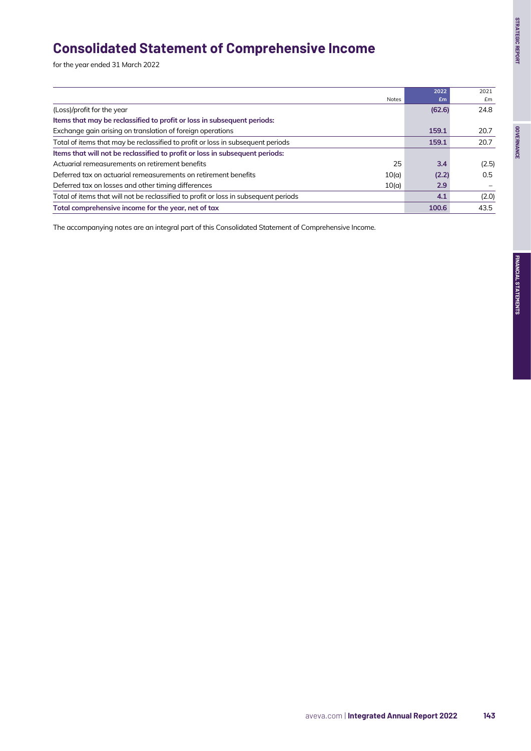# Consolidated Statement of Comprehensive Income

for the year ended 31 March 2022

| | Notes | 2022 £m | 2021 £m |
|---|---|---|---|
| (Loss)/profit for the year | | **(62.6)** | 24.8 |
| **Items that may be reclassified to profit or loss in subsequent periods:** | | | |
| Exchange gain arising on translation of foreign operations | | **159.1** | 20.7 |
| Total of items that may be reclassified to profit or loss in subsequent periods | | **159.1** | 20.7 |
| **Items that will not be reclassified to profit or loss in subsequent periods:** | | | |
| Actuarial remeasurements on retirement benefits | 25 | **3.4** | (2.5) |
| Deferred tax on actuarial remeasurements on retirement benefits | 10(a) | **(2.2)** | 0.5 |
| Deferred tax on losses and other timing differences | 10(a) | **2.9** | – |
| Total of items that will not be reclassified to profit or loss in subsequent periods | | **4.1** | (2.0) |
| **Total comprehensive income for the year, net of tax** | | **100.6** | 43.5 |

The accompanying notes are an integral part of this Consolidated Statement of Comprehensive Income.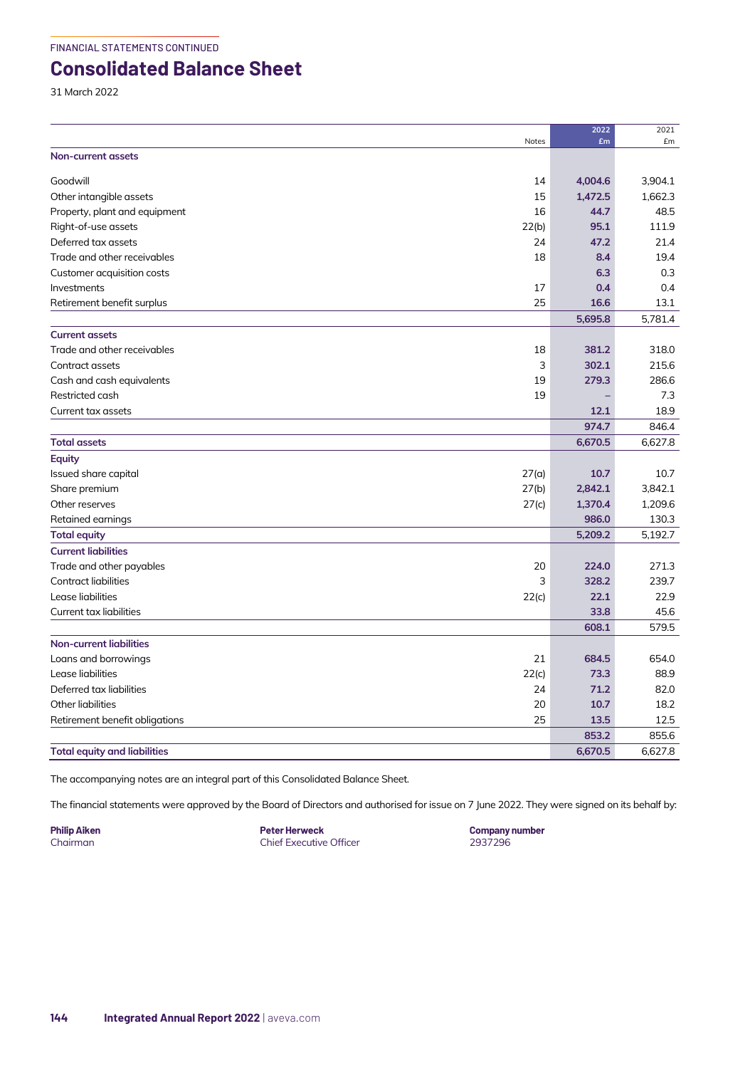FINANCIAL STATEMENTS CONTINUED

# Consolidated Balance Sheet

31 March 2022

| | Notes | 2022 £m | 2021 £m |
|---|---|---|---|
| **Non-current assets** | | | |
| Goodwill | 14 | **4,004.6** | 3,904.1 |
| Other intangible assets | 15 | **1,472.5** | 1,662.3 |
| Property, plant and equipment | 16 | **44.7** | 48.5 |
| Right-of-use assets | 22(b) | **95.1** | 111.9 |
| Deferred tax assets | 24 | **47.2** | 21.4 |
| Trade and other receivables | 18 | **8.4** | 19.4 |
| Customer acquisition costs | | **6.3** | 0.3 |
| Investments | 17 | **0.4** | 0.4 |
| Retirement benefit surplus | 25 | **16.6** | 13.1 |
| | | **5,695.8** | 5,781.4 |
| **Current assets** | | | |
| Trade and other receivables | 18 | **381.2** | 318.0 |
| Contract assets | 3 | **302.1** | 215.6 |
| Cash and cash equivalents | 19 | **279.3** | 286.6 |
| Restricted cash | 19 | **–** | 7.3 |
| Current tax assets | | **12.1** | 18.9 |
| | | **974.7** | 846.4 |
| **Total assets** | | **6,670.5** | 6,627.8 |
| **Equity** | | | |
| Issued share capital | 27(a) | **10.7** | 10.7 |
| Share premium | 27(b) | **2,842.1** | 3,842.1 |
| Other reserves | 27(c) | **1,370.4** | 1,209.6 |
| Retained earnings | | **986.0** | 130.3 |
| **Total equity** | | **5,209.2** | 5,192.7 |
| **Current liabilities** | | | |
| Trade and other payables | 20 | **224.0** | 271.3 |
| Contract liabilities | 3 | **328.2** | 239.7 |
| Lease liabilities | 22(c) | **22.1** | 22.9 |
| Current tax liabilities | | **33.8** | 45.6 |
| | | **608.1** | 579.5 |
| **Non-current liabilities** | | | |
| Loans and borrowings | 21 | **684.5** | 654.0 |
| Lease liabilities | 22(c) | **73.3** | 88.9 |
| Deferred tax liabilities | 24 | **71.2** | 82.0 |
| Other liabilities | 20 | **10.7** | 18.2 |
| Retirement benefit obligations | 25 | **13.5** | 12.5 |
| | | **853.2** | 855.6 |
| **Total equity and liabilities** | | **6,670.5** | 6,627.8 |

The accompanying notes are an integral part of this Consolidated Balance Sheet.

The financial statements were approved by the Board of Directors and authorised for issue on 7 June 2022. They were signed on its behalf by:

**Philip Aiken**
Chairman

**Peter Herweck**
Chief Executive Officer

**Company number**
2937296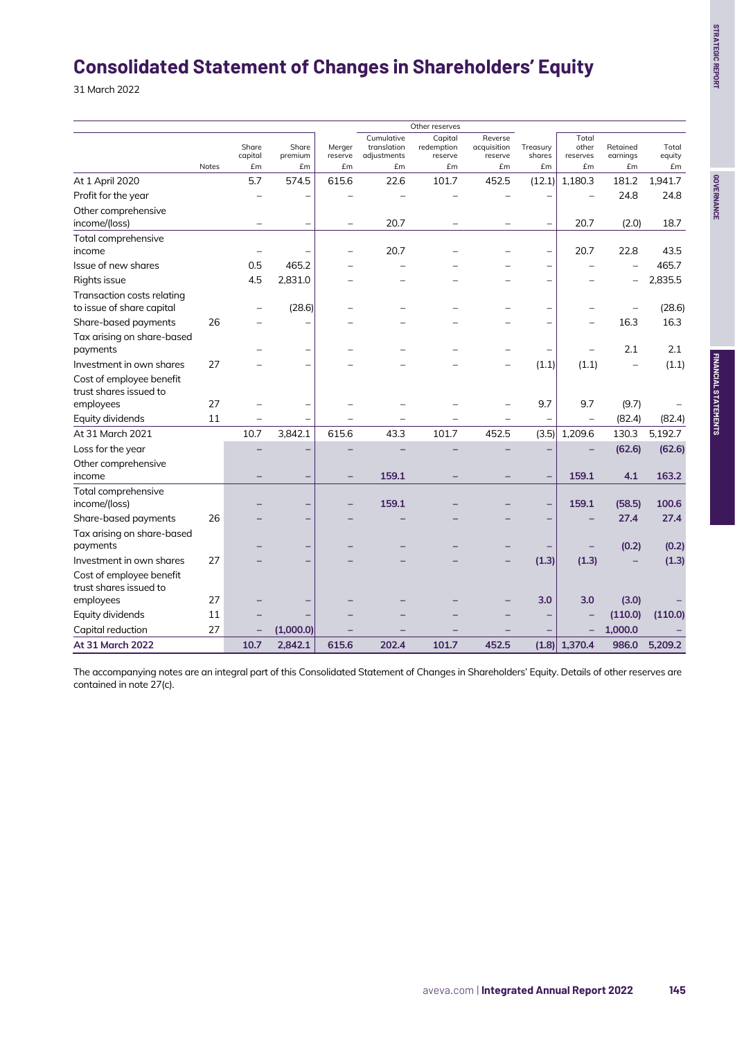# Consolidated Statement of Changes in Shareholders' Equity

31 March 2022

| | Notes | Share capital £m | Share premium £m | Merger reserve £m | Other reserves: Cumulative translation adjustments £m | Other reserves: Capital redemption reserve £m | Other reserves: Reverse acquisition reserve £m | Other reserves: Treasury shares £m | Other reserves: Total other reserves £m | Retained earnings £m | Total equity £m |
|---|---|---|---|---|---|---|---|---|---|---|---|
| At 1 April 2020 | | 5.7 | 574.5 | 615.6 | 22.6 | 101.7 | 452.5 | (12.1) | 1,180.3 | 181.2 | 1,941.7 |
| Profit for the year | | – | – | – | – | – | – | – | – | 24.8 | 24.8 |
| Other comprehensive income/(loss) | | – | – | – | 20.7 | – | – | – | 20.7 | (2.0) | 18.7 |
| Total comprehensive income | | – | – | – | 20.7 | – | – | – | 20.7 | 22.8 | 43.5 |
| Issue of new shares | | 0.5 | 465.2 | – | – | – | – | – | – | – | 465.7 |
| Rights issue | | 4.5 | 2,831.0 | – | – | – | – | – | – | – | 2,835.5 |
| Transaction costs relating to issue of share capital | | – | (28.6) | – | – | – | – | – | – | – | (28.6) |
| Share-based payments | 26 | – | – | – | – | – | – | – | – | 16.3 | 16.3 |
| Tax arising on share-based payments | | – | – | – | – | – | – | – | – | 2.1 | 2.1 |
| Investment in own shares | 27 | – | – | – | – | – | – | (1.1) | (1.1) | – | (1.1) |
| Cost of employee benefit trust shares issued to employees | 27 | – | – | – | – | – | – | 9.7 | 9.7 | (9.7) | – |
| Equity dividends | 11 | – | – | – | – | – | – | – | – | (82.4) | (82.4) |
| At 31 March 2021 | | 10.7 | 3,842.1 | 615.6 | 43.3 | 101.7 | 452.5 | (3.5) | 1,209.6 | 130.3 | 5,192.7 |
| Loss for the year | | – | – | – | – | – | – | – | – | **(62.6)** | **(62.6)** |
| Other comprehensive income | | – | – | – | **159.1** | – | – | – | **159.1** | **4.1** | **163.2** |
| Total comprehensive income/(loss) | | – | – | – | **159.1** | – | – | – | **159.1** | **(58.5)** | **100.6** |
| Share-based payments | 26 | – | – | – | – | – | – | – | – | **27.4** | **27.4** |
| Tax arising on share-based payments | | – | – | – | – | – | – | – | – | **(0.2)** | **(0.2)** |
| Investment in own shares | 27 | – | – | – | – | – | – | **(1.3)** | **(1.3)** | – | **(1.3)** |
| Cost of employee benefit trust shares issued to employees | 27 | – | – | – | – | – | – | **3.0** | **3.0** | **(3.0)** | – |
| Equity dividends | 11 | – | – | – | – | – | – | – | – | **(110.0)** | **(110.0)** |
| Capital reduction | 27 | – | **(1,000.0)** | – | – | – | – | – | – | **1,000.0** | – |
| **At 31 March 2022** | | **10.7** | **2,842.1** | **615.6** | **202.4** | **101.7** | **452.5** | **(1.8)** | **1,370.4** | **986.0** | **5,209.2** |

The accompanying notes are an integral part of this Consolidated Statement of Changes in Shareholders' Equity. Details of other reserves are contained in note 27(c).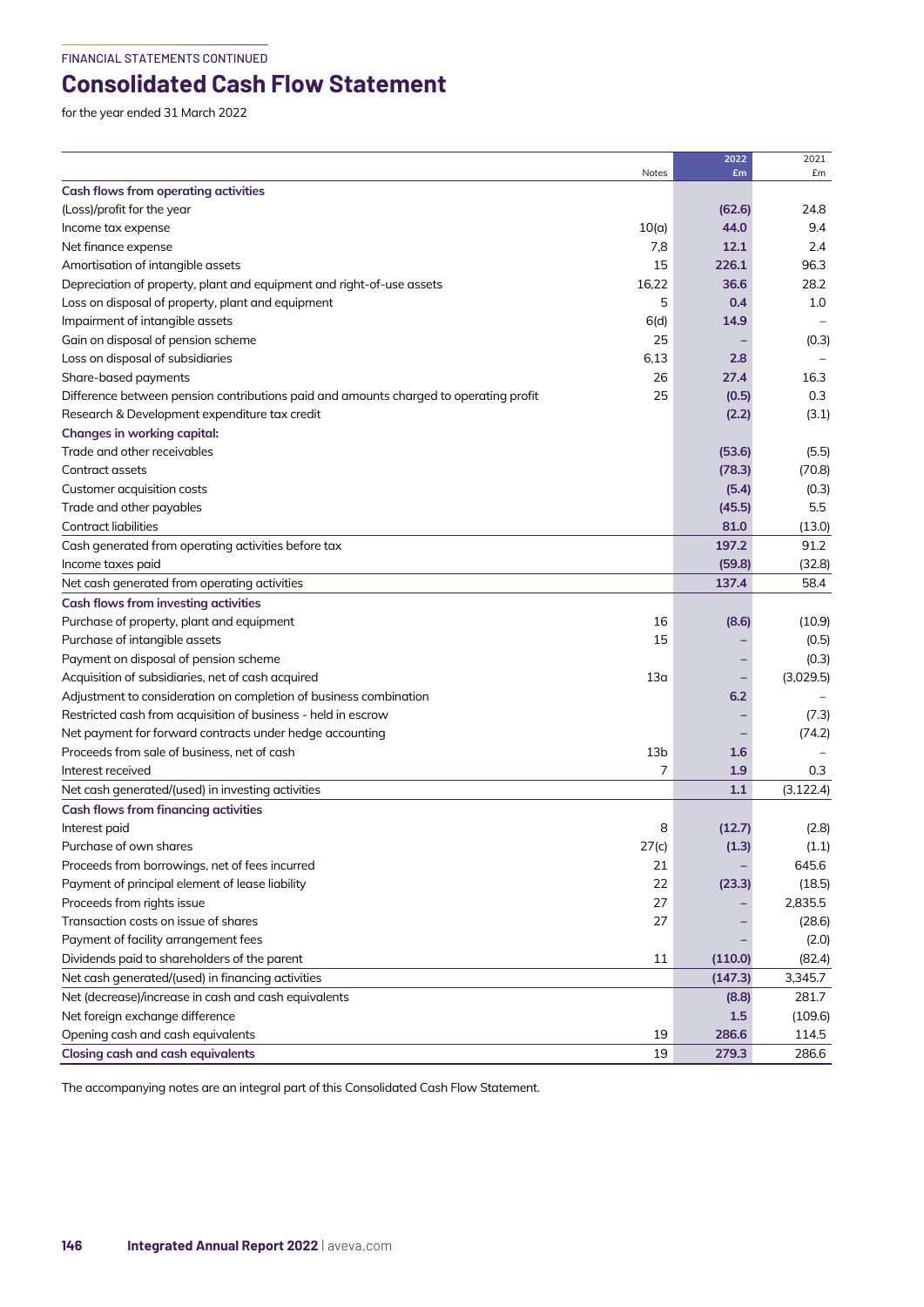FINANCIAL STATEMENTS CONTINUED

# Consolidated Cash Flow Statement

for the year ended 31 March 2022

| | Notes | 2022 £m | 2021 £m |
|---|---|---|---|
| **Cash flows from operating activities** | | | |
| (Loss)/profit for the year | | **(62.6)** | 24.8 |
| Income tax expense | 10(a) | **44.0** | 9.4 |
| Net finance expense | 7,8 | **12.1** | 2.4 |
| Amortisation of intangible assets | 15 | **226.1** | 96.3 |
| Depreciation of property, plant and equipment and right-of-use assets | 16,22 | **36.6** | 28.2 |
| Loss on disposal of property, plant and equipment | 5 | **0.4** | 1.0 |
| Impairment of intangible assets | 6(d) | **14.9** | – |
| Gain on disposal of pension scheme | 25 | **–** | (0.3) |
| Loss on disposal of subsidiaries | 6,13 | **2.8** | – |
| Share-based payments | 26 | **27.4** | 16.3 |
| Difference between pension contributions paid and amounts charged to operating profit | 25 | **(0.5)** | 0.3 |
| Research & Development expenditure tax credit | | **(2.2)** | (3.1) |
| **Changes in working capital:** | | | |
| Trade and other receivables | | **(53.6)** | (5.5) |
| Contract assets | | **(78.3)** | (70.8) |
| Customer acquisition costs | | **(5.4)** | (0.3) |
| Trade and other payables | | **(45.5)** | 5.5 |
| Contract liabilities | | **81.0** | (13.0) |
| Cash generated from operating activities before tax | | **197.2** | 91.2 |
| Income taxes paid | | **(59.8)** | (32.8) |
| Net cash generated from operating activities | | **137.4** | 58.4 |
| **Cash flows from investing activities** | | | |
| Purchase of property, plant and equipment | 16 | **(8.6)** | (10.9) |
| Purchase of intangible assets | 15 | **–** | (0.5) |
| Payment on disposal of pension scheme | | **–** | (0.3) |
| Acquisition of subsidiaries, net of cash acquired | 13a | **–** | (3,029.5) |
| Adjustment to consideration on completion of business combination | | **6.2** | – |
| Restricted cash from acquisition of business - held in escrow | | **–** | (7.3) |
| Net payment for forward contracts under hedge accounting | | **–** | (74.2) |
| Proceeds from sale of business, net of cash | 13b | **1.6** | – |
| Interest received | 7 | **1.9** | 0.3 |
| Net cash generated/(used) in investing activities | | **1.1** | (3,122.4) |
| **Cash flows from financing activities** | | | |
| Interest paid | 8 | **(12.7)** | (2.8) |
| Purchase of own shares | 27(c) | **(1.3)** | (1.1) |
| Proceeds from borrowings, net of fees incurred | 21 | **–** | 645.6 |
| Payment of principal element of lease liability | 22 | **(23.3)** | (18.5) |
| Proceeds from rights issue | 27 | **–** | 2,835.5 |
| Transaction costs on issue of shares | 27 | **–** | (28.6) |
| Payment of facility arrangement fees | | **–** | (2.0) |
| Dividends paid to shareholders of the parent | 11 | **(110.0)** | (82.4) |
| Net cash generated/(used) in financing activities | | **(147.3)** | 3,345.7 |
| Net (decrease)/increase in cash and cash equivalents | | **(8.8)** | 281.7 |
| Net foreign exchange difference | | **1.5** | (109.6) |
| Opening cash and cash equivalents | 19 | **286.6** | 114.5 |
| **Closing cash and cash equivalents** | 19 | **279.3** | 286.6 |

The accompanying notes are an integral part of this Consolidated Cash Flow Statement.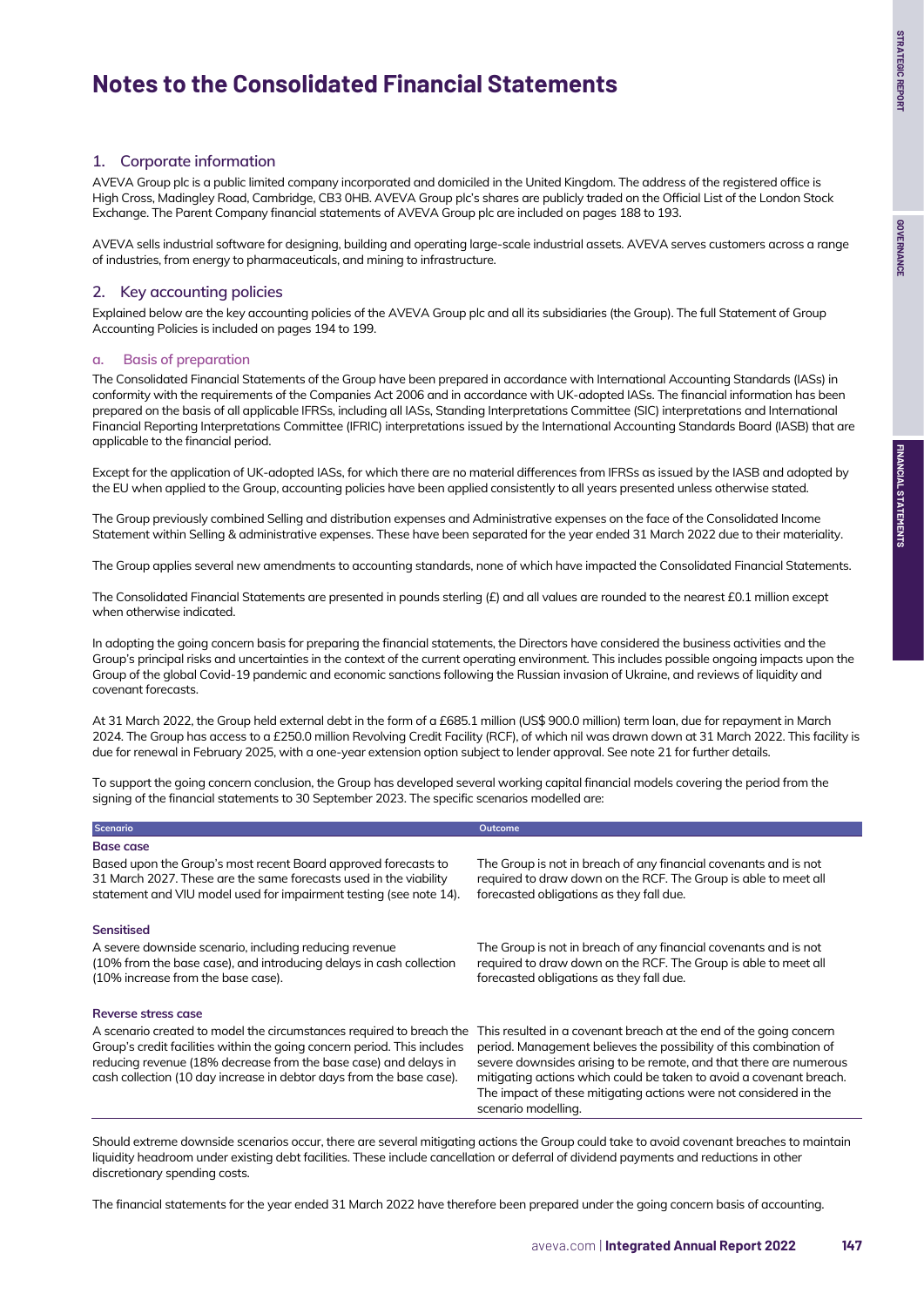# Notes to the Consolidated Financial Statements

## 1. Corporate information

AVEVA Group plc is a public limited company incorporated and domiciled in the United Kingdom. The address of the registered office is High Cross, Madingley Road, Cambridge, CB3 0HB. AVEVA Group plc's shares are publicly traded on the Official List of the London Stock Exchange. The Parent Company financial statements of AVEVA Group plc are included on pages 188 to 193.

AVEVA sells industrial software for designing, building and operating large-scale industrial assets. AVEVA serves customers across a range of industries, from energy to pharmaceuticals, and mining to infrastructure.

## 2. Key accounting policies

Explained below are the key accounting policies of the AVEVA Group plc and all its subsidiaries (the Group). The full Statement of Group Accounting Policies is included on pages 194 to 199.

### a. Basis of preparation

The Consolidated Financial Statements of the Group have been prepared in accordance with International Accounting Standards (IASs) in conformity with the requirements of the Companies Act 2006 and in accordance with UK-adopted IASs. The financial information has been prepared on the basis of all applicable IFRSs, including all IASs, Standing Interpretations Committee (SIC) interpretations and International Financial Reporting Interpretations Committee (IFRIC) interpretations issued by the International Accounting Standards Board (IASB) that are applicable to the financial period.

Except for the application of UK-adopted IASs, for which there are no material differences from IFRSs as issued by the IASB and adopted by the EU when applied to the Group, accounting policies have been applied consistently to all years presented unless otherwise stated.

The Group previously combined Selling and distribution expenses and Administrative expenses on the face of the Consolidated Income Statement within Selling & administrative expenses. These have been separated for the year ended 31 March 2022 due to their materiality.

The Group applies several new amendments to accounting standards, none of which have impacted the Consolidated Financial Statements.

The Consolidated Financial Statements are presented in pounds sterling (£) and all values are rounded to the nearest £0.1 million except when otherwise indicated.

In adopting the going concern basis for preparing the financial statements, the Directors have considered the business activities and the Group's principal risks and uncertainties in the context of the current operating environment. This includes possible ongoing impacts upon the Group of the global Covid-19 pandemic and economic sanctions following the Russian invasion of Ukraine, and reviews of liquidity and covenant forecasts.

At 31 March 2022, the Group held external debt in the form of a £685.1 million (US$ 900.0 million) term loan, due for repayment in March 2024. The Group has access to a £250.0 million Revolving Credit Facility (RCF), of which nil was drawn down at 31 March 2022. This facility is due for renewal in February 2025, with a one-year extension option subject to lender approval. See note 21 for further details.

To support the going concern conclusion, the Group has developed several working capital financial models covering the period from the signing of the financial statements to 30 September 2023. The specific scenarios modelled are:

| Scenario | Outcome |
| --- | --- |
| **Base case**<br>Based upon the Group's most recent Board approved forecasts to 31 March 2027. These are the same forecasts used in the viability statement and VIU model used for impairment testing (see note 14). | The Group is not in breach of any financial covenants and is not required to draw down on the RCF. The Group is able to meet all forecasted obligations as they fall due. |
| **Sensitised**<br>A severe downside scenario, including reducing revenue (10% from the base case), and introducing delays in cash collection (10% increase from the base case). | The Group is not in breach of any financial covenants and is not required to draw down on the RCF. The Group is able to meet all forecasted obligations as they fall due. |
| **Reverse stress case**<br>A scenario created to model the circumstances required to breach the Group's credit facilities within the going concern period. This includes reducing revenue (18% decrease from the base case) and delays in cash collection (10 day increase in debtor days from the base case). | This resulted in a covenant breach at the end of the going concern period. Management believes the possibility of this combination of severe downsides arising to be remote, and that there are numerous mitigating actions which could be taken to avoid a covenant breach. The impact of these mitigating actions were not considered in the scenario modelling. |

Should extreme downside scenarios occur, there are several mitigating actions the Group could take to avoid covenant breaches to maintain liquidity headroom under existing debt facilities. These include cancellation or deferral of dividend payments and reductions in other discretionary spending costs.

The financial statements for the year ended 31 March 2022 have therefore been prepared under the going concern basis of accounting.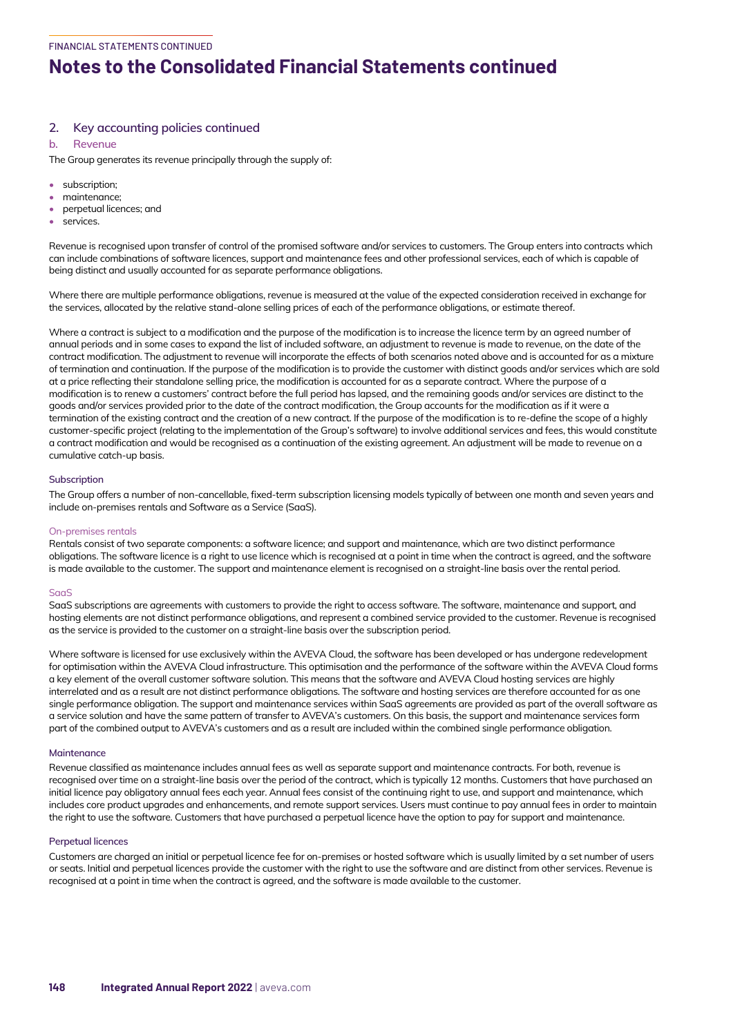# Notes to the Consolidated Financial Statements continued

## 2. Key accounting policies continued

### b. Revenue

The Group generates its revenue principally through the supply of:

- subscription;
- maintenance;
- perpetual licences; and
- services.

Revenue is recognised upon transfer of control of the promised software and/or services to customers. The Group enters into contracts which can include combinations of software licences, support and maintenance fees and other professional services, each of which is capable of being distinct and usually accounted for as separate performance obligations.

Where there are multiple performance obligations, revenue is measured at the value of the expected consideration received in exchange for the services, allocated by the relative stand-alone selling prices of each of the performance obligations, or estimate thereof.

Where a contract is subject to a modification and the purpose of the modification is to increase the licence term by an agreed number of annual periods and in some cases to expand the list of included software, an adjustment to revenue is made to revenue, on the date of the contract modification. The adjustment to revenue will incorporate the effects of both scenarios noted above and is accounted for as a mixture of termination and continuation. If the purpose of the modification is to provide the customer with distinct goods and/or services which are sold at a price reflecting their standalone selling price, the modification is accounted for as a separate contract. Where the purpose of a modification is to renew a customers' contract before the full period has lapsed, and the remaining goods and/or services are distinct to the goods and/or services provided prior to the date of the contract modification, the Group accounts for the modification as if it were a termination of the existing contract and the creation of a new contract. If the purpose of the modification is to re-define the scope of a highly customer-specific project (relating to the implementation of the Group's software) to involve additional services and fees, this would constitute a contract modification and would be recognised as a continuation of the existing agreement. An adjustment will be made to revenue on a cumulative catch-up basis.

#### Subscription

The Group offers a number of non-cancellable, fixed-term subscription licensing models typically of between one month and seven years and include on-premises rentals and Software as a Service (SaaS).

##### On-premises rentals

Rentals consist of two separate components: a software licence; and support and maintenance, which are two distinct performance obligations. The software licence is a right to use licence which is recognised at a point in time when the contract is agreed, and the software is made available to the customer. The support and maintenance element is recognised on a straight-line basis over the rental period.

##### SaaS

SaaS subscriptions are agreements with customers to provide the right to access software. The software, maintenance and support, and hosting elements are not distinct performance obligations, and represent a combined service provided to the customer. Revenue is recognised as the service is provided to the customer on a straight-line basis over the subscription period.

Where software is licensed for use exclusively within the AVEVA Cloud, the software has been developed or has undergone redevelopment for optimisation within the AVEVA Cloud infrastructure. This optimisation and the performance of the software within the AVEVA Cloud forms a key element of the overall customer software solution. This means that the software and AVEVA Cloud hosting services are highly interrelated and as a result are not distinct performance obligations. The software and hosting services are therefore accounted for as one single performance obligation. The support and maintenance services within SaaS agreements are provided as part of the overall software as a service solution and have the same pattern of transfer to AVEVA's customers. On this basis, the support and maintenance services form part of the combined output to AVEVA's customers and as a result are included within the combined single performance obligation.

#### Maintenance

Revenue classified as maintenance includes annual fees as well as separate support and maintenance contracts. For both, revenue is recognised over time on a straight-line basis over the period of the contract, which is typically 12 months. Customers that have purchased an initial licence pay obligatory annual fees each year. Annual fees consist of the continuing right to use, and support and maintenance, which includes core product upgrades and enhancements, and remote support services. Users must continue to pay annual fees in order to maintain the right to use the software. Customers that have purchased a perpetual licence have the option to pay for support and maintenance.

#### Perpetual licences

Customers are charged an initial or perpetual licence fee for on-premises or hosted software which is usually limited by a set number of users or seats. Initial and perpetual licences provide the customer with the right to use the software and are distinct from other services. Revenue is recognised at a point in time when the contract is agreed, and the software is made available to the customer.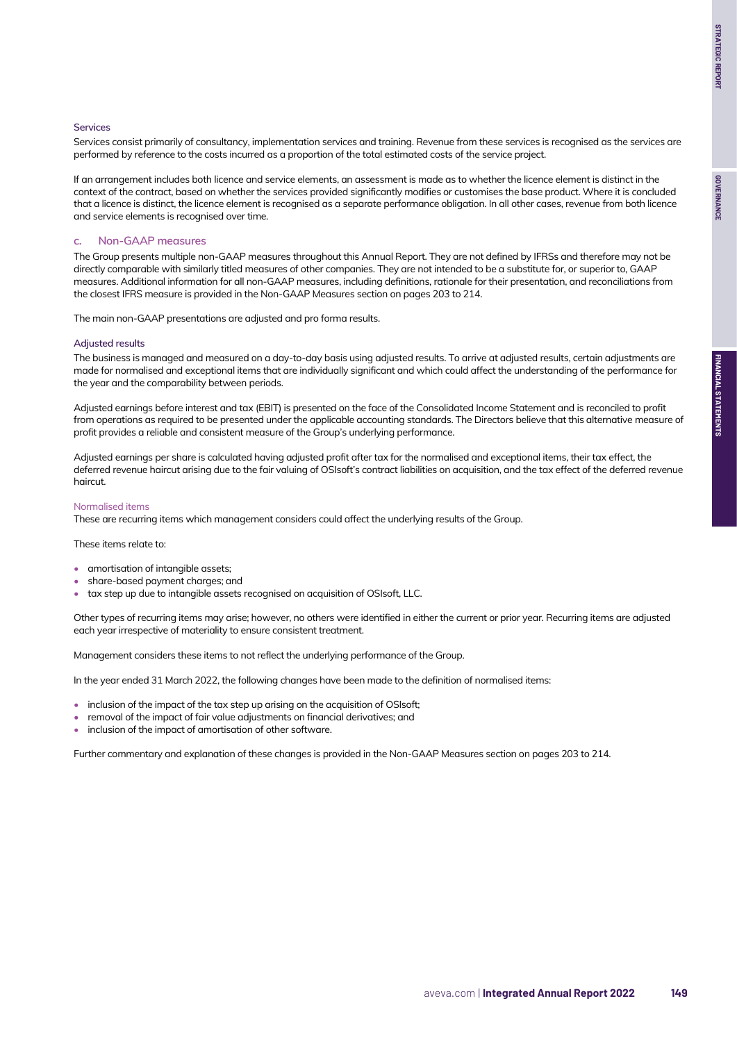#### Services

Services consist primarily of consultancy, implementation services and training. Revenue from these services is recognised as the services are performed by reference to the costs incurred as a proportion of the total estimated costs of the service project.

If an arrangement includes both licence and service elements, an assessment is made as to whether the licence element is distinct in the context of the contract, based on whether the services provided significantly modifies or customises the base product. Where it is concluded that a licence is distinct, the licence element is recognised as a separate performance obligation. In all other cases, revenue from both licence and service elements is recognised over time.

### c. Non-GAAP measures

The Group presents multiple non-GAAP measures throughout this Annual Report. They are not defined by IFRSs and therefore may not be directly comparable with similarly titled measures of other companies. They are not intended to be a substitute for, or superior to, GAAP measures. Additional information for all non-GAAP measures, including definitions, rationale for their presentation, and reconciliations from the closest IFRS measure is provided in the Non-GAAP Measures section on pages 203 to 214.

The main non-GAAP presentations are adjusted and pro forma results.

#### Adjusted results

The business is managed and measured on a day-to-day basis using adjusted results. To arrive at adjusted results, certain adjustments are made for normalised and exceptional items that are individually significant and which could affect the understanding of the performance for the year and the comparability between periods.

Adjusted earnings before interest and tax (EBIT) is presented on the face of the Consolidated Income Statement and is reconciled to profit from operations as required to be presented under the applicable accounting standards. The Directors believe that this alternative measure of profit provides a reliable and consistent measure of the Group's underlying performance.

Adjusted earnings per share is calculated having adjusted profit after tax for the normalised and exceptional items, their tax effect, the deferred revenue haircut arising due to the fair valuing of OSIsoft's contract liabilities on acquisition, and the tax effect of the deferred revenue haircut.

##### Normalised items

These are recurring items which management considers could affect the underlying results of the Group.

These items relate to:

- amortisation of intangible assets;
- share-based payment charges; and
- tax step up due to intangible assets recognised on acquisition of OSIsoft, LLC.

Other types of recurring items may arise; however, no others were identified in either the current or prior year. Recurring items are adjusted each year irrespective of materiality to ensure consistent treatment.

Management considers these items to not reflect the underlying performance of the Group.

In the year ended 31 March 2022, the following changes have been made to the definition of normalised items:

- inclusion of the impact of the tax step up arising on the acquisition of OSIsoft;
- removal of the impact of fair value adjustments on financial derivatives; and
- inclusion of the impact of amortisation of other software.

Further commentary and explanation of these changes is provided in the Non-GAAP Measures section on pages 203 to 214.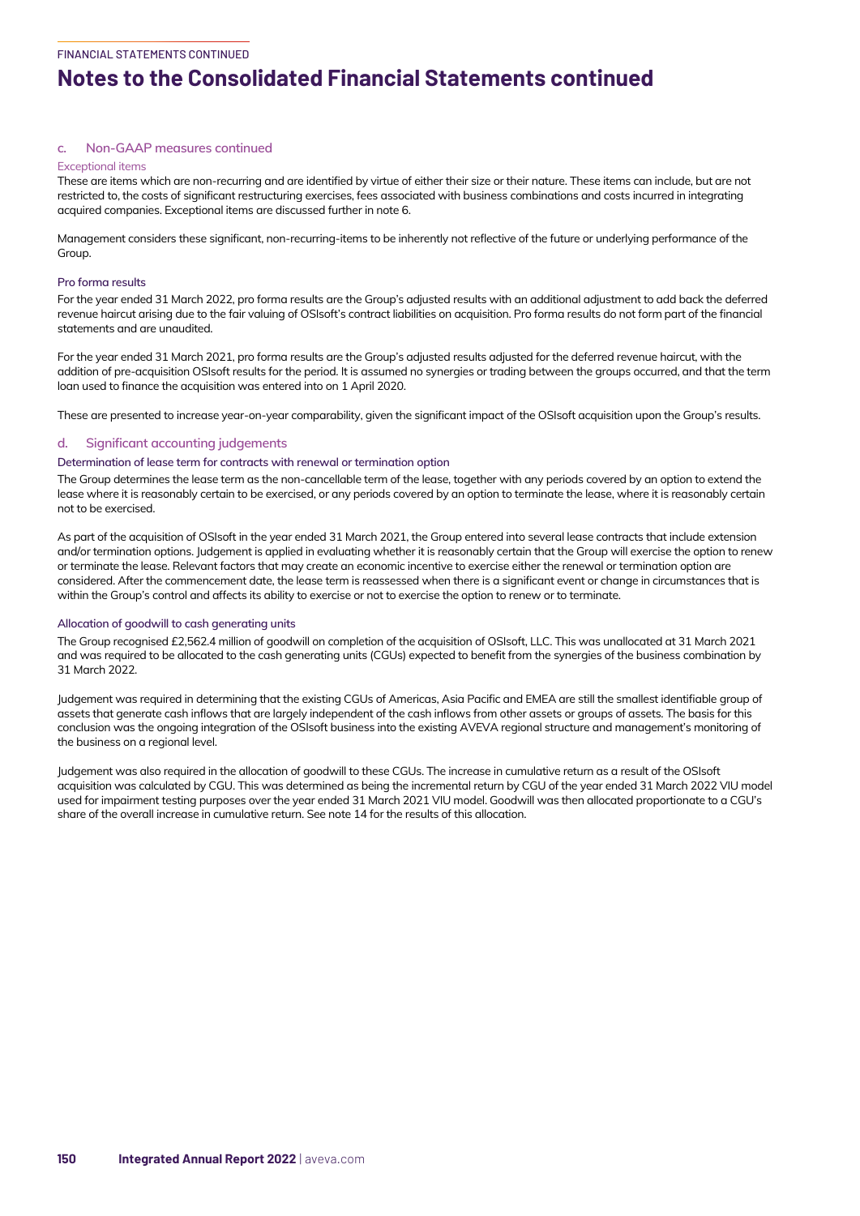# Notes to the Consolidated Financial Statements continued

### c. Non-GAAP measures continued

#### Exceptional items

These are items which are non-recurring and are identified by virtue of either their size or their nature. These items can include, but are not restricted to, the costs of significant restructuring exercises, fees associated with business combinations and costs incurred in integrating acquired companies. Exceptional items are discussed further in note 6.

Management considers these significant, non-recurring-items to be inherently not reflective of the future or underlying performance of the Group.

#### Pro forma results

For the year ended 31 March 2022, pro forma results are the Group's adjusted results with an additional adjustment to add back the deferred revenue haircut arising due to the fair valuing of OSIsoft's contract liabilities on acquisition. Pro forma results do not form part of the financial statements and are unaudited.

For the year ended 31 March 2021, pro forma results are the Group's adjusted results adjusted for the deferred revenue haircut, with the addition of pre-acquisition OSIsoft results for the period. It is assumed no synergies or trading between the groups occurred, and that the term loan used to finance the acquisition was entered into on 1 April 2020.

These are presented to increase year-on-year comparability, given the significant impact of the OSIsoft acquisition upon the Group's results.

### d. Significant accounting judgements

#### Determination of lease term for contracts with renewal or termination option

The Group determines the lease term as the non-cancellable term of the lease, together with any periods covered by an option to extend the lease where it is reasonably certain to be exercised, or any periods covered by an option to terminate the lease, where it is reasonably certain not to be exercised.

As part of the acquisition of OSIsoft in the year ended 31 March 2021, the Group entered into several lease contracts that include extension and/or termination options. Judgement is applied in evaluating whether it is reasonably certain that the Group will exercise the option to renew or terminate the lease. Relevant factors that may create an economic incentive to exercise either the renewal or termination option are considered. After the commencement date, the lease term is reassessed when there is a significant event or change in circumstances that is within the Group's control and affects its ability to exercise or not to exercise the option to renew or to terminate.

#### Allocation of goodwill to cash generating units

The Group recognised £2,562.4 million of goodwill on completion of the acquisition of OSIsoft, LLC. This was unallocated at 31 March 2021 and was required to be allocated to the cash generating units (CGUs) expected to benefit from the synergies of the business combination by 31 March 2022.

Judgement was required in determining that the existing CGUs of Americas, Asia Pacific and EMEA are still the smallest identifiable group of assets that generate cash inflows that are largely independent of the cash inflows from other assets or groups of assets. The basis for this conclusion was the ongoing integration of the OSIsoft business into the existing AVEVA regional structure and management's monitoring of the business on a regional level.

Judgement was also required in the allocation of goodwill to these CGUs. The increase in cumulative return as a result of the OSIsoft acquisition was calculated by CGU. This was determined as being the incremental return by CGU of the year ended 31 March 2022 VIU model used for impairment testing purposes over the year ended 31 March 2021 VIU model. Goodwill was then allocated proportionate to a CGU's share of the overall increase in cumulative return. See note 14 for the results of this allocation.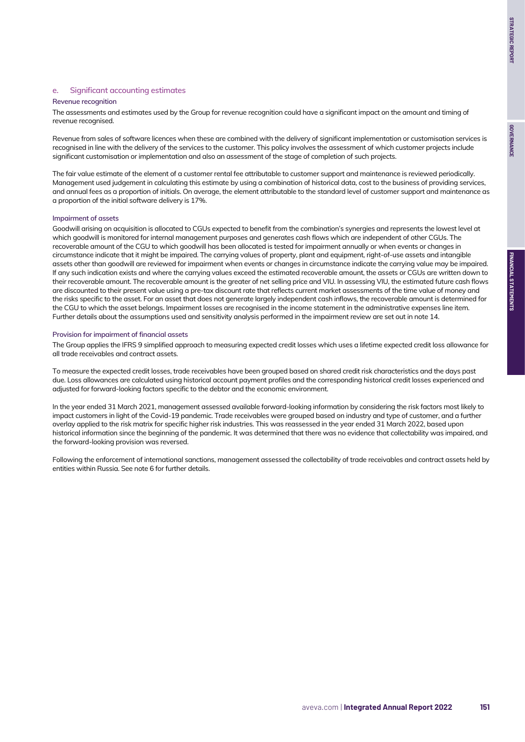## e. Significant accounting estimates

### Revenue recognition

The assessments and estimates used by the Group for revenue recognition could have a significant impact on the amount and timing of revenue recognised.

Revenue from sales of software licences when these are combined with the delivery of significant implementation or customisation services is recognised in line with the delivery of the services to the customer. This policy involves the assessment of which customer projects include significant customisation or implementation and also an assessment of the stage of completion of such projects.

The fair value estimate of the element of a customer rental fee attributable to customer support and maintenance is reviewed periodically. Management used judgement in calculating this estimate by using a combination of historical data, cost to the business of providing services, and annual fees as a proportion of initials. On average, the element attributable to the standard level of customer support and maintenance as a proportion of the initial software delivery is 17%.

### Impairment of assets

Goodwill arising on acquisition is allocated to CGUs expected to benefit from the combination's synergies and represents the lowest level at which goodwill is monitored for internal management purposes and generates cash flows which are independent of other CGUs. The recoverable amount of the CGU to which goodwill has been allocated is tested for impairment annually or when events or changes in circumstance indicate that it might be impaired. The carrying values of property, plant and equipment, right-of-use assets and intangible assets other than goodwill are reviewed for impairment when events or changes in circumstance indicate the carrying value may be impaired. If any such indication exists and where the carrying values exceed the estimated recoverable amount, the assets or CGUs are written down to their recoverable amount. The recoverable amount is the greater of net selling price and VIU. In assessing VIU, the estimated future cash flows are discounted to their present value using a pre-tax discount rate that reflects current market assessments of the time value of money and the risks specific to the asset. For an asset that does not generate largely independent cash inflows, the recoverable amount is determined for the CGU to which the asset belongs. Impairment losses are recognised in the income statement in the administrative expenses line item. Further details about the assumptions used and sensitivity analysis performed in the impairment review are set out in note 14.

### Provision for impairment of financial assets

The Group applies the IFRS 9 simplified approach to measuring expected credit losses which uses a lifetime expected credit loss allowance for all trade receivables and contract assets.

To measure the expected credit losses, trade receivables have been grouped based on shared credit risk characteristics and the days past due. Loss allowances are calculated using historical account payment profiles and the corresponding historical credit losses experienced and adjusted for forward-looking factors specific to the debtor and the economic environment.

In the year ended 31 March 2021, management assessed available forward-looking information by considering the risk factors most likely to impact customers in light of the Covid-19 pandemic. Trade receivables were grouped based on industry and type of customer, and a further overlay applied to the risk matrix for specific higher risk industries. This was reassessed in the year ended 31 March 2022, based upon historical information since the beginning of the pandemic. It was determined that there was no evidence that collectability was impaired, and the forward-looking provision was reversed.

Following the enforcement of international sanctions, management assessed the collectability of trade receivables and contract assets held by entities within Russia. See note 6 for further details.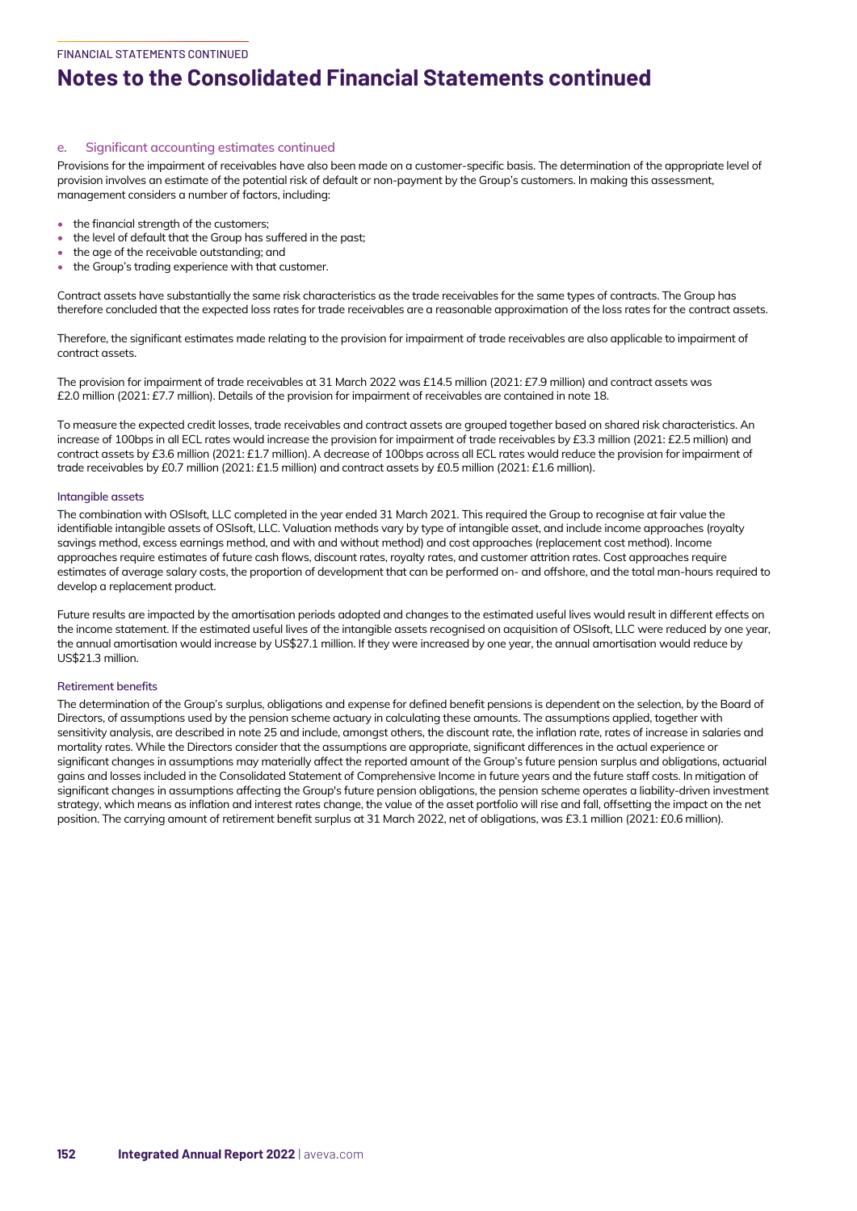# Notes to the Consolidated Financial Statements continued

### e. Significant accounting estimates continued

Provisions for the impairment of receivables have also been made on a customer-specific basis. The determination of the appropriate level of provision involves an estimate of the potential risk of default or non-payment by the Group's customers. In making this assessment, management considers a number of factors, including:

- the financial strength of the customers;
- the level of default that the Group has suffered in the past;
- the age of the receivable outstanding; and
- the Group's trading experience with that customer.

Contract assets have substantially the same risk characteristics as the trade receivables for the same types of contracts. The Group has therefore concluded that the expected loss rates for trade receivables are a reasonable approximation of the loss rates for the contract assets.

Therefore, the significant estimates made relating to the provision for impairment of trade receivables are also applicable to impairment of contract assets.

The provision for impairment of trade receivables at 31 March 2022 was £14.5 million (2021: £7.9 million) and contract assets was £2.0 million (2021: £7.7 million). Details of the provision for impairment of receivables are contained in note 18.

To measure the expected credit losses, trade receivables and contract assets are grouped together based on shared risk characteristics. An increase of 100bps in all ECL rates would increase the provision for impairment of trade receivables by £3.3 million (2021: £2.5 million) and contract assets by £3.6 million (2021: £1.7 million). A decrease of 100bps across all ECL rates would reduce the provision for impairment of trade receivables by £0.7 million (2021: £1.5 million) and contract assets by £0.5 million (2021: £1.6 million).

#### Intangible assets

The combination with OSIsoft, LLC completed in the year ended 31 March 2021. This required the Group to recognise at fair value the identifiable intangible assets of OSIsoft, LLC. Valuation methods vary by type of intangible asset, and include income approaches (royalty savings method, excess earnings method, and with and without method) and cost approaches (replacement cost method). Income approaches require estimates of future cash flows, discount rates, royalty rates, and customer attrition rates. Cost approaches require estimates of average salary costs, the proportion of development that can be performed on- and offshore, and the total man-hours required to develop a replacement product.

Future results are impacted by the amortisation periods adopted and changes to the estimated useful lives would result in different effects on the income statement. If the estimated useful lives of the intangible assets recognised on acquisition of OSIsoft, LLC were reduced by one year, the annual amortisation would increase by US$27.1 million. If they were increased by one year, the annual amortisation would reduce by US$21.3 million.

#### Retirement benefits

The determination of the Group's surplus, obligations and expense for defined benefit pensions is dependent on the selection, by the Board of Directors, of assumptions used by the pension scheme actuary in calculating these amounts. The assumptions applied, together with sensitivity analysis, are described in note 25 and include, amongst others, the discount rate, the inflation rate, rates of increase in salaries and mortality rates. While the Directors consider that the assumptions are appropriate, significant differences in the actual experience or significant changes in assumptions may materially affect the reported amount of the Group's future pension surplus and obligations, actuarial gains and losses included in the Consolidated Statement of Comprehensive Income in future years and the future staff costs. In mitigation of significant changes in assumptions affecting the Group's future pension obligations, the pension scheme operates a liability-driven investment strategy, which means as inflation and interest rates change, the value of the asset portfolio will rise and fall, offsetting the impact on the net position. The carrying amount of retirement benefit surplus at 31 March 2022, net of obligations, was £3.1 million (2021: £0.6 million).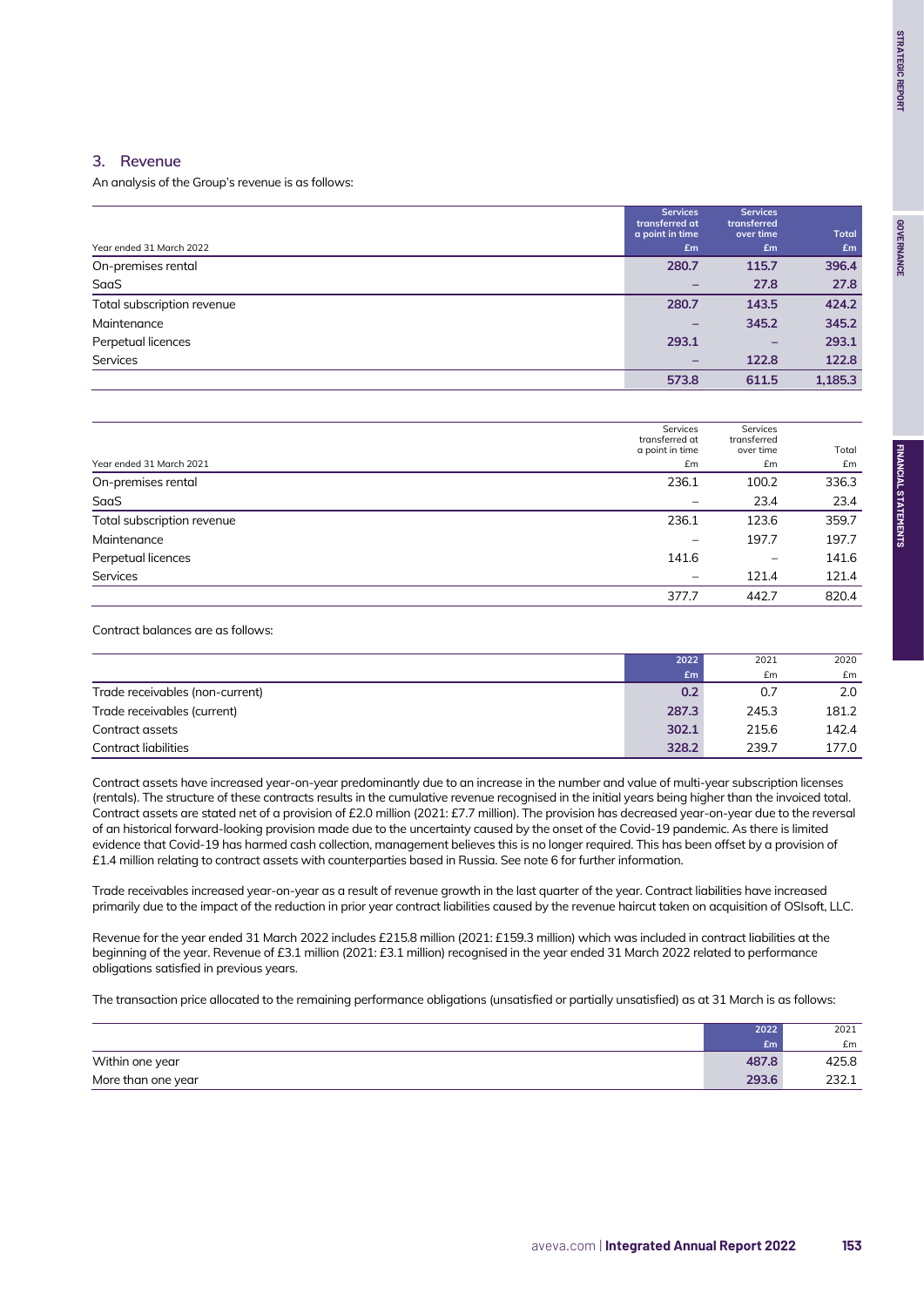## 3. Revenue

An analysis of the Group's revenue is as follows:

| Year ended 31 March 2022 | Services transferred at a point in time £m | Services transferred over time £m | Total £m |
|---|---|---|---|
| On-premises rental | **280.7** | **115.7** | **396.4** |
| SaaS | – | **27.8** | **27.8** |
| Total subscription revenue | **280.7** | **143.5** | **424.2** |
| Maintenance | – | **345.2** | **345.2** |
| Perpetual licences | **293.1** | – | **293.1** |
| Services | – | **122.8** | **122.8** |
| | **573.8** | **611.5** | **1,185.3** |

| Year ended 31 March 2021 | Services transferred at a point in time £m | Services transferred over time £m | Total £m |
|---|---|---|---|
| On-premises rental | 236.1 | 100.2 | 336.3 |
| SaaS | – | 23.4 | 23.4 |
| Total subscription revenue | 236.1 | 123.6 | 359.7 |
| Maintenance | – | 197.7 | 197.7 |
| Perpetual licences | 141.6 | – | 141.6 |
| Services | – | 121.4 | 121.4 |
| | 377.7 | 442.7 | 820.4 |

Contract balances are as follows:

| | 2022 £m | 2021 £m | 2020 £m |
|---|---|---|---|
| Trade receivables (non-current) | **0.2** | 0.7 | 2.0 |
| Trade receivables (current) | **287.3** | 245.3 | 181.2 |
| Contract assets | **302.1** | 215.6 | 142.4 |
| Contract liabilities | **328.2** | 239.7 | 177.0 |

Contract assets have increased year-on-year predominantly due to an increase in the number and value of multi-year subscription licenses (rentals). The structure of these contracts results in the cumulative revenue recognised in the initial years being higher than the invoiced total. Contract assets are stated net of a provision of £2.0 million (2021: £7.7 million). The provision has decreased year-on-year due to the reversal of an historical forward-looking provision made due to the uncertainty caused by the onset of the Covid-19 pandemic. As there is limited evidence that Covid-19 has harmed cash collection, management believes this is no longer required. This has been offset by a provision of £1.4 million relating to contract assets with counterparties based in Russia. See note 6 for further information.

Trade receivables increased year-on-year as a result of revenue growth in the last quarter of the year. Contract liabilities have increased primarily due to the impact of the reduction in prior year contract liabilities caused by the revenue haircut taken on acquisition of OSIsoft, LLC.

Revenue for the year ended 31 March 2022 includes £215.8 million (2021: £159.3 million) which was included in contract liabilities at the beginning of the year. Revenue of £3.1 million (2021: £3.1 million) recognised in the year ended 31 March 2022 related to performance obligations satisfied in previous years.

The transaction price allocated to the remaining performance obligations (unsatisfied or partially unsatisfied) as at 31 March is as follows:

| | 2022 £m | 2021 £m |
|---|---|---|
| Within one year | **487.8** | 425.8 |
| More than one year | **293.6** | 232.1 |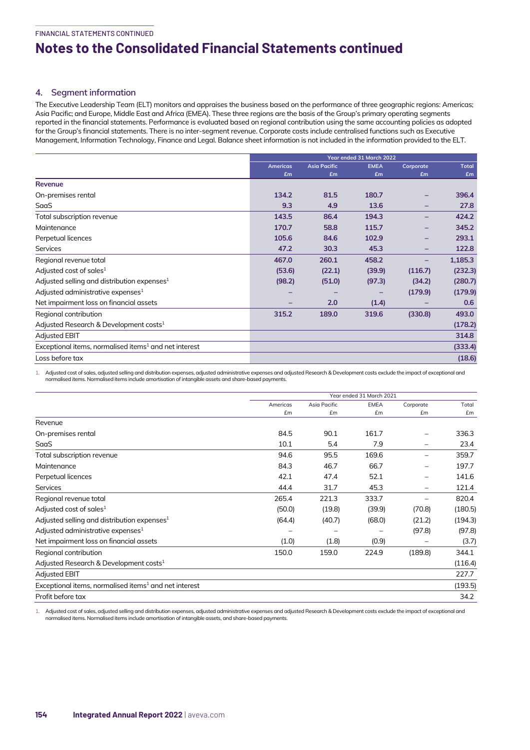FINANCIAL STATEMENTS CONTINUED

# Notes to the Consolidated Financial Statements continued

## 4. Segment information

The Executive Leadership Team (ELT) monitors and appraises the business based on the performance of three geographic regions: Americas; Asia Pacific; and Europe, Middle East and Africa (EMEA). These three regions are the basis of the Group's primary operating segments reported in the financial statements. Performance is evaluated based on regional contribution using the same accounting policies as adopted for the Group's financial statements. There is no inter-segment revenue. Corporate costs include centralised functions such as Executive Management, Information Technology, Finance and Legal. Balance sheet information is not included in the information provided to the ELT.

| | Year ended 31 March 2022 | | | | |
|---|---|---|---|---|---|
| | Americas £m | Asia Pacific £m | EMEA £m | Corporate £m | Total £m |
| **Revenue** | | | | | |
| On-premises rental | **134.2** | **81.5** | **180.7** | – | **396.4** |
| SaaS | **9.3** | **4.9** | **13.6** | – | **27.8** |
| Total subscription revenue | **143.5** | **86.4** | **194.3** | – | **424.2** |
| Maintenance | **170.7** | **58.8** | **115.7** | – | **345.2** |
| Perpetual licences | **105.6** | **84.6** | **102.9** | – | **293.1** |
| Services | **47.2** | **30.3** | **45.3** | – | **122.8** |
| Regional revenue total | **467.0** | **260.1** | **458.2** | – | **1,185.3** |
| Adjusted cost of sales[1] | **(53.6)** | **(22.1)** | **(39.9)** | **(116.7)** | **(232.3)** |
| Adjusted selling and distribution expenses[1] | **(98.2)** | **(51.0)** | **(97.3)** | **(34.2)** | **(280.7)** |
| Adjusted administrative expenses[1] | – | – | – | **(179.9)** | **(179.9)** |
| Net impairment loss on financial assets | – | **2.0** | **(1.4)** | – | **0.6** |
| Regional contribution | **315.2** | **189.0** | **319.6** | **(330.8)** | **493.0** |
| Adjusted Research & Development costs[1] | | | | | **(178.2)** |
| Adjusted EBIT | | | | | **314.8** |
| Exceptional items, normalised items[1] and net interest | | | | | **(333.4)** |
| Loss before tax | | | | | **(18.6)** |

1. Adjusted cost of sales, adjusted selling and distribution expenses, adjusted administrative expenses and adjusted Research & Development costs exclude the impact of exceptional and normalised items. Normalised items include amortisation of intangible assets and share-based payments.

| | Year ended 31 March 2021 | | | | |
|---|---|---|---|---|---|
| | Americas £m | Asia Pacific £m | EMEA £m | Corporate £m | Total £m |
| Revenue | | | | | |
| On-premises rental | 84.5 | 90.1 | 161.7 | – | 336.3 |
| SaaS | 10.1 | 5.4 | 7.9 | – | 23.4 |
| Total subscription revenue | 94.6 | 95.5 | 169.6 | – | 359.7 |
| Maintenance | 84.3 | 46.7 | 66.7 | – | 197.7 |
| Perpetual licences | 42.1 | 47.4 | 52.1 | – | 141.6 |
| Services | 44.4 | 31.7 | 45.3 | – | 121.4 |
| Regional revenue total | 265.4 | 221.3 | 333.7 | – | 820.4 |
| Adjusted cost of sales[1] | (50.0) | (19.8) | (39.9) | (70.8) | (180.5) |
| Adjusted selling and distribution expenses[1] | (64.4) | (40.7) | (68.0) | (21.2) | (194.3) |
| Adjusted administrative expenses[1] | – | – | – | (97.8) | (97.8) |
| Net impairment loss on financial assets | (1.0) | (1.8) | (0.9) | – | (3.7) |
| Regional contribution | 150.0 | 159.0 | 224.9 | (189.8) | 344.1 |
| Adjusted Research & Development costs[1] | | | | | (116.4) |
| Adjusted EBIT | | | | | 227.7 |
| Exceptional items, normalised items[1] and net interest | | | | | (193.5) |
| Profit before tax | | | | | 34.2 |

1. Adjusted cost of sales, adjusted selling and distribution expenses, adjusted administrative expenses and adjusted Research & Development costs exclude the impact of exceptional and normalised items. Normalised items include amortisation of intangible assets, and share-based payments.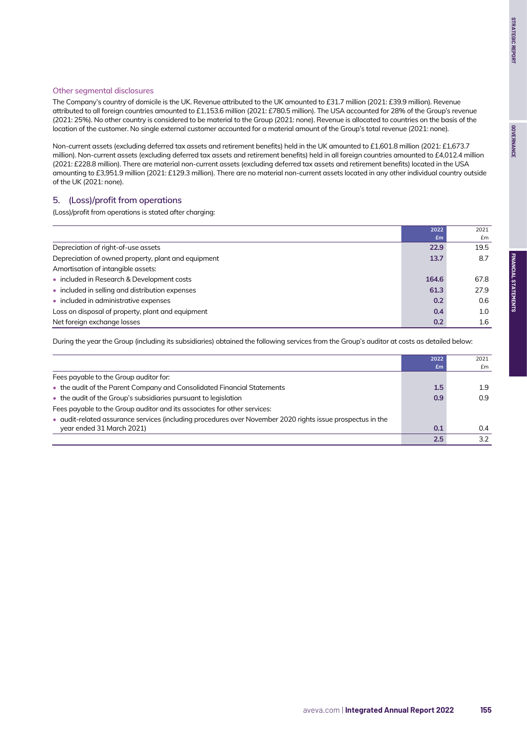### Other segmental disclosures

The Company's country of domicile is the UK. Revenue attributed to the UK amounted to £31.7 million (2021: £39.9 million). Revenue attributed to all foreign countries amounted to £1,153.6 million (2021: £780.5 million). The USA accounted for 28% of the Group's revenue (2021: 25%). No other country is considered to be material to the Group (2021: none). Revenue is allocated to countries on the basis of the location of the customer. No single external customer accounted for a material amount of the Group's total revenue (2021: none).

Non-current assets (excluding deferred tax assets and retirement benefits) held in the UK amounted to £1,601.8 million (2021: £1,673.7 million). Non-current assets (excluding deferred tax assets and retirement benefits) held in all foreign countries amounted to £4,012.4 million (2021: £228.8 million). There are material non-current assets (excluding deferred tax assets and retirement benefits) located in the USA amounting to £3,951.9 million (2021: £129.3 million). There are no material non-current assets located in any other individual country outside of the UK (2021: none).

## 5. (Loss)/profit from operations

(Loss)/profit from operations is stated after charging:

| | 2022 £m | 2021 £m |
|---|---|---|
| Depreciation of right-of-use assets | **22.9** | 19.5 |
| Depreciation of owned property, plant and equipment | **13.7** | 8.7 |
| Amortisation of intangible assets: | | |
| • included in Research & Development costs | **164.6** | 67.8 |
| • included in selling and distribution expenses | **61.3** | 27.9 |
| • included in administrative expenses | **0.2** | 0.6 |
| Loss on disposal of property, plant and equipment | **0.4** | 1.0 |
| Net foreign exchange losses | **0.2** | 1.6 |

During the year the Group (including its subsidiaries) obtained the following services from the Group's auditor at costs as detailed below:

| | 2022 £m | 2021 £m |
|---|---|---|
| Fees payable to the Group auditor for: | | |
| • the audit of the Parent Company and Consolidated Financial Statements | **1.5** | 1.9 |
| • the audit of the Group's subsidiaries pursuant to legislation | **0.9** | 0.9 |
| Fees payable to the Group auditor and its associates for other services: | | |
| • audit-related assurance services (including procedures over November 2020 rights issue prospectus in the year ended 31 March 2021) | **0.1** | 0.4 |
| | **2.5** | 3.2 |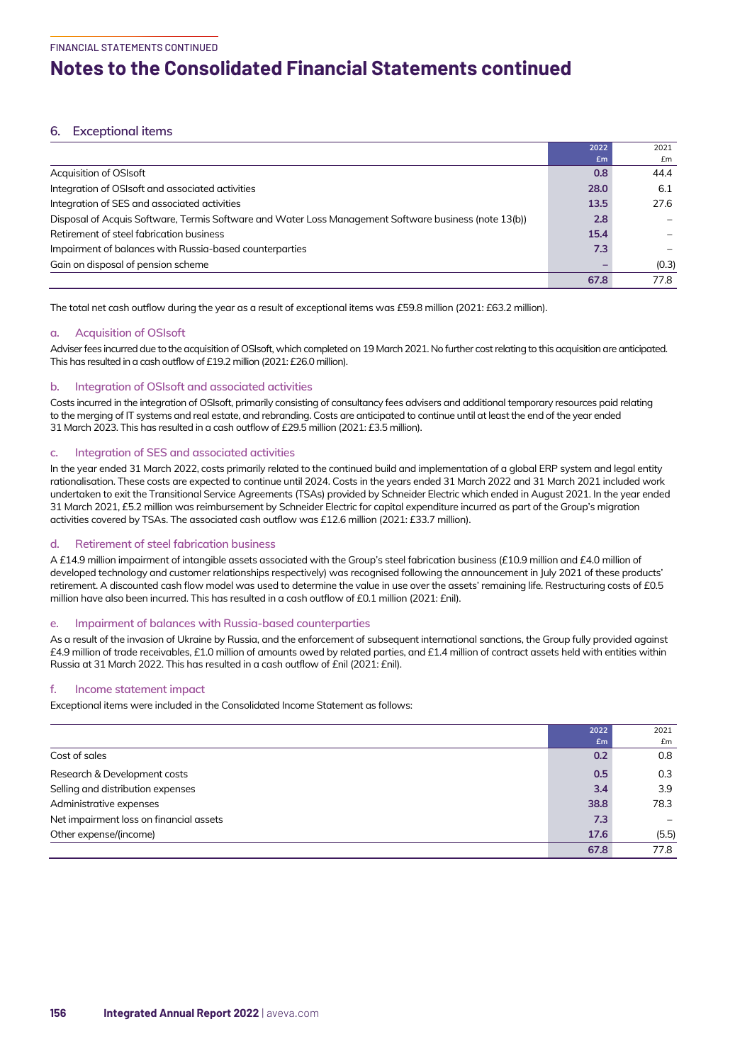FINANCIAL STATEMENTS CONTINUED

# Notes to the Consolidated Financial Statements continued

## 6. Exceptional items

| | 2022 £m | 2021 £m |
|---|---|---|
| Acquisition of OSIsoft | 0.8 | 44.4 |
| Integration of OSIsoft and associated activities | 28.0 | 6.1 |
| Integration of SES and associated activities | 13.5 | 27.6 |
| Disposal of Acquis Software, Termis Software and Water Loss Management Software business (note 13(b)) | 2.8 | – |
| Retirement of steel fabrication business | 15.4 | – |
| Impairment of balances with Russia-based counterparties | 7.3 | – |
| Gain on disposal of pension scheme | – | (0.3) |
| | 67.8 | 77.8 |

The total net cash outflow during the year as a result of exceptional items was £59.8 million (2021: £63.2 million).

### a. Acquisition of OSIsoft

Adviser fees incurred due to the acquisition of OSIsoft, which completed on 19 March 2021. No further cost relating to this acquisition are anticipated. This has resulted in a cash outflow of £19.2 million (2021: £26.0 million).

### b. Integration of OSIsoft and associated activities

Costs incurred in the integration of OSIsoft, primarily consisting of consultancy fees advisers and additional temporary resources paid relating to the merging of IT systems and real estate, and rebranding. Costs are anticipated to continue until at least the end of the year ended 31 March 2023. This has resulted in a cash outflow of £29.5 million (2021: £3.5 million).

### c. Integration of SES and associated activities

In the year ended 31 March 2022, costs primarily related to the continued build and implementation of a global ERP system and legal entity rationalisation. These costs are expected to continue until 2024. Costs in the years ended 31 March 2022 and 31 March 2021 included work undertaken to exit the Transitional Service Agreements (TSAs) provided by Schneider Electric which ended in August 2021. In the year ended 31 March 2021, £5.2 million was reimbursement by Schneider Electric for capital expenditure incurred as part of the Group's migration activities covered by TSAs. The associated cash outflow was £12.6 million (2021: £33.7 million).

### d. Retirement of steel fabrication business

A £14.9 million impairment of intangible assets associated with the Group's steel fabrication business (£10.9 million and £4.0 million of developed technology and customer relationships respectively) was recognised following the announcement in July 2021 of these products' retirement. A discounted cash flow model was used to determine the value in use over the assets' remaining life. Restructuring costs of £0.5 million have also been incurred. This has resulted in a cash outflow of £0.1 million (2021: £nil).

### e. Impairment of balances with Russia-based counterparties

As a result of the invasion of Ukraine by Russia, and the enforcement of subsequent international sanctions, the Group fully provided against £4.9 million of trade receivables, £1.0 million of amounts owed by related parties, and £1.4 million of contract assets held with entities within Russia at 31 March 2022. This has resulted in a cash outflow of £nil (2021: £nil).

### f. Income statement impact

Exceptional items were included in the Consolidated Income Statement as follows:

| | 2022 £m | 2021 £m |
|---|---|---|
| Cost of sales | 0.2 | 0.8 |
| Research & Development costs | 0.5 | 0.3 |
| Selling and distribution expenses | 3.4 | 3.9 |
| Administrative expenses | 38.8 | 78.3 |
| Net impairment loss on financial assets | 7.3 | – |
| Other expense/(income) | 17.6 | (5.5) |
| | 67.8 | 77.8 |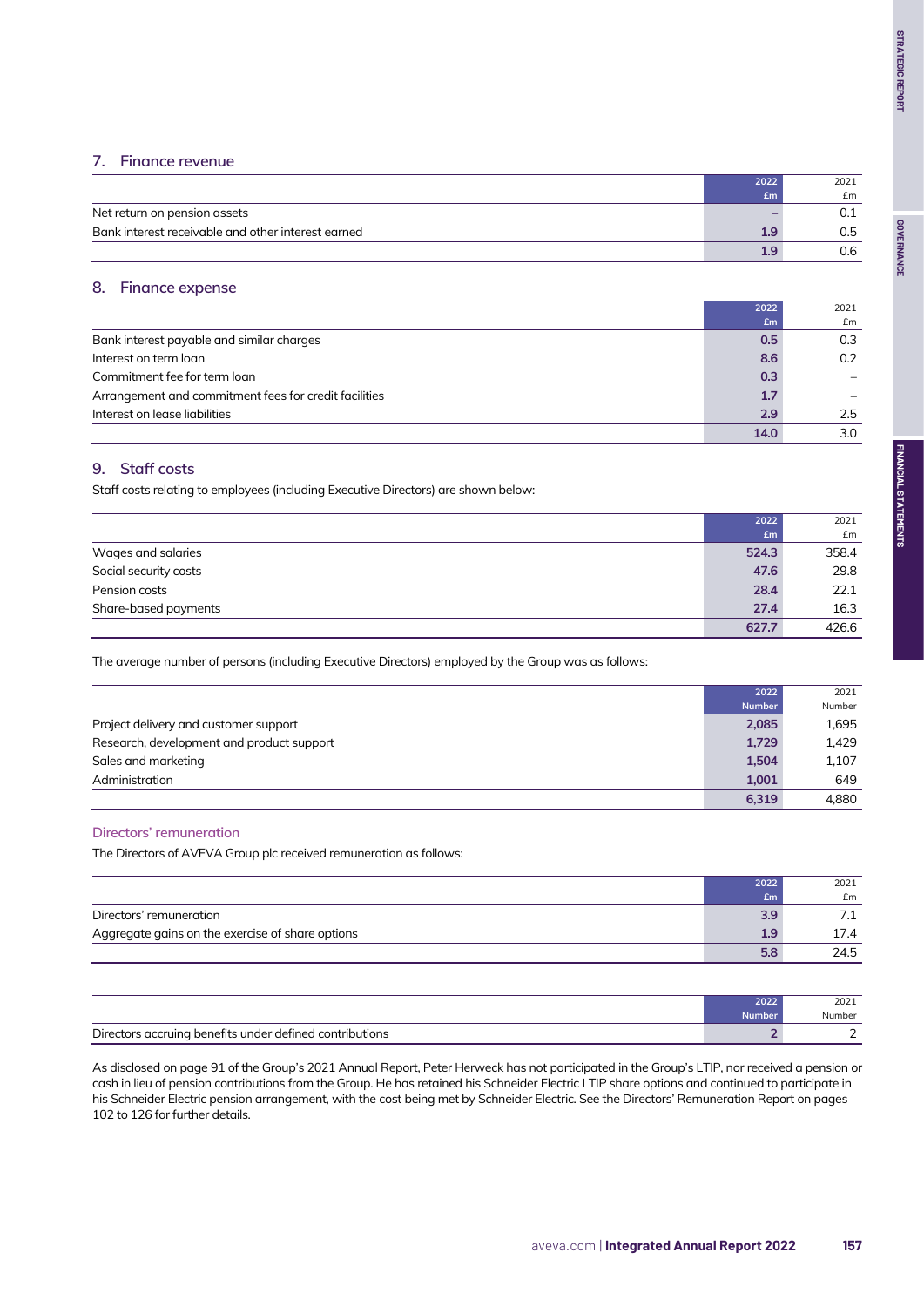## 7. Finance revenue

| | 2022 £m | 2021 £m |
|---|---|---|
| Net return on pension assets | – | 0.1 |
| Bank interest receivable and other interest earned | 1.9 | 0.5 |
| | 1.9 | 0.6 |

## 8. Finance expense

| | 2022 £m | 2021 £m |
|---|---|---|
| Bank interest payable and similar charges | 0.5 | 0.3 |
| Interest on term loan | 8.6 | 0.2 |
| Commitment fee for term loan | 0.3 | – |
| Arrangement and commitment fees for credit facilities | 1.7 | – |
| Interest on lease liabilities | 2.9 | 2.5 |
| | 14.0 | 3.0 |

## 9. Staff costs

Staff costs relating to employees (including Executive Directors) are shown below:

| | 2022 £m | 2021 £m |
|---|---|---|
| Wages and salaries | 524.3 | 358.4 |
| Social security costs | 47.6 | 29.8 |
| Pension costs | 28.4 | 22.1 |
| Share-based payments | 27.4 | 16.3 |
| | 627.7 | 426.6 |

The average number of persons (including Executive Directors) employed by the Group was as follows:

| | 2022 Number | 2021 Number |
|---|---|---|
| Project delivery and customer support | 2,085 | 1,695 |
| Research, development and product support | 1,729 | 1,429 |
| Sales and marketing | 1,504 | 1,107 |
| Administration | 1,001 | 649 |
| | 6,319 | 4,880 |

### Directors' remuneration

The Directors of AVEVA Group plc received remuneration as follows:

| | 2022 £m | 2021 £m |
|---|---|---|
| Directors' remuneration | 3.9 | 7.1 |
| Aggregate gains on the exercise of share options | 1.9 | 17.4 |
| | 5.8 | 24.5 |

| | 2022 Number | 2021 Number |
|---|---|---|
| Directors accruing benefits under defined contributions | 2 | 2 |

As disclosed on page 91 of the Group's 2021 Annual Report, Peter Herweck has not participated in the Group's LTIP, nor received a pension or cash in lieu of pension contributions from the Group. He has retained his Schneider Electric LTIP share options and continued to participate in his Schneider Electric pension arrangement, with the cost being met by Schneider Electric. See the Directors' Remuneration Report on pages 102 to 126 for further details.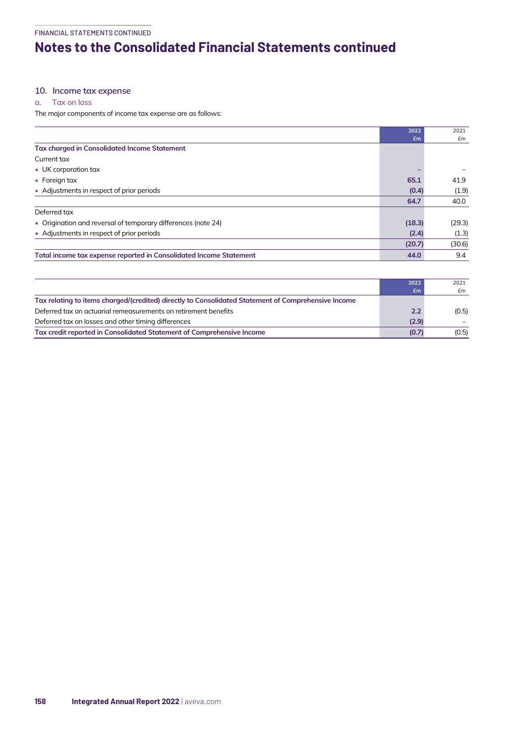## 10. Income tax expense

### a. Tax on loss

The major components of income tax expense are as follows:

| | 2022 £m | 2021 £m |
|---|---|---|
| **Tax charged in Consolidated Income Statement** | | |
| Current tax | | |
| • UK corporation tax | – | – |
| • Foreign tax | **65.1** | 41.9 |
| • Adjustments in respect of prior periods | **(0.4)** | (1.9) |
| | **64.7** | 40.0 |
| Deferred tax | | |
| • Origination and reversal of temporary differences (note 24) | **(18.3)** | (29.3) |
| • Adjustments in respect of prior periods | **(2.4)** | (1.3) |
| | **(20.7)** | (30.6) |
| **Total income tax expense reported in Consolidated Income Statement** | **44.0** | 9.4 |

| | 2022 £m | 2021 £m |
|---|---|---|
| **Tax relating to items charged/(credited) directly to Consolidated Statement of Comprehensive Income** | | |
| Deferred tax on actuarial remeasurements on retirement benefits | **2.2** | (0.5) |
| Deferred tax on losses and other timing differences | **(2.9)** | – |
| **Tax credit reported in Consolidated Statement of Comprehensive Income** | **(0.7)** | (0.5) |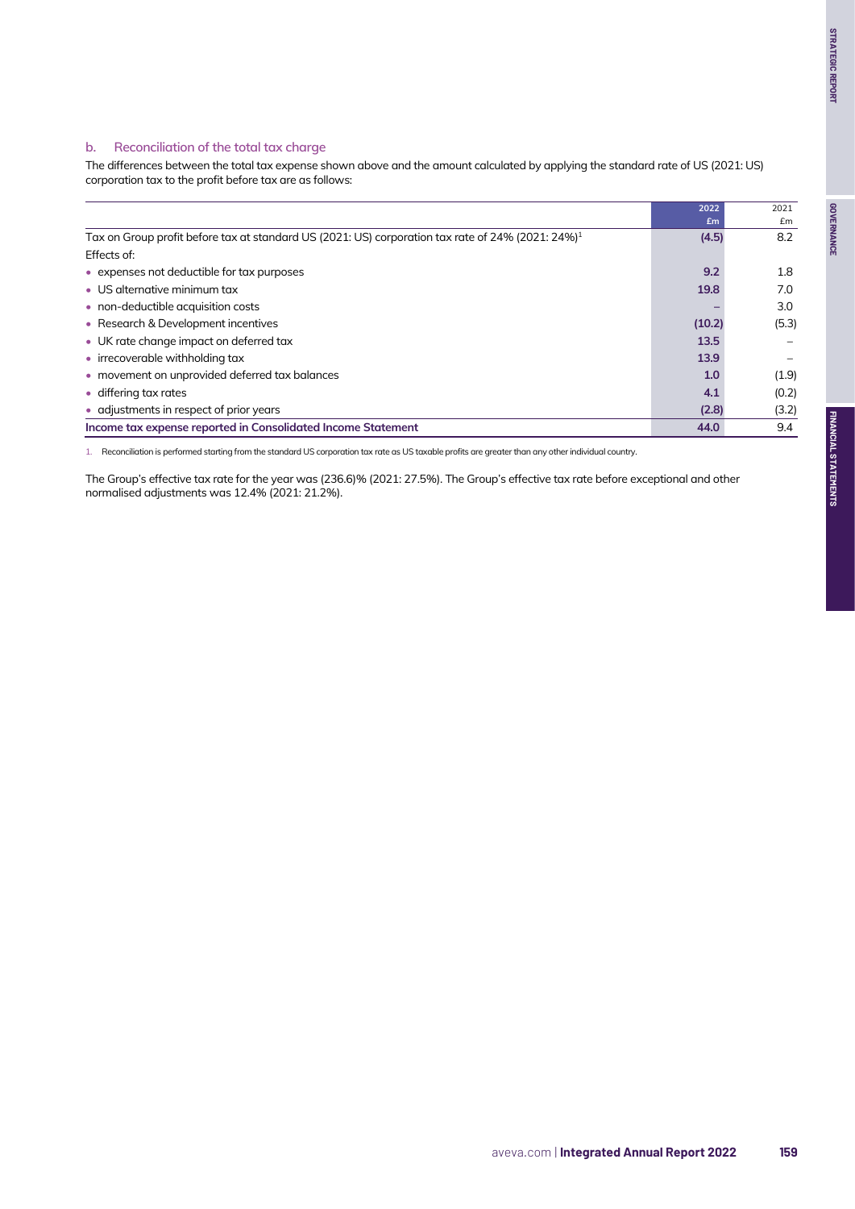### b. Reconciliation of the total tax charge

The differences between the total tax expense shown above and the amount calculated by applying the standard rate of US (2021: US) corporation tax to the profit before tax are as follows:

| | 2022 £m | 2021 £m |
|---|---|---|
| Tax on Group profit before tax at standard US (2021: US) corporation tax rate of 24% (2021: 24%)[1] | (4.5) | 8.2 |
| Effects of: | | |
| • expenses not deductible for tax purposes | 9.2 | 1.8 |
| • US alternative minimum tax | 19.8 | 7.0 |
| • non-deductible acquisition costs | – | 3.0 |
| • Research & Development incentives | (10.2) | (5.3) |
| • UK rate change impact on deferred tax | 13.5 | – |
| • irrecoverable withholding tax | 13.9 | – |
| • movement on unprovided deferred tax balances | 1.0 | (1.9) |
| • differing tax rates | 4.1 | (0.2) |
| • adjustments in respect of prior years | (2.8) | (3.2) |
| **Income tax expense reported in Consolidated Income Statement** | **44.0** | 9.4 |

1. Reconciliation is performed starting from the standard US corporation tax rate as US taxable profits are greater than any other individual country.

The Group's effective tax rate for the year was (236.6)% (2021: 27.5%). The Group's effective tax rate before exceptional and other normalised adjustments was 12.4% (2021: 21.2%).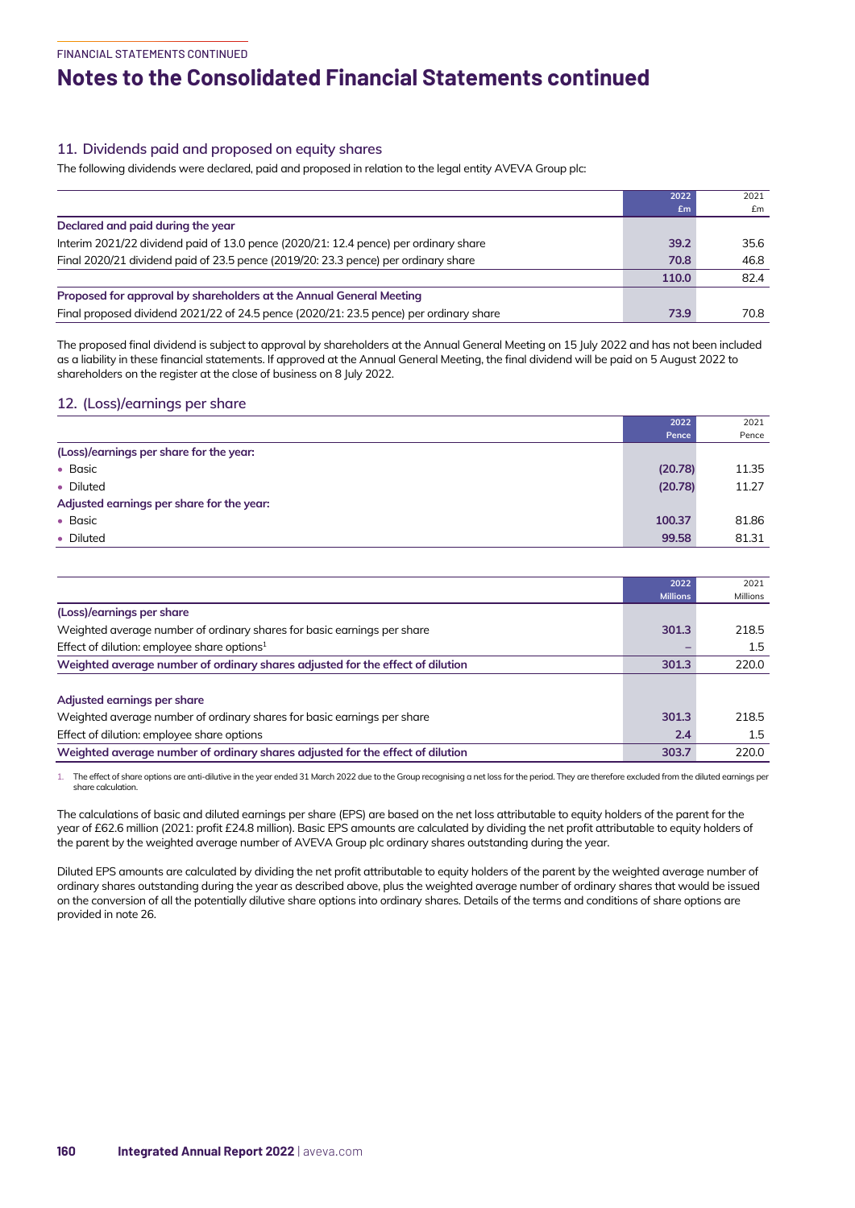FINANCIAL STATEMENTS CONTINUED

# Notes to the Consolidated Financial Statements continued

## 11. Dividends paid and proposed on equity shares

The following dividends were declared, paid and proposed in relation to the legal entity AVEVA Group plc:

| | 2022 £m | 2021 £m |
|---|---|---|
| **Declared and paid during the year** | | |
| Interim 2021/22 dividend paid of 13.0 pence (2020/21: 12.4 pence) per ordinary share | **39.2** | 35.6 |
| Final 2020/21 dividend paid of 23.5 pence (2019/20: 23.3 pence) per ordinary share | **70.8** | 46.8 |
| | **110.0** | 82.4 |
| **Proposed for approval by shareholders at the Annual General Meeting** | | |
| Final proposed dividend 2021/22 of 24.5 pence (2020/21: 23.5 pence) per ordinary share | **73.9** | 70.8 |

The proposed final dividend is subject to approval by shareholders at the Annual General Meeting on 15 July 2022 and has not been included as a liability in these financial statements. If approved at the Annual General Meeting, the final dividend will be paid on 5 August 2022 to shareholders on the register at the close of business on 8 July 2022.

## 12. (Loss)/earnings per share

| | 2022 Pence | 2021 Pence |
|---|---|---|
| **(Loss)/earnings per share for the year:** | | |
| • Basic | **(20.78)** | 11.35 |
| • Diluted | **(20.78)** | 11.27 |
| **Adjusted earnings per share for the year:** | | |
| • Basic | **100.37** | 81.86 |
| • Diluted | **99.58** | 81.31 |

| | 2022 Millions | 2021 Millions |
|---|---|---|
| **(Loss)/earnings per share** | | |
| Weighted average number of ordinary shares for basic earnings per share | **301.3** | 218.5 |
| Effect of dilution: employee share options[1] | **–** | 1.5 |
| **Weighted average number of ordinary shares adjusted for the effect of dilution** | **301.3** | 220.0 |
| **Adjusted earnings per share** | | |
| Weighted average number of ordinary shares for basic earnings per share | **301.3** | 218.5 |
| Effect of dilution: employee share options | **2.4** | 1.5 |
| **Weighted average number of ordinary shares adjusted for the effect of dilution** | **303.7** | 220.0 |

1. The effect of share options are anti-dilutive in the year ended 31 March 2022 due to the Group recognising a net loss for the period. They are therefore excluded from the diluted earnings per share calculation.

The calculations of basic and diluted earnings per share (EPS) are based on the net loss attributable to equity holders of the parent for the year of £62.6 million (2021: profit £24.8 million). Basic EPS amounts are calculated by dividing the net profit attributable to equity holders of the parent by the weighted average number of AVEVA Group plc ordinary shares outstanding during the year.

Diluted EPS amounts are calculated by dividing the net profit attributable to equity holders of the parent by the weighted average number of ordinary shares outstanding during the year as described above, plus the weighted average number of ordinary shares that would be issued on the conversion of all the potentially dilutive share options into ordinary shares. Details of the terms and conditions of share options are provided in note 26.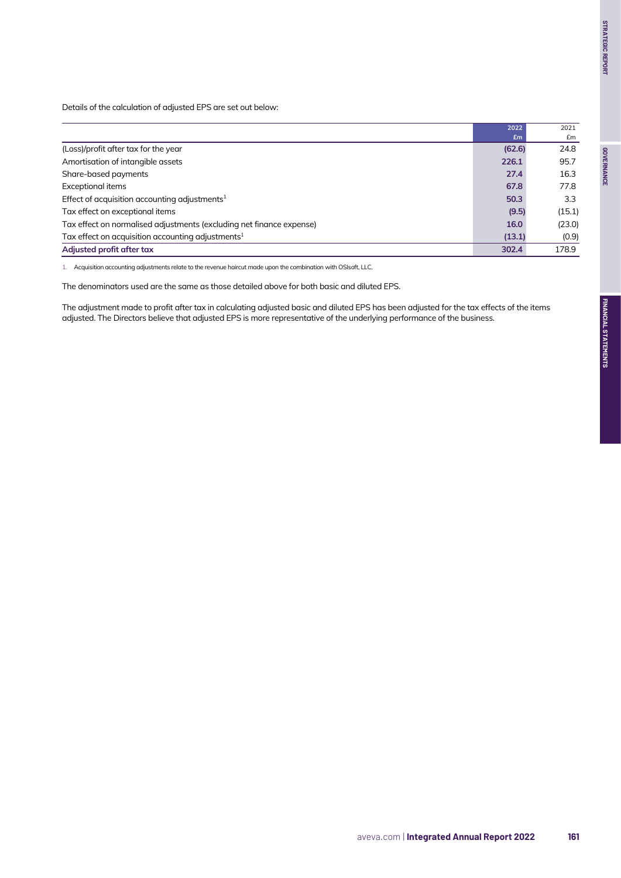Details of the calculation of adjusted EPS are set out below:

| | 2022 £m | 2021 £m |
|---|---|---|
| (Loss)/profit after tax for the year | (62.6) | 24.8 |
| Amortisation of intangible assets | 226.1 | 95.7 |
| Share-based payments | 27.4 | 16.3 |
| Exceptional items | 67.8 | 77.8 |
| Effect of acquisition accounting adjustments[1] | 50.3 | 3.3 |
| Tax effect on exceptional items | (9.5) | (15.1) |
| Tax effect on normalised adjustments (excluding net finance expense) | 16.0 | (23.0) |
| Tax effect on acquisition accounting adjustments[1] | (13.1) | (0.9) |
| **Adjusted profit after tax** | **302.4** | **178.9** |

1. Acquisition accounting adjustments relate to the revenue haircut made upon the combination with OSIsoft, LLC.

The denominators used are the same as those detailed above for both basic and diluted EPS.

The adjustment made to profit after tax in calculating adjusted basic and diluted EPS has been adjusted for the tax effects of the items adjusted. The Directors believe that adjusted EPS is more representative of the underlying performance of the business.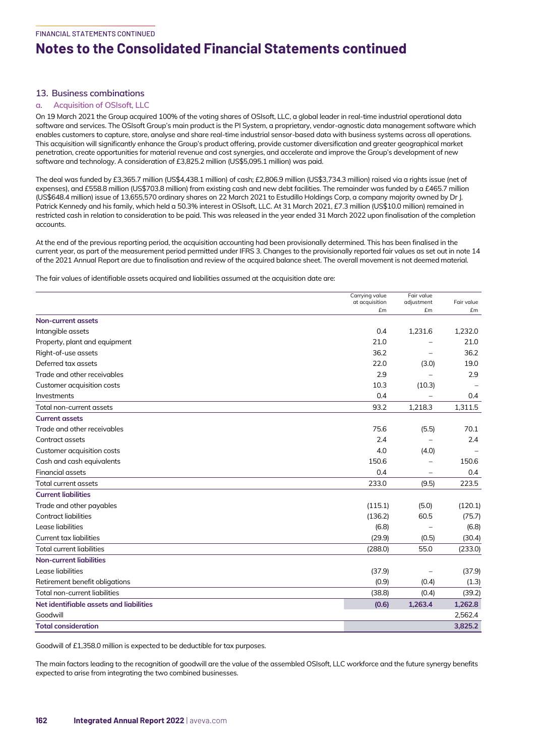# Notes to the Consolidated Financial Statements continued

## 13. Business combinations

### a. Acquisition of OSIsoft, LLC

On 19 March 2021 the Group acquired 100% of the voting shares of OSIsoft, LLC, a global leader in real-time industrial operational data software and services. The OSIsoft Group's main product is the PI System, a proprietary, vendor-agnostic data management software which enables customers to capture, store, analyse and share real-time industrial sensor-based data with business systems across all operations. This acquisition will significantly enhance the Group's product offering, provide customer diversification and greater geographical market penetration, create opportunities for material revenue and cost synergies, and accelerate and improve the Group's development of new software and technology. A consideration of £3,825.2 million (US$5,095.1 million) was paid.

The deal was funded by £3,365.7 million (US$4,438.1 million) of cash; £2,806.9 million (US$3,734.3 million) raised via a rights issue (net of expenses), and £558.8 million (US$703.8 million) from existing cash and new debt facilities. The remainder was funded by a £465.7 million (US$648.4 million) issue of 13,655,570 ordinary shares on 22 March 2021 to Estudillo Holdings Corp, a company majority owned by Dr J. Patrick Kennedy and his family, which held a 50.3% interest in OSIsoft, LLC. At 31 March 2021, £7.3 million (US$10.0 million) remained in restricted cash in relation to consideration to be paid. This was released in the year ended 31 March 2022 upon finalisation of the completion accounts.

At the end of the previous reporting period, the acquisition accounting had been provisionally determined. This has been finalised in the current year, as part of the measurement period permitted under IFRS 3. Changes to the provisionally reported fair values as set out in note 14 of the 2021 Annual Report are due to finalisation and review of the acquired balance sheet. The overall movement is not deemed material.

The fair values of identifiable assets acquired and liabilities assumed at the acquisition date are:

| | Carrying value at acquisition £m | Fair value adjustment £m | Fair value £m |
|---|---|---|---|
| **Non-current assets** | | | |
| Intangible assets | 0.4 | 1,231.6 | 1,232.0 |
| Property, plant and equipment | 21.0 | – | 21.0 |
| Right-of-use assets | 36.2 | – | 36.2 |
| Deferred tax assets | 22.0 | (3.0) | 19.0 |
| Trade and other receivables | 2.9 | – | 2.9 |
| Customer acquisition costs | 10.3 | (10.3) | – |
| Investments | 0.4 | – | 0.4 |
| Total non-current assets | 93.2 | 1,218.3 | 1,311.5 |
| **Current assets** | | | |
| Trade and other receivables | 75.6 | (5.5) | 70.1 |
| Contract assets | 2.4 | – | 2.4 |
| Customer acquisition costs | 4.0 | (4.0) | – |
| Cash and cash equivalents | 150.6 | – | 150.6 |
| Financial assets | 0.4 | – | 0.4 |
| Total current assets | 233.0 | (9.5) | 223.5 |
| **Current liabilities** | | | |
| Trade and other payables | (115.1) | (5.0) | (120.1) |
| Contract liabilities | (136.2) | 60.5 | (75.7) |
| Lease liabilities | (6.8) | – | (6.8) |
| Current tax liabilities | (29.9) | (0.5) | (30.4) |
| Total current liabilities | (288.0) | 55.0 | (233.0) |
| **Non-current liabilities** | | | |
| Lease liabilities | (37.9) | – | (37.9) |
| Retirement benefit obligations | (0.9) | (0.4) | (1.3) |
| Total non-current liabilities | (38.8) | (0.4) | (39.2) |
| **Net identifiable assets and liabilities** | **(0.6)** | **1,263.4** | **1,262.8** |
| Goodwill | | | 2,562.4 |
| **Total consideration** | | | **3,825.2** |

Goodwill of £1,358.0 million is expected to be deductible for tax purposes.

The main factors leading to the recognition of goodwill are the value of the assembled OSIsoft, LLC workforce and the future synergy benefits expected to arise from integrating the two combined businesses.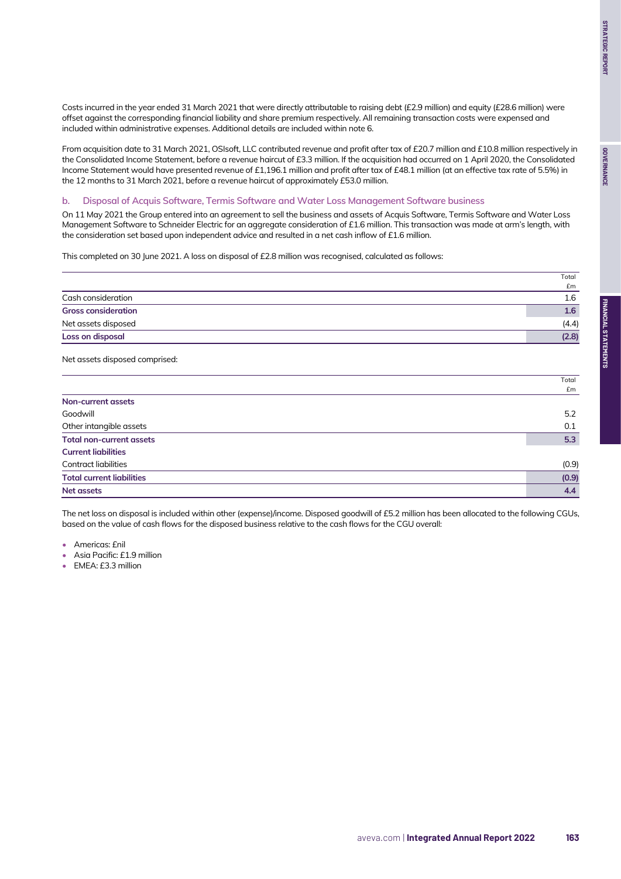Costs incurred in the year ended 31 March 2021 that were directly attributable to raising debt (£2.9 million) and equity (£28.6 million) were offset against the corresponding financial liability and share premium respectively. All remaining transaction costs were expensed and included within administrative expenses. Additional details are included within note 6.

From acquisition date to 31 March 2021, OSIsoft, LLC contributed revenue and profit after tax of £20.7 million and £10.8 million respectively in the Consolidated Income Statement, before a revenue haircut of £3.3 million. If the acquisition had occurred on 1 April 2020, the Consolidated Income Statement would have presented revenue of £1,196.1 million and profit after tax of £48.1 million (at an effective tax rate of 5.5%) in the 12 months to 31 March 2021, before a revenue haircut of approximately £53.0 million.

### b. Disposal of Acquis Software, Termis Software and Water Loss Management Software business

On 11 May 2021 the Group entered into an agreement to sell the business and assets of Acquis Software, Termis Software and Water Loss Management Software to Schneider Electric for an aggregate consideration of £1.6 million. This transaction was made at arm's length, with the consideration set based upon independent advice and resulted in a net cash inflow of £1.6 million.

This completed on 30 June 2021. A loss on disposal of £2.8 million was recognised, calculated as follows:

| | Total £m |
|---|---|
| Cash consideration | 1.6 |
| **Gross consideration** | **1.6** |
| Net assets disposed | (4.4) |
| **Loss on disposal** | **(2.8)** |

Net assets disposed comprised:

| | Total £m |
|---|---|
| **Non-current assets** | |
| Goodwill | 5.2 |
| Other intangible assets | 0.1 |
| **Total non-current assets** | **5.3** |
| **Current liabilities** | |
| Contract liabilities | (0.9) |
| **Total current liabilities** | **(0.9)** |
| **Net assets** | **4.4** |

The net loss on disposal is included within other (expense)/income. Disposed goodwill of £5.2 million has been allocated to the following CGUs, based on the value of cash flows for the disposed business relative to the cash flows for the CGU overall:

- Americas: £nil
- Asia Pacific: £1.9 million
- EMEA: £3.3 million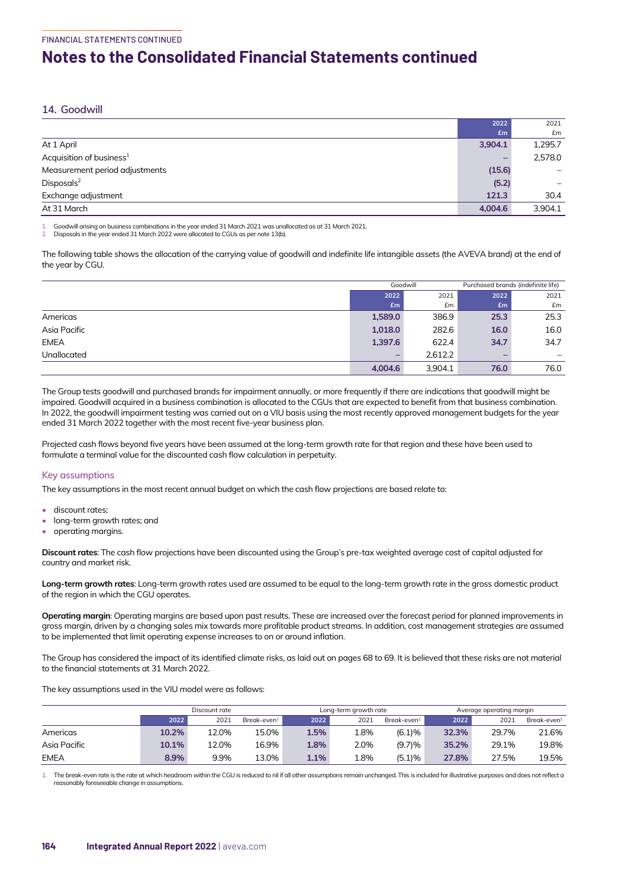# Notes to the Consolidated Financial Statements continued

## 14. Goodwill

| | 2022 £m | 2021 £m |
|---|---|---|
| At 1 April | 3,904.1 | 1,295.7 |
| Acquisition of business[1] | – | 2,578.0 |
| Measurement period adjustments | (15.6) | – |
| Disposals[2] | (5.2) | – |
| Exchange adjustment | 121.3 | 30.4 |
| At 31 March | 4,004.6 | 3,904.1 |

1. Goodwill arising on business combinations in the year ended 31 March 2021 was unallocated as at 31 March 2021.
2. Disposals in the year ended 31 March 2022 were allocated to CGUs as per note 13(b).

The following table shows the allocation of the carrying value of goodwill and indefinite life intangible assets (the AVEVA brand) at the end of the year by CGU.

| | Goodwill | | Purchased brands (indefinite life) | |
|---|---|---|---|---|
| | 2022 £m | 2021 £m | 2022 £m | 2021 £m |
| Americas | 1,589.0 | 386.9 | 25.3 | 25.3 |
| Asia Pacific | 1,018.0 | 282.6 | 16.0 | 16.0 |
| EMEA | 1,397.6 | 622.4 | 34.7 | 34.7 |
| Unallocated | – | 2,612.2 | – | – |
| | 4,004.6 | 3,904.1 | 76.0 | 76.0 |

The Group tests goodwill and purchased brands for impairment annually, or more frequently if there are indications that goodwill might be impaired. Goodwill acquired in a business combination is allocated to the CGUs that are expected to benefit from that business combination. In 2022, the goodwill impairment testing was carried out on a VIU basis using the most recently approved management budgets for the year ended 31 March 2022 together with the most recent five-year business plan.

Projected cash flows beyond five years have been assumed at the long-term growth rate for that region and these have been used to formulate a terminal value for the discounted cash flow calculation in perpetuity.

### Key assumptions

The key assumptions in the most recent annual budget on which the cash flow projections are based relate to:

- discount rates;
- long-term growth rates; and
- operating margins.

**Discount rates**: The cash flow projections have been discounted using the Group's pre-tax weighted average cost of capital adjusted for country and market risk.

**Long-term growth rates**: Long-term growth rates used are assumed to be equal to the long-term growth rate in the gross domestic product of the region in which the CGU operates.

**Operating margin**: Operating margins are based upon past results. These are increased over the forecast period for planned improvements in gross margin, driven by a changing sales mix towards more profitable product streams. In addition, cost management strategies are assumed to be implemented that limit operating expense increases to on or around inflation.

The Group has considered the impact of its identified climate risks, as laid out on pages 68 to 69. It is believed that these risks are not material to the financial statements at 31 March 2022.

The key assumptions used in the VIU model were as follows:

| | Discount rate | | | Long-term growth rate | | | Average operating margin | | |
|---|---|---|---|---|---|---|---|---|---|
| | 2022 | 2021 | Break-even[1] | 2022 | 2021 | Break-even[1] | 2022 | 2021 | Break-even[1] |
| Americas | 10.2% | 12.0% | 15.0% | 1.5% | 1.8% | (6.1)% | 32.3% | 29.7% | 21.6% |
| Asia Pacific | 10.1% | 12.0% | 16.9% | 1.8% | 2.0% | (9.7)% | 35.2% | 29.1% | 19.8% |
| EMEA | 8.9% | 9.9% | 13.0% | 1.1% | 1.8% | (5.1)% | 27.8% | 27.5% | 19.5% |

1. The break-even rate is the rate at which headroom within the CGU is reduced to nil if all other assumptions remain unchanged. This is included for illustrative purposes and does not reflect a reasonably foreseeable change in assumptions.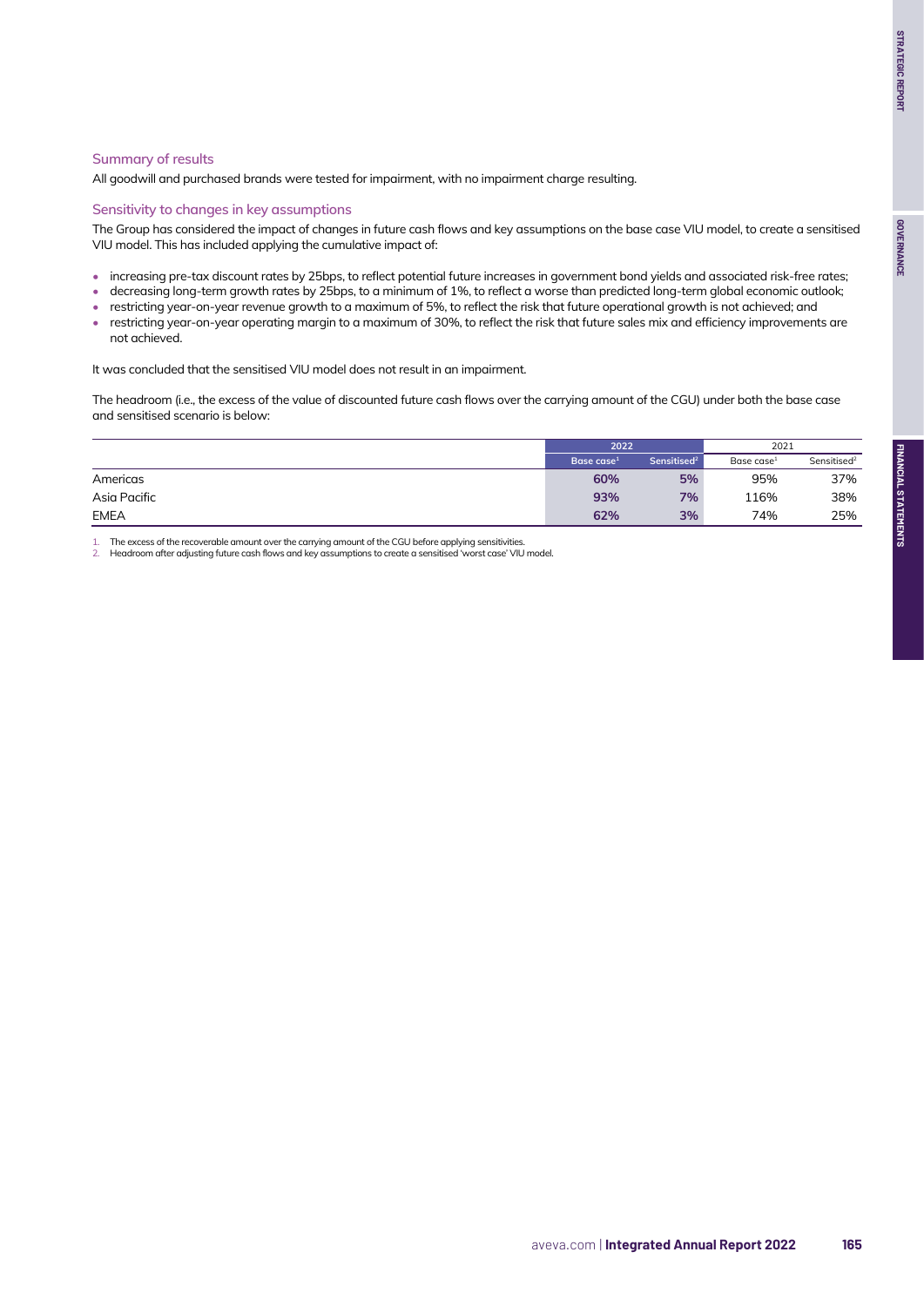### Summary of results

All goodwill and purchased brands were tested for impairment, with no impairment charge resulting.

### Sensitivity to changes in key assumptions

The Group has considered the impact of changes in future cash flows and key assumptions on the base case VIU model, to create a sensitised VIU model. This has included applying the cumulative impact of:

- increasing pre-tax discount rates by 25bps, to reflect potential future increases in government bond yields and associated risk-free rates;
- decreasing long-term growth rates by 25bps, to a minimum of 1%, to reflect a worse than predicted long-term global economic outlook;
- restricting year-on-year revenue growth to a maximum of 5%, to reflect the risk that future operational growth is not achieved; and
- restricting year-on-year operating margin to a maximum of 30%, to reflect the risk that future sales mix and efficiency improvements are not achieved.

It was concluded that the sensitised VIU model does not result in an impairment.

The headroom (i.e., the excess of the value of discounted future cash flows over the carrying amount of the CGU) under both the base case and sensitised scenario is below:

| | 2022 | | 2021 | |
|---|---|---|---|---|
| | **Base case[1]** | **Sensitised[2]** | Base case[1] | Sensitised[2] |
| Americas | **60%** | **5%** | 95% | 37% |
| Asia Pacific | **93%** | **7%** | 116% | 38% |
| EMEA | **62%** | **3%** | 74% | 25% |

1. The excess of the recoverable amount over the carrying amount of the CGU before applying sensitivities.
2. Headroom after adjusting future cash flows and key assumptions to create a sensitised 'worst case' VIU model.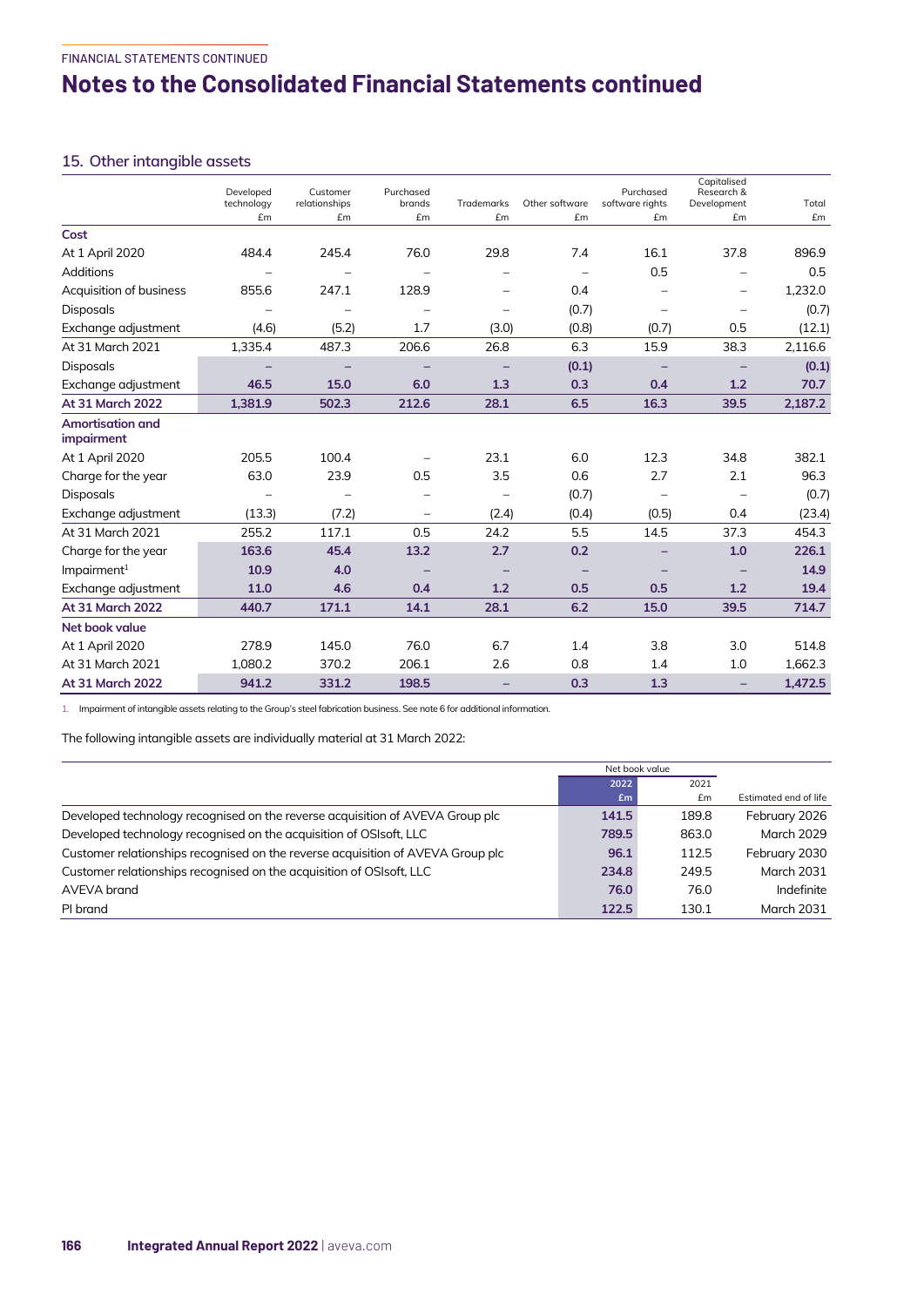# Notes to the Consolidated Financial Statements continued

## 15. Other intangible assets

| | Developed technology £m | Customer relationships £m | Purchased brands £m | Trademarks £m | Other software £m | Purchased software rights £m | Capitalised Research & Development £m | Total £m |
|---|---|---|---|---|---|---|---|---|
| **Cost** | | | | | | | | |
| At 1 April 2020 | 484.4 | 245.4 | 76.0 | 29.8 | 7.4 | 16.1 | 37.8 | 896.9 |
| Additions | – | – | – | – | – | 0.5 | – | 0.5 |
| Acquisition of business | 855.6 | 247.1 | 128.9 | – | 0.4 | – | – | 1,232.0 |
| Disposals | – | – | – | – | (0.7) | – | – | (0.7) |
| Exchange adjustment | (4.6) | (5.2) | 1.7 | (3.0) | (0.8) | (0.7) | 0.5 | (12.1) |
| At 31 March 2021 | 1,335.4 | 487.3 | 206.6 | 26.8 | 6.3 | 15.9 | 38.3 | 2,116.6 |
| Disposals | – | – | – | – | **(0.1)** | – | – | **(0.1)** |
| Exchange adjustment | **46.5** | **15.0** | **6.0** | **1.3** | **0.3** | **0.4** | **1.2** | **70.7** |
| **At 31 March 2022** | **1,381.9** | **502.3** | **212.6** | **28.1** | **6.5** | **16.3** | **39.5** | **2,187.2** |
| **Amortisation and impairment** | | | | | | | | |
| At 1 April 2020 | 205.5 | 100.4 | – | 23.1 | 6.0 | 12.3 | 34.8 | 382.1 |
| Charge for the year | 63.0 | 23.9 | 0.5 | 3.5 | 0.6 | 2.7 | 2.1 | 96.3 |
| Disposals | – | – | – | – | (0.7) | – | – | (0.7) |
| Exchange adjustment | (13.3) | (7.2) | – | (2.4) | (0.4) | (0.5) | 0.4 | (23.4) |
| At 31 March 2021 | 255.2 | 117.1 | 0.5 | 24.2 | 5.5 | 14.5 | 37.3 | 454.3 |
| Charge for the year | **163.6** | **45.4** | **13.2** | **2.7** | **0.2** | – | **1.0** | **226.1** |
| Impairment[1] | **10.9** | **4.0** | – | – | – | – | – | **14.9** |
| Exchange adjustment | **11.0** | **4.6** | **0.4** | **1.2** | **0.5** | **0.5** | **1.2** | **19.4** |
| **At 31 March 2022** | **440.7** | **171.1** | **14.1** | **28.1** | **6.2** | **15.0** | **39.5** | **714.7** |
| **Net book value** | | | | | | | | |
| At 1 April 2020 | 278.9 | 145.0 | 76.0 | 6.7 | 1.4 | 3.8 | 3.0 | 514.8 |
| At 31 March 2021 | 1,080.2 | 370.2 | 206.1 | 2.6 | 0.8 | 1.4 | 1.0 | 1,662.3 |
| **At 31 March 2022** | **941.2** | **331.2** | **198.5** | – | **0.3** | **1.3** | – | **1,472.5** |

1. Impairment of intangible assets relating to the Group's steel fabrication business. See note 6 for additional information.

The following intangible assets are individually material at 31 March 2022:

| | Net book value 2022 £m | Net book value 2021 £m | Estimated end of life |
|---|---|---|---|
| Developed technology recognised on the reverse acquisition of AVEVA Group plc | **141.5** | 189.8 | February 2026 |
| Developed technology recognised on the acquisition of OSIsoft, LLC | **789.5** | 863.0 | March 2029 |
| Customer relationships recognised on the reverse acquisition of AVEVA Group plc | **96.1** | 112.5 | February 2030 |
| Customer relationships recognised on the acquisition of OSIsoft, LLC | **234.8** | 249.5 | March 2031 |
| AVEVA brand | **76.0** | 76.0 | Indefinite |
| PI brand | **122.5** | 130.1 | March 2031 |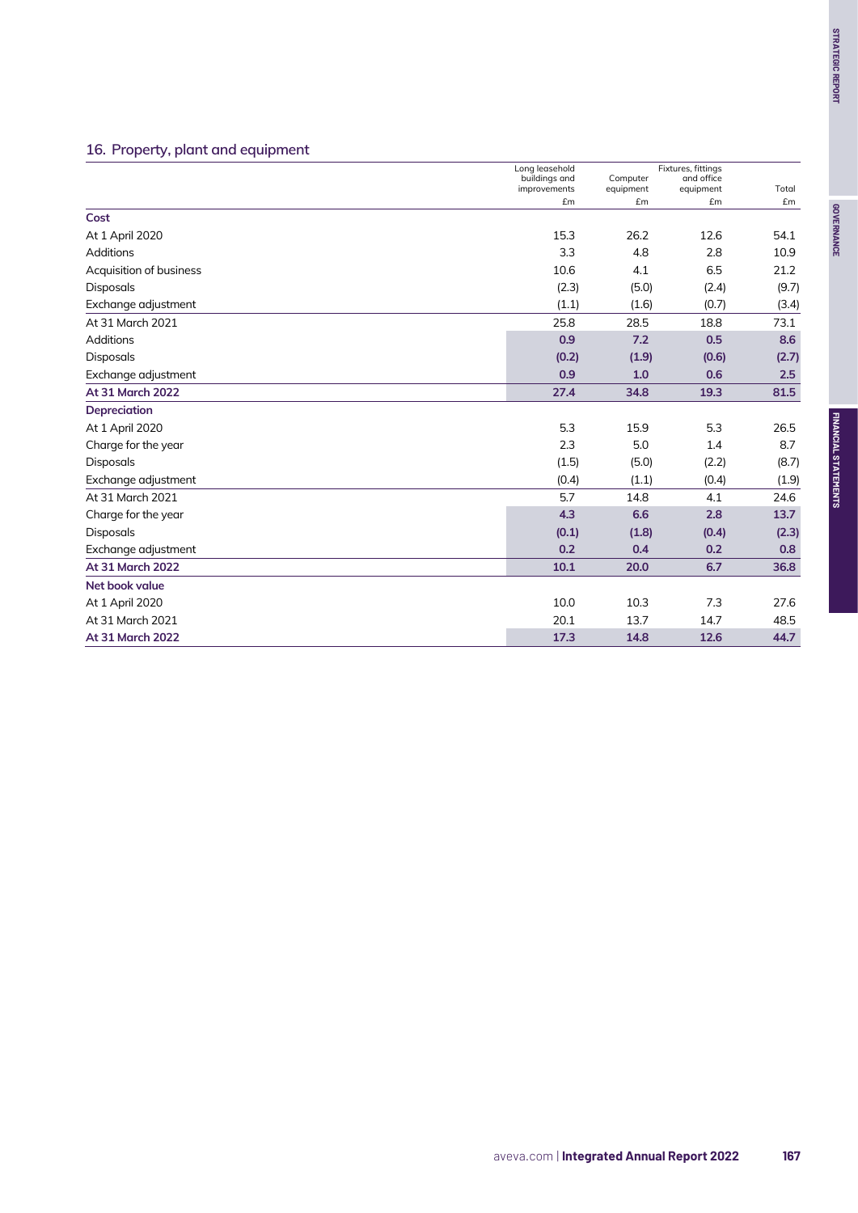## 16. Property, plant and equipment

| | Long leasehold buildings and improvements £m | Computer equipment £m | Fixtures, fittings and office equipment £m | Total £m |
|---|---|---|---|---|
| **Cost** | | | | |
| At 1 April 2020 | 15.3 | 26.2 | 12.6 | 54.1 |
| Additions | 3.3 | 4.8 | 2.8 | 10.9 |
| Acquisition of business | 10.6 | 4.1 | 6.5 | 21.2 |
| Disposals | (2.3) | (5.0) | (2.4) | (9.7) |
| Exchange adjustment | (1.1) | (1.6) | (0.7) | (3.4) |
| At 31 March 2021 | 25.8 | 28.5 | 18.8 | 73.1 |
| Additions | **0.9** | **7.2** | **0.5** | **8.6** |
| Disposals | **(0.2)** | **(1.9)** | **(0.6)** | **(2.7)** |
| Exchange adjustment | **0.9** | **1.0** | **0.6** | **2.5** |
| **At 31 March 2022** | **27.4** | **34.8** | **19.3** | **81.5** |
| **Depreciation** | | | | |
| At 1 April 2020 | 5.3 | 15.9 | 5.3 | 26.5 |
| Charge for the year | 2.3 | 5.0 | 1.4 | 8.7 |
| Disposals | (1.5) | (5.0) | (2.2) | (8.7) |
| Exchange adjustment | (0.4) | (1.1) | (0.4) | (1.9) |
| At 31 March 2021 | 5.7 | 14.8 | 4.1 | 24.6 |
| Charge for the year | **4.3** | **6.6** | **2.8** | **13.7** |
| Disposals | **(0.1)** | **(1.8)** | **(0.4)** | **(2.3)** |
| Exchange adjustment | **0.2** | **0.4** | **0.2** | **0.8** |
| **At 31 March 2022** | **10.1** | **20.0** | **6.7** | **36.8** |
| **Net book value** | | | | |
| At 1 April 2020 | 10.0 | 10.3 | 7.3 | 27.6 |
| At 31 March 2021 | 20.1 | 13.7 | 14.7 | 48.5 |
| **At 31 March 2022** | **17.3** | **14.8** | **12.6** | **44.7** |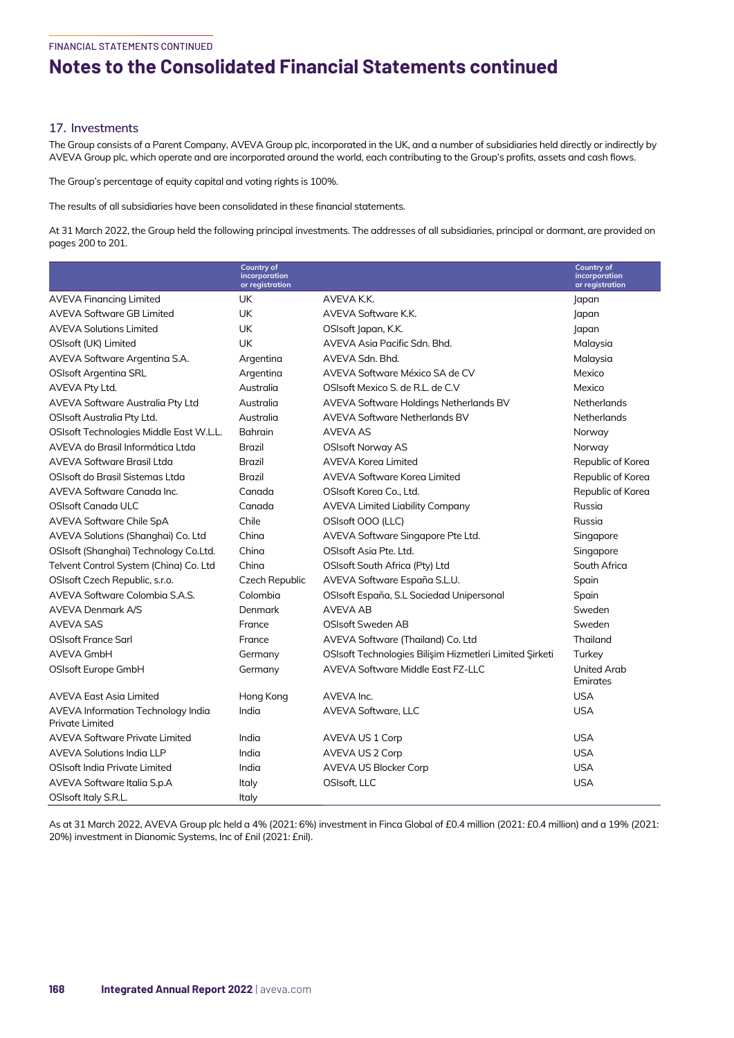## 17. Investments

The Group consists of a Parent Company, AVEVA Group plc, incorporated in the UK, and a number of subsidiaries held directly or indirectly by AVEVA Group plc, which operate and are incorporated around the world, each contributing to the Group's profits, assets and cash flows.

The Group's percentage of equity capital and voting rights is 100%.

The results of all subsidiaries have been consolidated in these financial statements.

At 31 March 2022, the Group held the following principal investments. The addresses of all subsidiaries, principal or dormant, are provided on pages 200 to 201.

| | Country of incorporation or registration | | Country of incorporation or registration |
|---|---|---|---|
| AVEVA Financing Limited | UK | AVEVA K.K. | Japan |
| AVEVA Software GB Limited | UK | AVEVA Software K.K. | Japan |
| AVEVA Solutions Limited | UK | OSIsoft Japan, K.K. | Japan |
| OSIsoft (UK) Limited | UK | AVEVA Asia Pacific Sdn. Bhd. | Malaysia |
| AVEVA Software Argentina S.A. | Argentina | AVEVA Sdn. Bhd. | Malaysia |
| OSIsoft Argentina SRL | Argentina | AVEVA Software México SA de CV | Mexico |
| AVEVA Pty Ltd. | Australia | OSIsoft Mexico S. de R.L. de C.V | Mexico |
| AVEVA Software Australia Pty Ltd | Australia | AVEVA Software Holdings Netherlands BV | Netherlands |
| OSIsoft Australia Pty Ltd. | Australia | AVEVA Software Netherlands BV | Netherlands |
| OSIsoft Technologies Middle East W.L.L. | Bahrain | AVEVA AS | Norway |
| AVEVA do Brasil Informática Ltda | Brazil | OSIsoft Norway AS | Norway |
| AVEVA Software Brasil Ltda | Brazil | AVEVA Korea Limited | Republic of Korea |
| OSIsoft do Brasil Sistemas Ltda | Brazil | AVEVA Software Korea Limited | Republic of Korea |
| AVEVA Software Canada Inc. | Canada | OSIsoft Korea Co., Ltd. | Republic of Korea |
| OSIsoft Canada ULC | Canada | AVEVA Limited Liability Company | Russia |
| AVEVA Software Chile SpA | Chile | OSIsoft OOO (LLC) | Russia |
| AVEVA Solutions (Shanghai) Co. Ltd | China | AVEVA Software Singapore Pte Ltd. | Singapore |
| OSIsoft (Shanghai) Technology Co.Ltd. | China | OSIsoft Asia Pte. Ltd. | Singapore |
| Telvent Control System (China) Co. Ltd | China | OSIsoft South Africa (Pty) Ltd | South Africa |
| OSIsoft Czech Republic, s.r.o. | Czech Republic | AVEVA Software España S.L.U. | Spain |
| AVEVA Software Colombia S.A.S. | Colombia | OSIsoft España, S.L Sociedad Unipersonal | Spain |
| AVEVA Denmark A/S | Denmark | AVEVA AB | Sweden |
| AVEVA SAS | France | OSIsoft Sweden AB | Sweden |
| OSIsoft France Sarl | France | AVEVA Software (Thailand) Co. Ltd | Thailand |
| AVEVA GmbH | Germany | OSIsoft Technologies Bilişim Hizmetleri Limited Şirketi | Turkey |
| OSIsoft Europe GmbH | Germany | AVEVA Software Middle East FZ-LLC | United Arab Emirates |
| AVEVA East Asia Limited | Hong Kong | AVEVA Inc. | USA |
| AVEVA Information Technology India Private Limited | India | AVEVA Software, LLC | USA |
| AVEVA Software Private Limited | India | AVEVA US 1 Corp | USA |
| AVEVA Solutions India LLP | India | AVEVA US 2 Corp | USA |
| OSIsoft India Private Limited | India | AVEVA US Blocker Corp | USA |
| AVEVA Software Italia S.p.A | Italy | OSIsoft, LLC | USA |
| OSIsoft Italy S.R.L. | Italy | | |

As at 31 March 2022, AVEVA Group plc held a 4% (2021: 6%) investment in Finca Global of £0.4 million (2021: £0.4 million) and a 19% (2021: 20%) investment in Dianomic Systems, Inc of £nil (2021: £nil).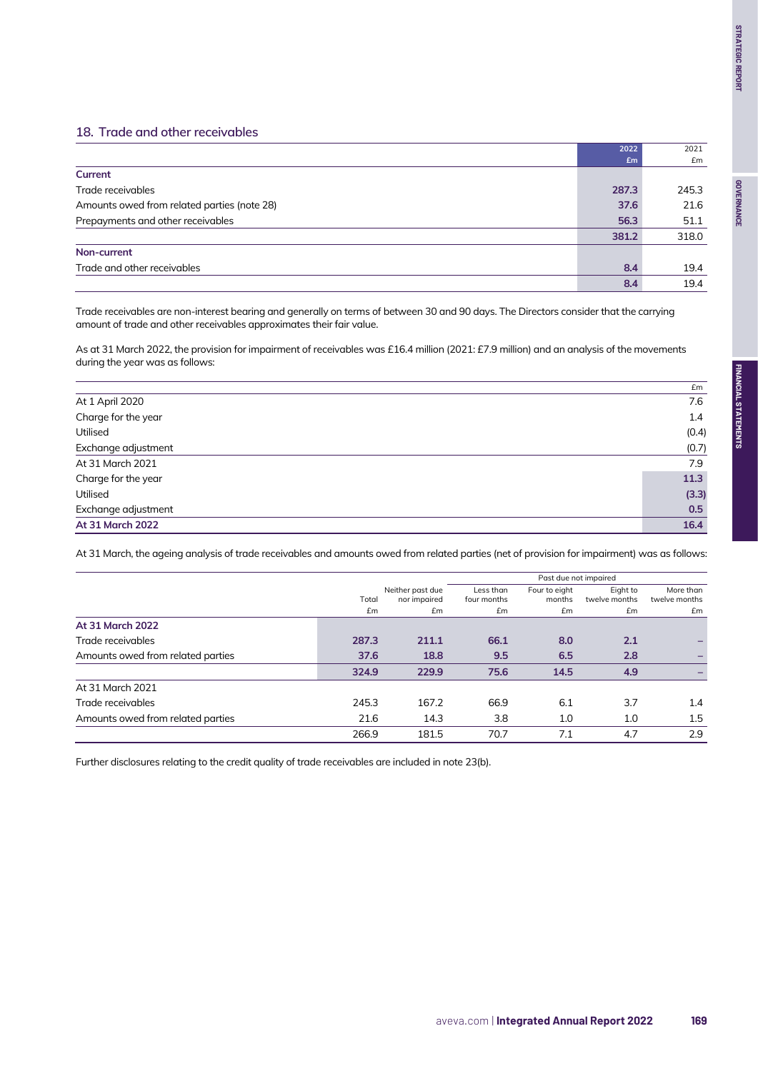## 18. Trade and other receivables

| | 2022 £m | 2021 £m |
|---|---|---|
| **Current** | | |
| Trade receivables | **287.3** | 245.3 |
| Amounts owed from related parties (note 28) | **37.6** | 21.6 |
| Prepayments and other receivables | **56.3** | 51.1 |
| | **381.2** | 318.0 |
| **Non-current** | | |
| Trade and other receivables | **8.4** | 19.4 |
| | **8.4** | 19.4 |

Trade receivables are non-interest bearing and generally on terms of between 30 and 90 days. The Directors consider that the carrying amount of trade and other receivables approximates their fair value.

As at 31 March 2022, the provision for impairment of receivables was £16.4 million (2021: £7.9 million) and an analysis of the movements during the year was as follows:

| | £m |
|---|---|
| At 1 April 2020 | 7.6 |
| Charge for the year | 1.4 |
| Utilised | (0.4) |
| Exchange adjustment | (0.7) |
| At 31 March 2021 | 7.9 |
| Charge for the year | **11.3** |
| Utilised | **(3.3)** |
| Exchange adjustment | **0.5** |
| **At 31 March 2022** | **16.4** |

At 31 March, the ageing analysis of trade receivables and amounts owed from related parties (net of provision for impairment) was as follows:

| | | | Past due not impaired | | | |
|---|---|---|---|---|---|---|
| | Total £m | Neither past due nor impaired £m | Less than four months £m | Four to eight months £m | Eight to twelve months £m | More than twelve months £m |
| **At 31 March 2022** | | | | | | |
| Trade receivables | **287.3** | **211.1** | **66.1** | **8.0** | **2.1** | **–** |
| Amounts owed from related parties | **37.6** | **18.8** | **9.5** | **6.5** | **2.8** | **–** |
| | **324.9** | **229.9** | **75.6** | **14.5** | **4.9** | **–** |
| At 31 March 2021 | | | | | | |
| Trade receivables | 245.3 | 167.2 | 66.9 | 6.1 | 3.7 | 1.4 |
| Amounts owed from related parties | 21.6 | 14.3 | 3.8 | 1.0 | 1.0 | 1.5 |
| | 266.9 | 181.5 | 70.7 | 7.1 | 4.7 | 2.9 |

Further disclosures relating to the credit quality of trade receivables are included in note 23(b).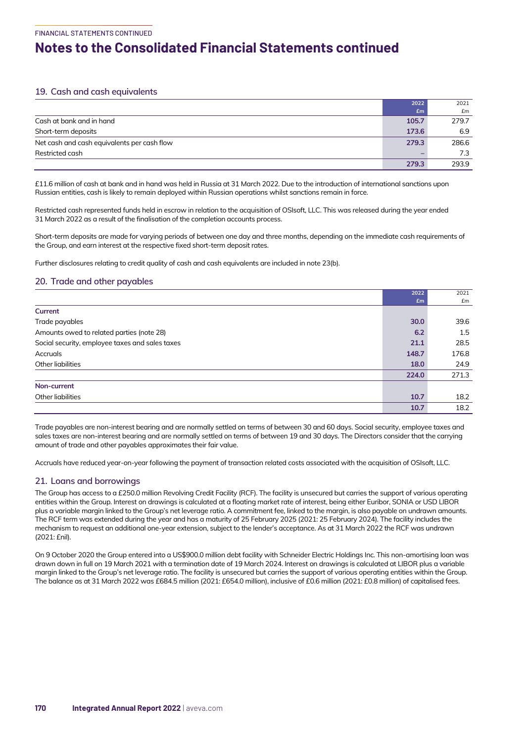# Notes to the Consolidated Financial Statements continued

## 19. Cash and cash equivalents

| | 2022 £m | 2021 £m |
|---|---|---|
| Cash at bank and in hand | **105.7** | 279.7 |
| Short-term deposits | **173.6** | 6.9 |
| Net cash and cash equivalents per cash flow | **279.3** | 286.6 |
| Restricted cash | **–** | 7.3 |
| | **279.3** | 293.9 |

£11.6 million of cash at bank and in hand was held in Russia at 31 March 2022. Due to the introduction of international sanctions upon Russian entities, cash is likely to remain deployed within Russian operations whilst sanctions remain in force.

Restricted cash represented funds held in escrow in relation to the acquisition of OSIsoft, LLC. This was released during the year ended 31 March 2022 as a result of the finalisation of the completion accounts process.

Short-term deposits are made for varying periods of between one day and three months, depending on the immediate cash requirements of the Group, and earn interest at the respective fixed short-term deposit rates.

Further disclosures relating to credit quality of cash and cash equivalents are included in note 23(b).

## 20. Trade and other payables

| | 2022 £m | 2021 £m |
|---|---|---|
| **Current** | | |
| Trade payables | **30.0** | 39.6 |
| Amounts owed to related parties (note 28) | **6.2** | 1.5 |
| Social security, employee taxes and sales taxes | **21.1** | 28.5 |
| Accruals | **148.7** | 176.8 |
| Other liabilities | **18.0** | 24.9 |
| | **224.0** | 271.3 |
| **Non-current** | | |
| Other liabilities | **10.7** | 18.2 |
| | **10.7** | 18.2 |

Trade payables are non-interest bearing and are normally settled on terms of between 30 and 60 days. Social security, employee taxes and sales taxes are non-interest bearing and are normally settled on terms of between 19 and 30 days. The Directors consider that the carrying amount of trade and other payables approximates their fair value.

Accruals have reduced year-on-year following the payment of transaction related costs associated with the acquisition of OSIsoft, LLC.

## 21. Loans and borrowings

The Group has access to a £250.0 million Revolving Credit Facility (RCF). The facility is unsecured but carries the support of various operating entities within the Group. Interest on drawings is calculated at a floating market rate of interest, being either Euribor, SONIA or USD LIBOR plus a variable margin linked to the Group's net leverage ratio. A commitment fee, linked to the margin, is also payable on undrawn amounts. The RCF term was extended during the year and has a maturity of 25 February 2025 (2021: 25 February 2024). The facility includes the mechanism to request an additional one-year extension, subject to the lender's acceptance. As at 31 March 2022 the RCF was undrawn (2021: £nil).

On 9 October 2020 the Group entered into a US$900.0 million debt facility with Schneider Electric Holdings Inc. This non-amortising loan was drawn down in full on 19 March 2021 with a termination date of 19 March 2024. Interest on drawings is calculated at LIBOR plus a variable margin linked to the Group's net leverage ratio. The facility is unsecured but carries the support of various operating entities within the Group. The balance as at 31 March 2022 was £684.5 million (2021: £654.0 million), inclusive of £0.6 million (2021: £0.8 million) of capitalised fees.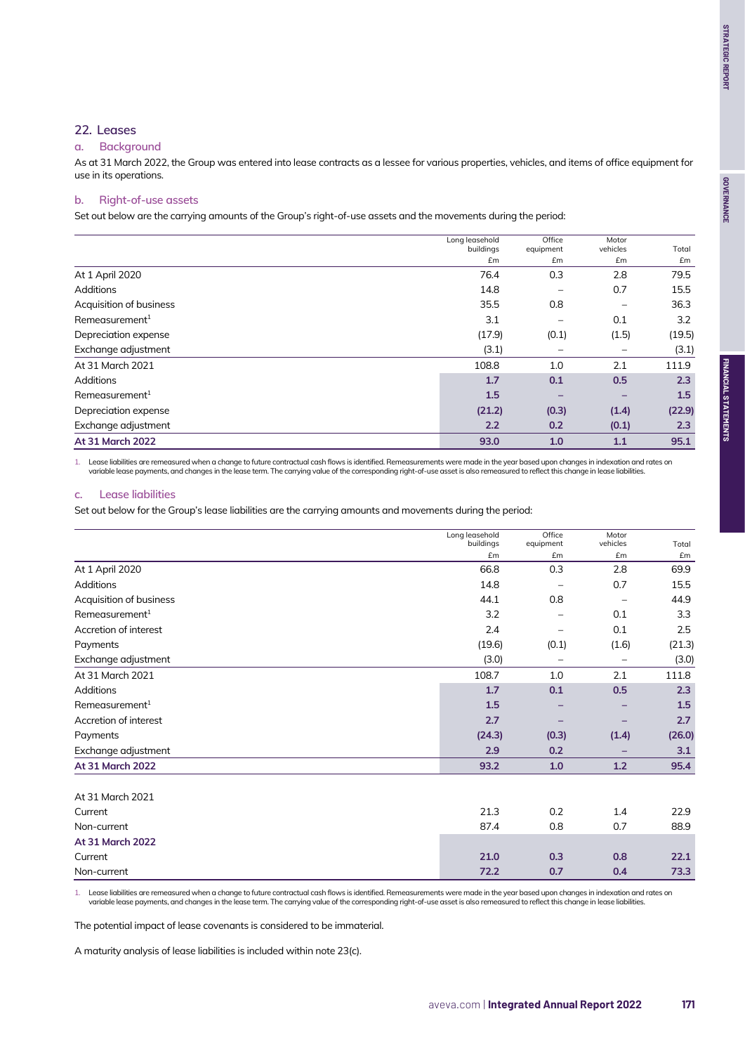## 22. Leases

### a. Background

As at 31 March 2022, the Group was entered into lease contracts as a lessee for various properties, vehicles, and items of office equipment for use in its operations.

### b. Right-of-use assets

Set out below are the carrying amounts of the Group's right-of-use assets and the movements during the period:

| | Long leasehold buildings £m | Office equipment £m | Motor vehicles £m | Total £m |
|---|---|---|---|---|
| At 1 April 2020 | 76.4 | 0.3 | 2.8 | 79.5 |
| Additions | 14.8 | – | 0.7 | 15.5 |
| Acquisition of business | 35.5 | 0.8 | – | 36.3 |
| Remeasurement[1] | 3.1 | – | 0.1 | 3.2 |
| Depreciation expense | (17.9) | (0.1) | (1.5) | (19.5) |
| Exchange adjustment | (3.1) | – | – | (3.1) |
| At 31 March 2021 | 108.8 | 1.0 | 2.1 | 111.9 |
| Additions | **1.7** | **0.1** | **0.5** | **2.3** |
| Remeasurement[1] | **1.5** | **–** | **–** | **1.5** |
| Depreciation expense | **(21.2)** | **(0.3)** | **(1.4)** | **(22.9)** |
| Exchange adjustment | **2.2** | **0.2** | **(0.1)** | **2.3** |
| **At 31 March 2022** | **93.0** | **1.0** | **1.1** | **95.1** |

1. Lease liabilities are remeasured when a change to future contractual cash flows is identified. Remeasurements were made in the year based upon changes in indexation and rates on variable lease payments, and changes in the lease term. The carrying value of the corresponding right-of-use asset is also remeasured to reflect this change in lease liabilities.

### c. Lease liabilities

Set out below for the Group's lease liabilities are the carrying amounts and movements during the period:

| | Long leasehold buildings £m | Office equipment £m | Motor vehicles £m | Total £m |
|---|---|---|---|---|
| At 1 April 2020 | 66.8 | 0.3 | 2.8 | 69.9 |
| Additions | 14.8 | – | 0.7 | 15.5 |
| Acquisition of business | 44.1 | 0.8 | – | 44.9 |
| Remeasurement[1] | 3.2 | – | 0.1 | 3.3 |
| Accretion of interest | 2.4 | – | 0.1 | 2.5 |
| Payments | (19.6) | (0.1) | (1.6) | (21.3) |
| Exchange adjustment | (3.0) | – | – | (3.0) |
| At 31 March 2021 | 108.7 | 1.0 | 2.1 | 111.8 |
| Additions | **1.7** | **0.1** | **0.5** | **2.3** |
| Remeasurement[1] | **1.5** | **–** | **–** | **1.5** |
| Accretion of interest | **2.7** | **–** | **–** | **2.7** |
| Payments | **(24.3)** | **(0.3)** | **(1.4)** | **(26.0)** |
| Exchange adjustment | **2.9** | **0.2** | **–** | **3.1** |
| **At 31 March 2022** | **93.2** | **1.0** | **1.2** | **95.4** |
| | | | | |
| At 31 March 2021 | | | | |
| Current | 21.3 | 0.2 | 1.4 | 22.9 |
| Non-current | 87.4 | 0.8 | 0.7 | 88.9 |
| **At 31 March 2022** | | | | |
| Current | **21.0** | **0.3** | **0.8** | **22.1** |
| Non-current | **72.2** | **0.7** | **0.4** | **73.3** |

1. Lease liabilities are remeasured when a change to future contractual cash flows is identified. Remeasurements were made in the year based upon changes in indexation and rates on variable lease payments, and changes in the lease term. The carrying value of the corresponding right-of-use asset is also remeasured to reflect this change in lease liabilities.

The potential impact of lease covenants is considered to be immaterial.

A maturity analysis of lease liabilities is included within note 23(c).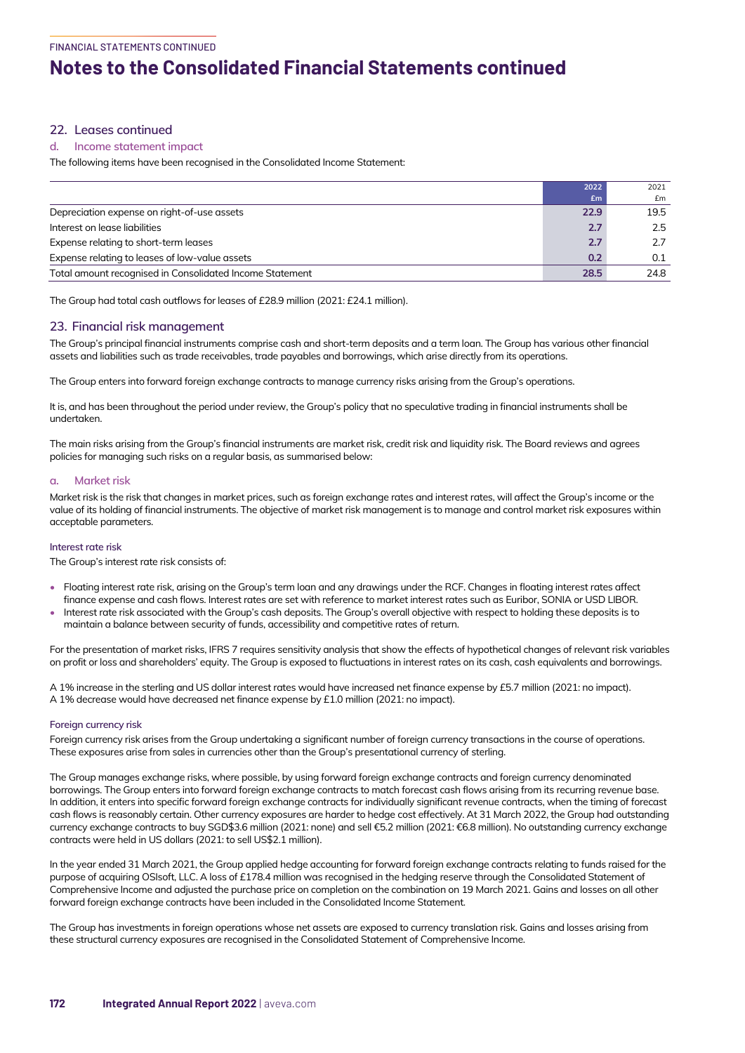# Notes to the Consolidated Financial Statements continued

## 22. Leases continued

### d. Income statement impact

The following items have been recognised in the Consolidated Income Statement:

| | 2022 £m | 2021 £m |
|---|---|---|
| Depreciation expense on right-of-use assets | **22.9** | 19.5 |
| Interest on lease liabilities | **2.7** | 2.5 |
| Expense relating to short-term leases | **2.7** | 2.7 |
| Expense relating to leases of low-value assets | **0.2** | 0.1 |
| Total amount recognised in Consolidated Income Statement | **28.5** | 24.8 |

The Group had total cash outflows for leases of £28.9 million (2021: £24.1 million).

## 23. Financial risk management

The Group's principal financial instruments comprise cash and short-term deposits and a term loan. The Group has various other financial assets and liabilities such as trade receivables, trade payables and borrowings, which arise directly from its operations.

The Group enters into forward foreign exchange contracts to manage currency risks arising from the Group's operations.

It is, and has been throughout the period under review, the Group's policy that no speculative trading in financial instruments shall be undertaken.

The main risks arising from the Group's financial instruments are market risk, credit risk and liquidity risk. The Board reviews and agrees policies for managing such risks on a regular basis, as summarised below:

### a. Market risk

Market risk is the risk that changes in market prices, such as foreign exchange rates and interest rates, will affect the Group's income or the value of its holding of financial instruments. The objective of market risk management is to manage and control market risk exposures within acceptable parameters.

#### Interest rate risk

The Group's interest rate risk consists of:

- Floating interest rate risk, arising on the Group's term loan and any drawings under the RCF. Changes in floating interest rates affect finance expense and cash flows. Interest rates are set with reference to market interest rates such as Euribor, SONIA or USD LIBOR.
- Interest rate risk associated with the Group's cash deposits. The Group's overall objective with respect to holding these deposits is to maintain a balance between security of funds, accessibility and competitive rates of return.

For the presentation of market risks, IFRS 7 requires sensitivity analysis that show the effects of hypothetical changes of relevant risk variables on profit or loss and shareholders' equity. The Group is exposed to fluctuations in interest rates on its cash, cash equivalents and borrowings.

A 1% increase in the sterling and US dollar interest rates would have increased net finance expense by £5.7 million (2021: no impact). A 1% decrease would have decreased net finance expense by £1.0 million (2021: no impact).

#### Foreign currency risk

Foreign currency risk arises from the Group undertaking a significant number of foreign currency transactions in the course of operations. These exposures arise from sales in currencies other than the Group's presentational currency of sterling.

The Group manages exchange risks, where possible, by using forward foreign exchange contracts and foreign currency denominated borrowings. The Group enters into forward foreign exchange contracts to match forecast cash flows arising from its recurring revenue base. In addition, it enters into specific forward foreign exchange contracts for individually significant revenue contracts, when the timing of forecast cash flows is reasonably certain. Other currency exposures are harder to hedge cost effectively. At 31 March 2022, the Group had outstanding currency exchange contracts to buy SGD$3.6 million (2021: none) and sell €5.2 million (2021: €6.8 million). No outstanding currency exchange contracts were held in US dollars (2021: to sell US$2.1 million).

In the year ended 31 March 2021, the Group applied hedge accounting for forward foreign exchange contracts relating to funds raised for the purpose of acquiring OSIsoft, LLC. A loss of £178.4 million was recognised in the hedging reserve through the Consolidated Statement of Comprehensive Income and adjusted the purchase price on completion on the combination on 19 March 2021. Gains and losses on all other forward foreign exchange contracts have been included in the Consolidated Income Statement.

The Group has investments in foreign operations whose net assets are exposed to currency translation risk. Gains and losses arising from these structural currency exposures are recognised in the Consolidated Statement of Comprehensive Income.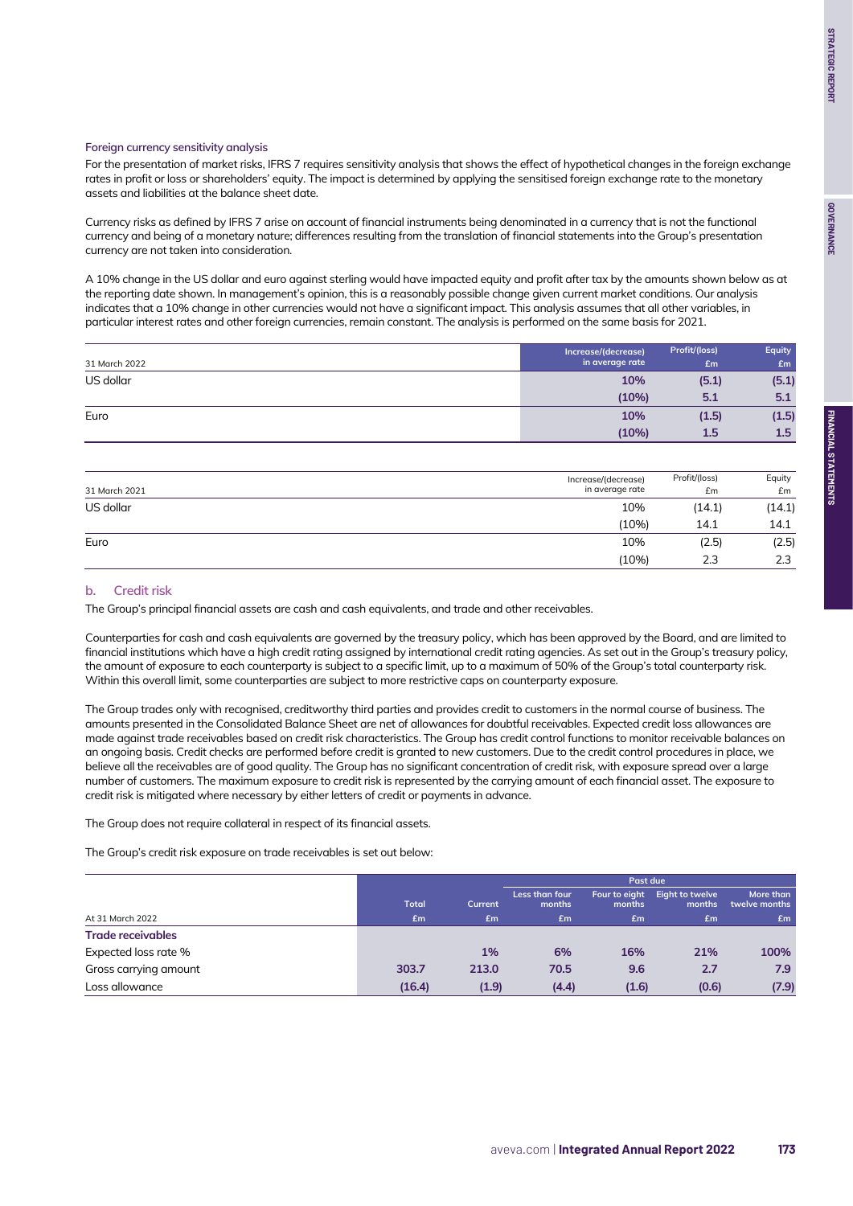#### Foreign currency sensitivity analysis

For the presentation of market risks, IFRS 7 requires sensitivity analysis that shows the effect of hypothetical changes in the foreign exchange rates in profit or loss or shareholders' equity. The impact is determined by applying the sensitised foreign exchange rate to the monetary assets and liabilities at the balance sheet date.

Currency risks as defined by IFRS 7 arise on account of financial instruments being denominated in a currency that is not the functional currency and being of a monetary nature; differences resulting from the translation of financial statements into the Group's presentation currency are not taken into consideration.

A 10% change in the US dollar and euro against sterling would have impacted equity and profit after tax by the amounts shown below as at the reporting date shown. In management's opinion, this is a reasonably possible change given current market conditions. Our analysis indicates that a 10% change in other currencies would not have a significant impact. This analysis assumes that all other variables, in particular interest rates and other foreign currencies, remain constant. The analysis is performed on the same basis for 2021.

| 31 March 2022 | Increase/(decrease) in average rate | Profit/(loss) £m | Equity £m |
|---|---|---|---|
| US dollar | **10%** | **(5.1)** | **(5.1)** |
| | **(10%)** | **5.1** | **5.1** |
| Euro | **10%** | **(1.5)** | **(1.5)** |
| | **(10%)** | **1.5** | **1.5** |

| 31 March 2021 | Increase/(decrease) in average rate | Profit/(loss) £m | Equity £m |
|---|---|---|---|
| US dollar | 10% | (14.1) | (14.1) |
| | (10%) | 14.1 | 14.1 |
| Euro | 10% | (2.5) | (2.5) |
| | (10%) | 2.3 | 2.3 |

### b. Credit risk

The Group's principal financial assets are cash and cash equivalents, and trade and other receivables.

Counterparties for cash and cash equivalents are governed by the treasury policy, which has been approved by the Board, and are limited to financial institutions which have a high credit rating assigned by international credit rating agencies. As set out in the Group's treasury policy, the amount of exposure to each counterparty is subject to a specific limit, up to a maximum of 50% of the Group's total counterparty risk. Within this overall limit, some counterparties are subject to more restrictive caps on counterparty exposure.

The Group trades only with recognised, creditworthy third parties and provides credit to customers in the normal course of business. The amounts presented in the Consolidated Balance Sheet are net of allowances for doubtful receivables. Expected credit loss allowances are made against trade receivables based on credit risk characteristics. The Group has credit control functions to monitor receivable balances on an ongoing basis. Credit checks are performed before credit is granted to new customers. Due to the credit control procedures in place, we believe all the receivables are of good quality. The Group has no significant concentration of credit risk, with exposure spread over a large number of customers. The maximum exposure to credit risk is represented by the carrying amount of each financial asset. The exposure to credit risk is mitigated where necessary by either letters of credit or payments in advance.

The Group does not require collateral in respect of its financial assets.

The Group's credit risk exposure on trade receivables is set out below:

| | | | Past due | | | |
|---|---|---|---|---|---|---|
| At 31 March 2022 | Total £m | Current £m | Less than four months £m | Four to eight months £m | Eight to twelve months £m | More than twelve months £m |
| **Trade receivables** | | | | | | |
| Expected loss rate % | | **1%** | **6%** | **16%** | **21%** | **100%** |
| Gross carrying amount | **303.7** | **213.0** | **70.5** | **9.6** | **2.7** | **7.9** |
| Loss allowance | **(16.4)** | **(1.9)** | **(4.4)** | **(1.6)** | **(0.6)** | **(7.9)** |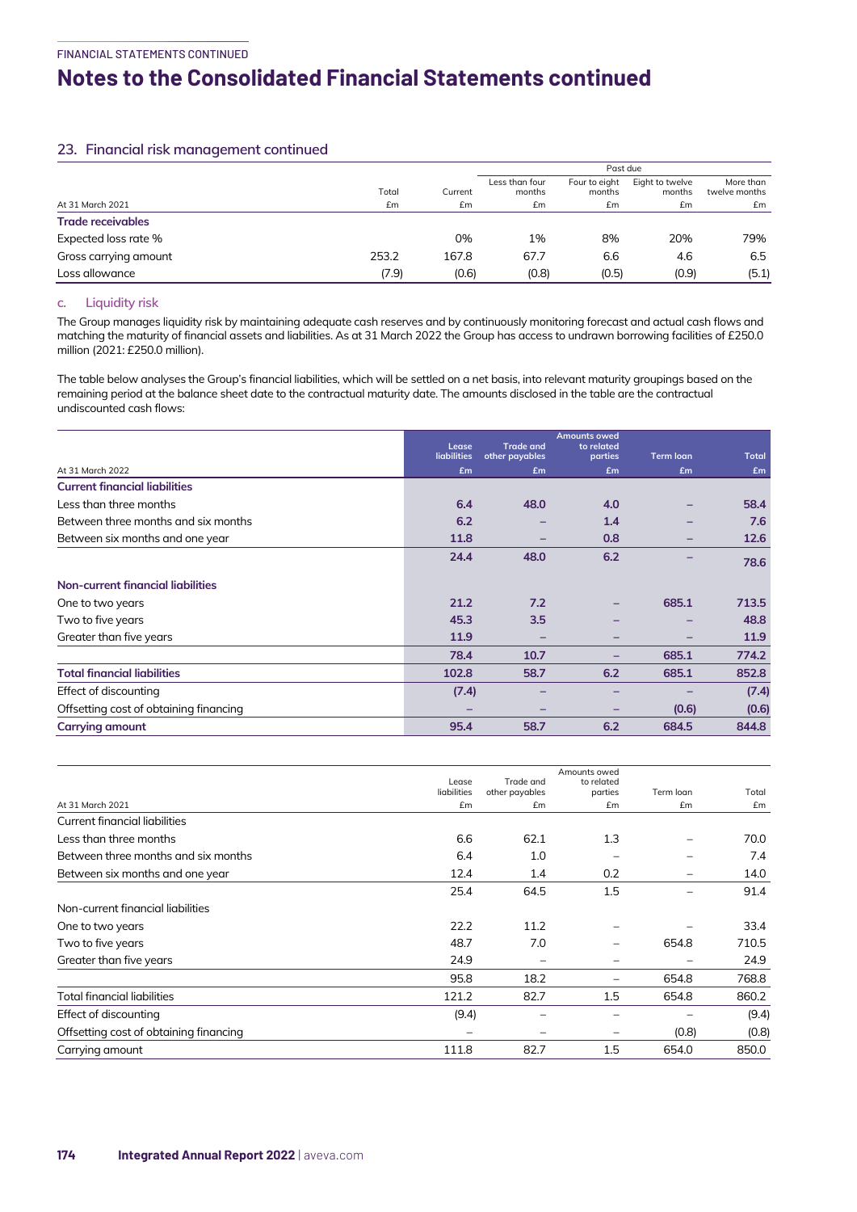## 23. Financial risk management continued

| At 31 March 2021 | Total £m | Current £m | Past due: Less than four months £m | Past due: Four to eight months £m | Past due: Eight to twelve months £m | Past due: More than twelve months £m |
|---|---|---|---|---|---|---|
| **Trade receivables** | | | | | | |
| Expected loss rate % | | 0% | 1% | 8% | 20% | 79% |
| Gross carrying amount | 253.2 | 167.8 | 67.7 | 6.6 | 4.6 | 6.5 |
| Loss allowance | (7.9) | (0.6) | (0.8) | (0.5) | (0.9) | (5.1) |

### c. Liquidity risk

The Group manages liquidity risk by maintaining adequate cash reserves and by continuously monitoring forecast and actual cash flows and matching the maturity of financial assets and liabilities. As at 31 March 2022 the Group has access to undrawn borrowing facilities of £250.0 million (2021: £250.0 million).

The table below analyses the Group's financial liabilities, which will be settled on a net basis, into relevant maturity groupings based on the remaining period at the balance sheet date to the contractual maturity date. The amounts disclosed in the table are the contractual undiscounted cash flows:

| At 31 March 2022 | Lease liabilities £m | Trade and other payables £m | Amounts owed to related parties £m | Term loan £m | Total £m |
|---|---|---|---|---|---|
| **Current financial liabilities** | | | | | |
| Less than three months | 6.4 | 48.0 | 4.0 | – | 58.4 |
| Between three months and six months | 6.2 | – | 1.4 | – | 7.6 |
| Between six months and one year | 11.8 | – | 0.8 | – | 12.6 |
| | 24.4 | 48.0 | 6.2 | – | 78.6 |
| **Non-current financial liabilities** | | | | | |
| One to two years | 21.2 | 7.2 | – | 685.1 | 713.5 |
| Two to five years | 45.3 | 3.5 | – | – | 48.8 |
| Greater than five years | 11.9 | – | – | – | 11.9 |
| | 78.4 | 10.7 | – | 685.1 | 774.2 |
| **Total financial liabilities** | 102.8 | 58.7 | 6.2 | 685.1 | 852.8 |
| Effect of discounting | (7.4) | – | – | – | (7.4) |
| Offsetting cost of obtaining financing | – | – | – | (0.6) | (0.6) |
| **Carrying amount** | 95.4 | 58.7 | 6.2 | 684.5 | 844.8 |

| At 31 March 2021 | Lease liabilities £m | Trade and other payables £m | Amounts owed to related parties £m | Term loan £m | Total £m |
|---|---|---|---|---|---|
| Current financial liabilities | | | | | |
| Less than three months | 6.6 | 62.1 | 1.3 | – | 70.0 |
| Between three months and six months | 6.4 | 1.0 | – | – | 7.4 |
| Between six months and one year | 12.4 | 1.4 | 0.2 | – | 14.0 |
| | 25.4 | 64.5 | 1.5 | – | 91.4 |
| Non-current financial liabilities | | | | | |
| One to two years | 22.2 | 11.2 | – | – | 33.4 |
| Two to five years | 48.7 | 7.0 | – | 654.8 | 710.5 |
| Greater than five years | 24.9 | – | – | – | 24.9 |
| | 95.8 | 18.2 | – | 654.8 | 768.8 |
| Total financial liabilities | 121.2 | 82.7 | 1.5 | 654.8 | 860.2 |
| Effect of discounting | (9.4) | – | – | – | (9.4) |
| Offsetting cost of obtaining financing | – | – | – | (0.8) | (0.8) |
| Carrying amount | 111.8 | 82.7 | 1.5 | 654.0 | 850.0 |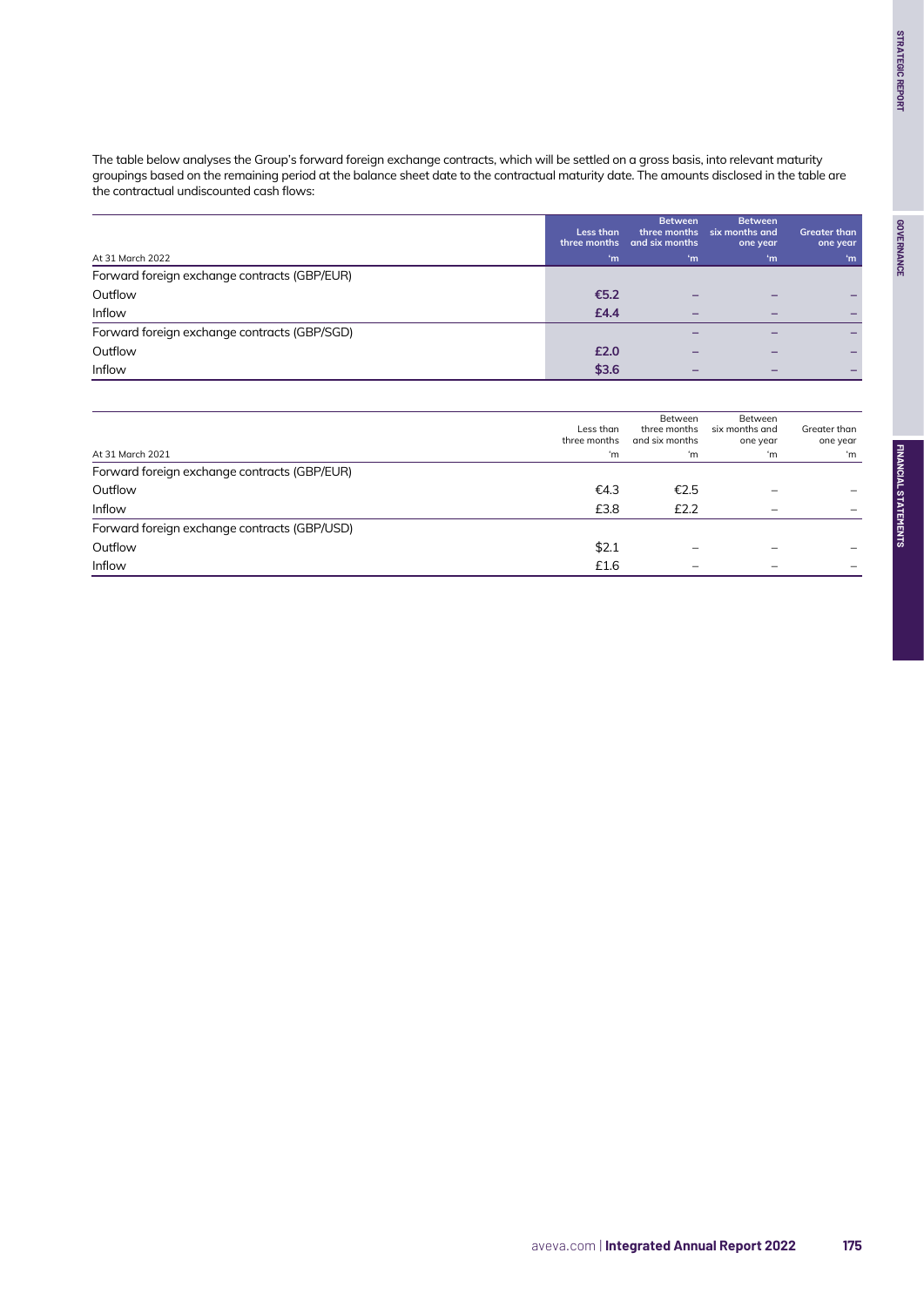The table below analyses the Group's forward foreign exchange contracts, which will be settled on a gross basis, into relevant maturity groupings based on the remaining period at the balance sheet date to the contractual maturity date. The amounts disclosed in the table are the contractual undiscounted cash flows:

| At 31 March 2022 | Less than three months 'm | Between three months and six months 'm | Between six months and one year 'm | Greater than one year 'm |
|---|---|---|---|---|
| Forward foreign exchange contracts (GBP/EUR) | | | | |
| Outflow | €5.2 | – | – | – |
| Inflow | £4.4 | – | – | – |
| Forward foreign exchange contracts (GBP/SGD) | | – | – | – |
| Outflow | £2.0 | – | – | – |
| Inflow | $3.6 | – | – | – |

| At 31 March 2021 | Less than three months 'm | Between three months and six months 'm | Between six months and one year 'm | Greater than one year 'm |
|---|---|---|---|---|
| Forward foreign exchange contracts (GBP/EUR) | | | | |
| Outflow | €4.3 | €2.5 | – | – |
| Inflow | £3.8 | £2.2 | – | – |
| Forward foreign exchange contracts (GBP/USD) | | | | |
| Outflow | $2.1 | – | – | – |
| Inflow | £1.6 | – | – | – |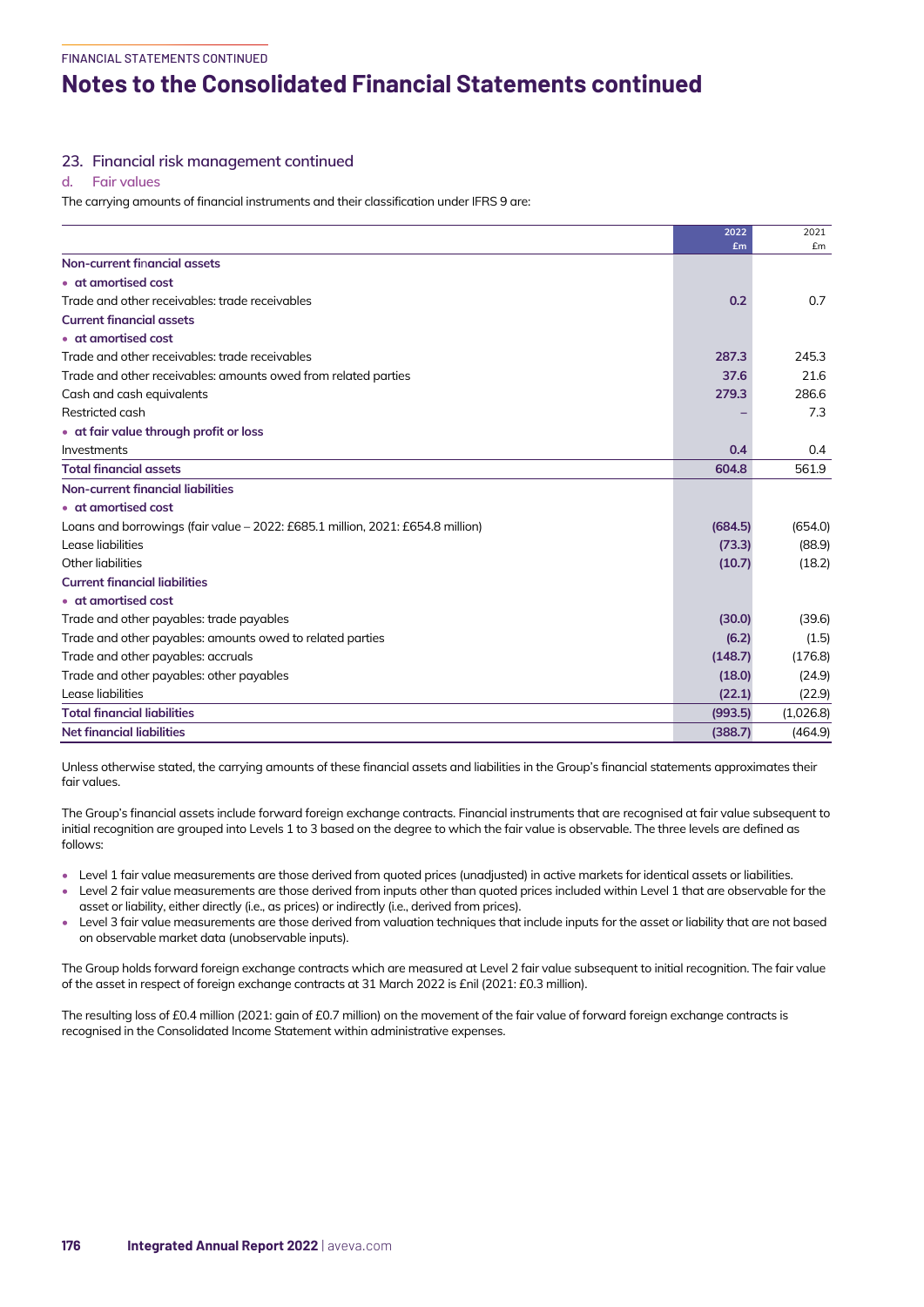# Notes to the Consolidated Financial Statements continued

## 23. Financial risk management continued

### d. Fair values

The carrying amounts of financial instruments and their classification under IFRS 9 are:

| | 2022 £m | 2021 £m |
|---|---|---|
| **Non-current financial assets** | | |
| • **at amortised cost** | | |
| Trade and other receivables: trade receivables | **0.2** | 0.7 |
| **Current financial assets** | | |
| • **at amortised cost** | | |
| Trade and other receivables: trade receivables | **287.3** | 245.3 |
| Trade and other receivables: amounts owed from related parties | **37.6** | 21.6 |
| Cash and cash equivalents | **279.3** | 286.6 |
| Restricted cash | **–** | 7.3 |
| • **at fair value through profit or loss** | | |
| Investments | **0.4** | 0.4 |
| **Total financial assets** | **604.8** | 561.9 |
| **Non-current financial liabilities** | | |
| • **at amortised cost** | | |
| Loans and borrowings (fair value – 2022: £685.1 million, 2021: £654.8 million) | **(684.5)** | (654.0) |
| Lease liabilities | **(73.3)** | (88.9) |
| Other liabilities | **(10.7)** | (18.2) |
| **Current financial liabilities** | | |
| • **at amortised cost** | | |
| Trade and other payables: trade payables | **(30.0)** | (39.6) |
| Trade and other payables: amounts owed to related parties | **(6.2)** | (1.5) |
| Trade and other payables: accruals | **(148.7)** | (176.8) |
| Trade and other payables: other payables | **(18.0)** | (24.9) |
| Lease liabilities | **(22.1)** | (22.9) |
| **Total financial liabilities** | **(993.5)** | (1,026.8) |
| **Net financial liabilities** | **(388.7)** | (464.9) |

Unless otherwise stated, the carrying amounts of these financial assets and liabilities in the Group's financial statements approximates their fair values.

The Group's financial assets include forward foreign exchange contracts. Financial instruments that are recognised at fair value subsequent to initial recognition are grouped into Levels 1 to 3 based on the degree to which the fair value is observable. The three levels are defined as follows:

- Level 1 fair value measurements are those derived from quoted prices (unadjusted) in active markets for identical assets or liabilities.
- Level 2 fair value measurements are those derived from inputs other than quoted prices included within Level 1 that are observable for the asset or liability, either directly (i.e., as prices) or indirectly (i.e., derived from prices).
- Level 3 fair value measurements are those derived from valuation techniques that include inputs for the asset or liability that are not based on observable market data (unobservable inputs).

The Group holds forward foreign exchange contracts which are measured at Level 2 fair value subsequent to initial recognition. The fair value of the asset in respect of foreign exchange contracts at 31 March 2022 is £nil (2021: £0.3 million).

The resulting loss of £0.4 million (2021: gain of £0.7 million) on the movement of the fair value of forward foreign exchange contracts is recognised in the Consolidated Income Statement within administrative expenses.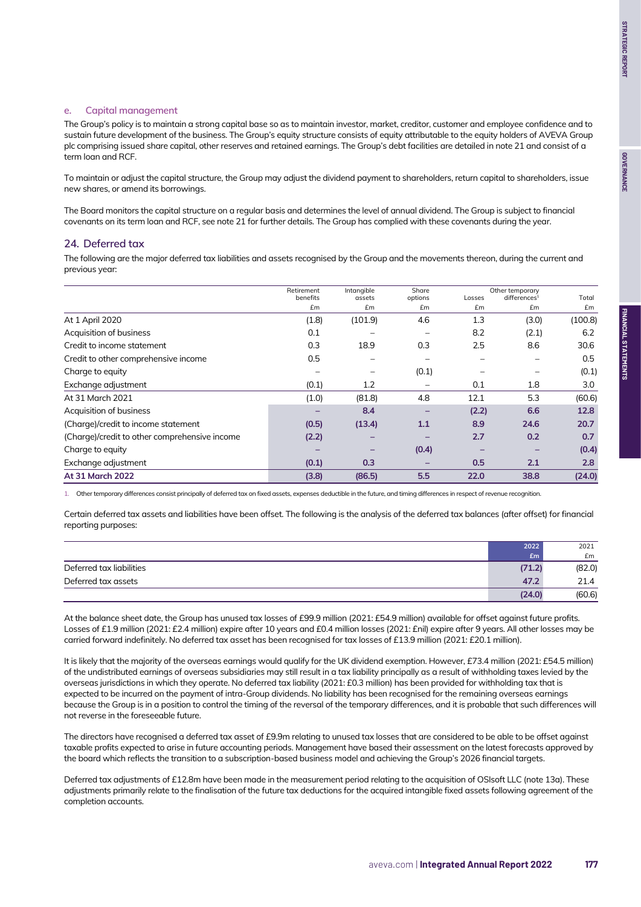### e. Capital management

The Group's policy is to maintain a strong capital base so as to maintain investor, market, creditor, customer and employee confidence and to sustain future development of the business. The Group's equity structure consists of equity attributable to the equity holders of AVEVA Group plc comprising issued share capital, other reserves and retained earnings. The Group's debt facilities are detailed in note 21 and consist of a term loan and RCF.

To maintain or adjust the capital structure, the Group may adjust the dividend payment to shareholders, return capital to shareholders, issue new shares, or amend its borrowings.

The Board monitors the capital structure on a regular basis and determines the level of annual dividend. The Group is subject to financial covenants on its term loan and RCF, see note 21 for further details. The Group has complied with these covenants during the year.

## 24. Deferred tax

The following are the major deferred tax liabilities and assets recognised by the Group and the movements thereon, during the current and previous year:

| | Retirement benefits £m | Intangible assets £m | Share options £m | Losses £m | Other temporary differences[1] £m | Total £m |
|---|---|---|---|---|---|---|
| At 1 April 2020 | (1.8) | (101.9) | 4.6 | 1.3 | (3.0) | (100.8) |
| Acquisition of business | 0.1 | – | – | 8.2 | (2.1) | 6.2 |
| Credit to income statement | 0.3 | 18.9 | 0.3 | 2.5 | 8.6 | 30.6 |
| Credit to other comprehensive income | 0.5 | – | – | – | – | 0.5 |
| Charge to equity | – | – | (0.1) | – | – | (0.1) |
| Exchange adjustment | (0.1) | 1.2 | – | 0.1 | 1.8 | 3.0 |
| At 31 March 2021 | (1.0) | (81.8) | 4.8 | 12.1 | 5.3 | (60.6) |
| Acquisition of business | **–** | **8.4** | **–** | **(2.2)** | **6.6** | **12.8** |
| (Charge)/credit to income statement | **(0.5)** | **(13.4)** | **1.1** | **8.9** | **24.6** | **20.7** |
| (Charge)/credit to other comprehensive income | **(2.2)** | **–** | **–** | **2.7** | **0.2** | **0.7** |
| Charge to equity | **–** | **–** | **(0.4)** | **–** | **–** | **(0.4)** |
| Exchange adjustment | **(0.1)** | **0.3** | **–** | **0.5** | **2.1** | **2.8** |
| **At 31 March 2022** | **(3.8)** | **(86.5)** | **5.5** | **22.0** | **38.8** | **(24.0)** |

1. Other temporary differences consist principally of deferred tax on fixed assets, expenses deductible in the future, and timing differences in respect of revenue recognition.

Certain deferred tax assets and liabilities have been offset. The following is the analysis of the deferred tax balances (after offset) for financial reporting purposes:

| | 2022 £m | 2021 £m |
|---|---|---|
| Deferred tax liabilities | **(71.2)** | (82.0) |
| Deferred tax assets | **47.2** | 21.4 |
| | **(24.0)** | (60.6) |

At the balance sheet date, the Group has unused tax losses of £99.9 million (2021: £54.9 million) available for offset against future profits. Losses of £1.9 million (2021: £2.4 million) expire after 10 years and £0.4 million losses (2021: £nil) expire after 9 years. All other losses may be carried forward indefinitely. No deferred tax asset has been recognised for tax losses of £13.9 million (2021: £20.1 million).

It is likely that the majority of the overseas earnings would qualify for the UK dividend exemption. However, £73.4 million (2021: £54.5 million) of the undistributed earnings of overseas subsidiaries may still result in a tax liability principally as a result of withholding taxes levied by the overseas jurisdictions in which they operate. No deferred tax liability (2021: £0.3 million) has been provided for withholding tax that is expected to be incurred on the payment of intra-Group dividends. No liability has been recognised for the remaining overseas earnings because the Group is in a position to control the timing of the reversal of the temporary differences, and it is probable that such differences will not reverse in the foreseeable future.

The directors have recognised a deferred tax asset of £9.9m relating to unused tax losses that are considered to be able to be offset against taxable profits expected to arise in future accounting periods. Management have based their assessment on the latest forecasts approved by the board which reflects the transition to a subscription-based business model and achieving the Group's 2026 financial targets.

Deferred tax adjustments of £12.8m have been made in the measurement period relating to the acquisition of OSIsoft LLC (note 13a). These adjustments primarily relate to the finalisation of the future tax deductions for the acquired intangible fixed assets following agreement of the completion accounts.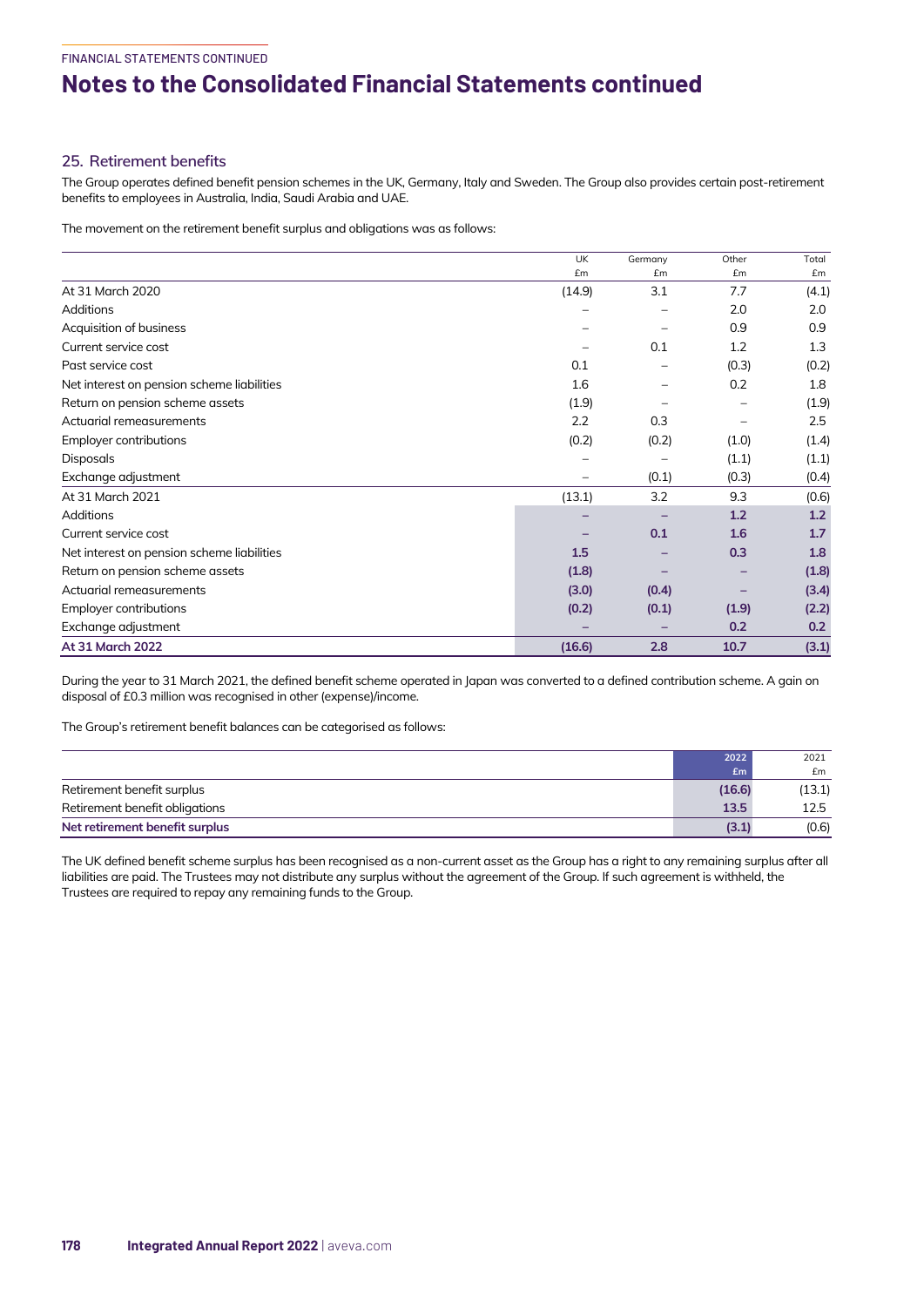## 25. Retirement benefits

The Group operates defined benefit pension schemes in the UK, Germany, Italy and Sweden. The Group also provides certain post-retirement benefits to employees in Australia, India, Saudi Arabia and UAE.

The movement on the retirement benefit surplus and obligations was as follows:

| | UK £m | Germany £m | Other £m | Total £m |
|---|---|---|---|---|
| At 31 March 2020 | (14.9) | 3.1 | 7.7 | (4.1) |
| Additions | – | – | 2.0 | 2.0 |
| Acquisition of business | – | – | 0.9 | 0.9 |
| Current service cost | – | 0.1 | 1.2 | 1.3 |
| Past service cost | 0.1 | – | (0.3) | (0.2) |
| Net interest on pension scheme liabilities | 1.6 | – | 0.2 | 1.8 |
| Return on pension scheme assets | (1.9) | – | – | (1.9) |
| Actuarial remeasurements | 2.2 | 0.3 | – | 2.5 |
| Employer contributions | (0.2) | (0.2) | (1.0) | (1.4) |
| Disposals | – | – | (1.1) | (1.1) |
| Exchange adjustment | – | (0.1) | (0.3) | (0.4) |
| At 31 March 2021 | (13.1) | 3.2 | 9.3 | (0.6) |
| Additions | **–** | **–** | **1.2** | **1.2** |
| Current service cost | **–** | **0.1** | **1.6** | **1.7** |
| Net interest on pension scheme liabilities | **1.5** | **–** | **0.3** | **1.8** |
| Return on pension scheme assets | **(1.8)** | **–** | **–** | **(1.8)** |
| Actuarial remeasurements | **(3.0)** | **(0.4)** | **–** | **(3.4)** |
| Employer contributions | **(0.2)** | **(0.1)** | **(1.9)** | **(2.2)** |
| Exchange adjustment | **–** | **–** | **0.2** | **0.2** |
| **At 31 March 2022** | **(16.6)** | **2.8** | **10.7** | **(3.1)** |

During the year to 31 March 2021, the defined benefit scheme operated in Japan was converted to a defined contribution scheme. A gain on disposal of £0.3 million was recognised in other (expense)/income.

The Group's retirement benefit balances can be categorised as follows:

| | 2022 £m | 2021 £m |
|---|---|---|
| Retirement benefit surplus | **(16.6)** | (13.1) |
| Retirement benefit obligations | **13.5** | 12.5 |
| **Net retirement benefit surplus** | **(3.1)** | (0.6) |

The UK defined benefit scheme surplus has been recognised as a non-current asset as the Group has a right to any remaining surplus after all liabilities are paid. The Trustees may not distribute any surplus without the agreement of the Group. If such agreement is withheld, the Trustees are required to repay any remaining funds to the Group.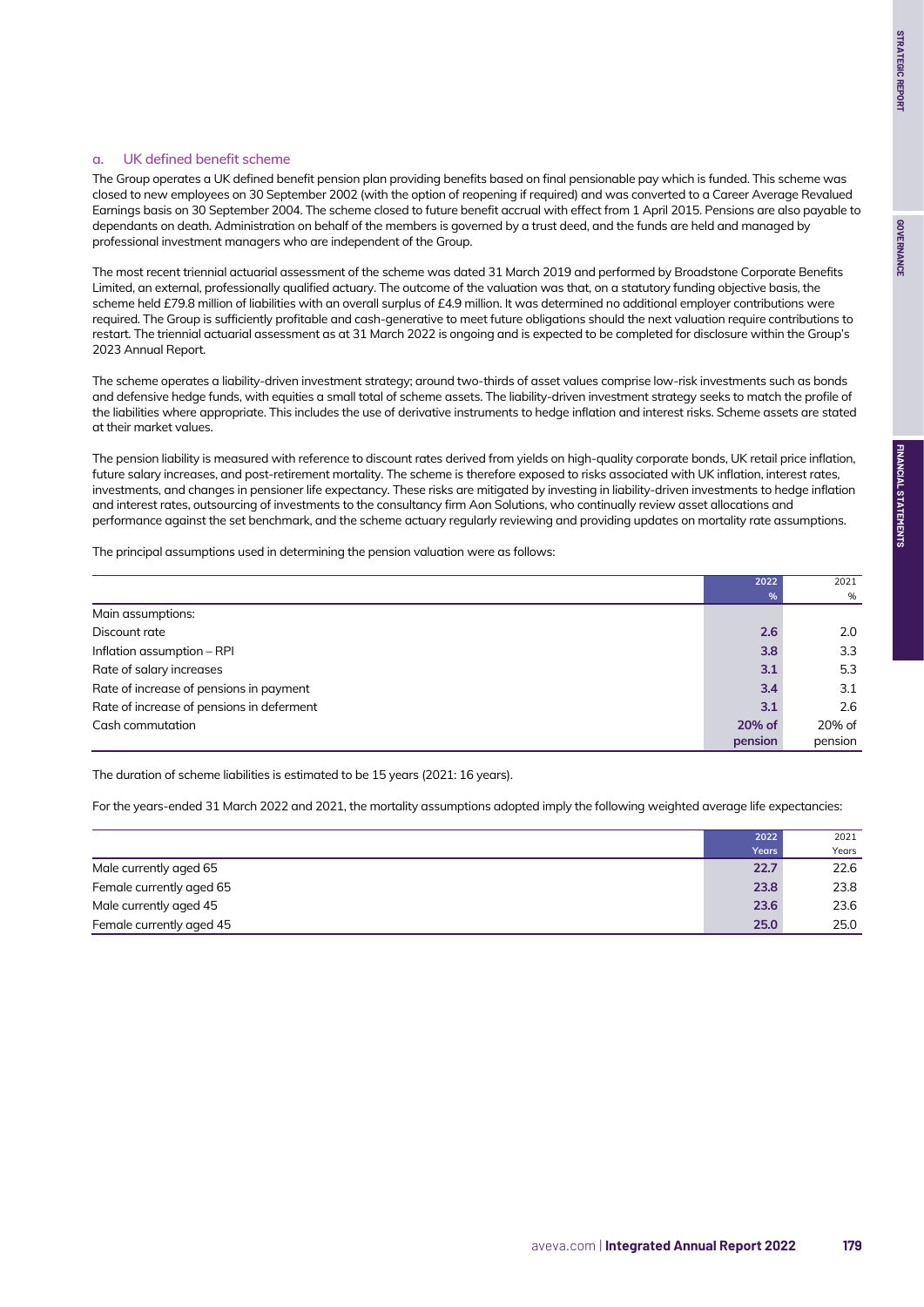### a. UK defined benefit scheme

The Group operates a UK defined benefit pension plan providing benefits based on final pensionable pay which is funded. This scheme was closed to new employees on 30 September 2002 (with the option of reopening if required) and was converted to a Career Average Revalued Earnings basis on 30 September 2004. The scheme closed to future benefit accrual with effect from 1 April 2015. Pensions are also payable to dependants on death. Administration on behalf of the members is governed by a trust deed, and the funds are held and managed by professional investment managers who are independent of the Group.

The most recent triennial actuarial assessment of the scheme was dated 31 March 2019 and performed by Broadstone Corporate Benefits Limited, an external, professionally qualified actuary. The outcome of the valuation was that, on a statutory funding objective basis, the scheme held £79.8 million of liabilities with an overall surplus of £4.9 million. It was determined no additional employer contributions were required. The Group is sufficiently profitable and cash-generative to meet future obligations should the next valuation require contributions to restart. The triennial actuarial assessment as at 31 March 2022 is ongoing and is expected to be completed for disclosure within the Group's 2023 Annual Report.

The scheme operates a liability-driven investment strategy; around two-thirds of asset values comprise low-risk investments such as bonds and defensive hedge funds, with equities a small total of scheme assets. The liability-driven investment strategy seeks to match the profile of the liabilities where appropriate. This includes the use of derivative instruments to hedge inflation and interest risks. Scheme assets are stated at their market values.

The pension liability is measured with reference to discount rates derived from yields on high-quality corporate bonds, UK retail price inflation, future salary increases, and post-retirement mortality. The scheme is therefore exposed to risks associated with UK inflation, interest rates, investments, and changes in pensioner life expectancy. These risks are mitigated by investing in liability-driven investments to hedge inflation and interest rates, outsourcing of investments to the consultancy firm Aon Solutions, who continually review asset allocations and performance against the set benchmark, and the scheme actuary regularly reviewing and providing updates on mortality rate assumptions.

The principal assumptions used in determining the pension valuation were as follows:

| | 2022 % | 2021 % |
|---|---|---|
| Main assumptions: | | |
| Discount rate | **2.6** | 2.0 |
| Inflation assumption – RPI | **3.8** | 3.3 |
| Rate of salary increases | **3.1** | 5.3 |
| Rate of increase of pensions in payment | **3.4** | 3.1 |
| Rate of increase of pensions in deferment | **3.1** | 2.6 |
| Cash commutation | **20% of pension** | 20% of pension |

The duration of scheme liabilities is estimated to be 15 years (2021: 16 years).

For the years-ended 31 March 2022 and 2021, the mortality assumptions adopted imply the following weighted average life expectancies:

| | 2022 Years | 2021 Years |
|---|---|---|
| Male currently aged 65 | **22.7** | 22.6 |
| Female currently aged 65 | **23.8** | 23.8 |
| Male currently aged 45 | **23.6** | 23.6 |
| Female currently aged 45 | **25.0** | 25.0 |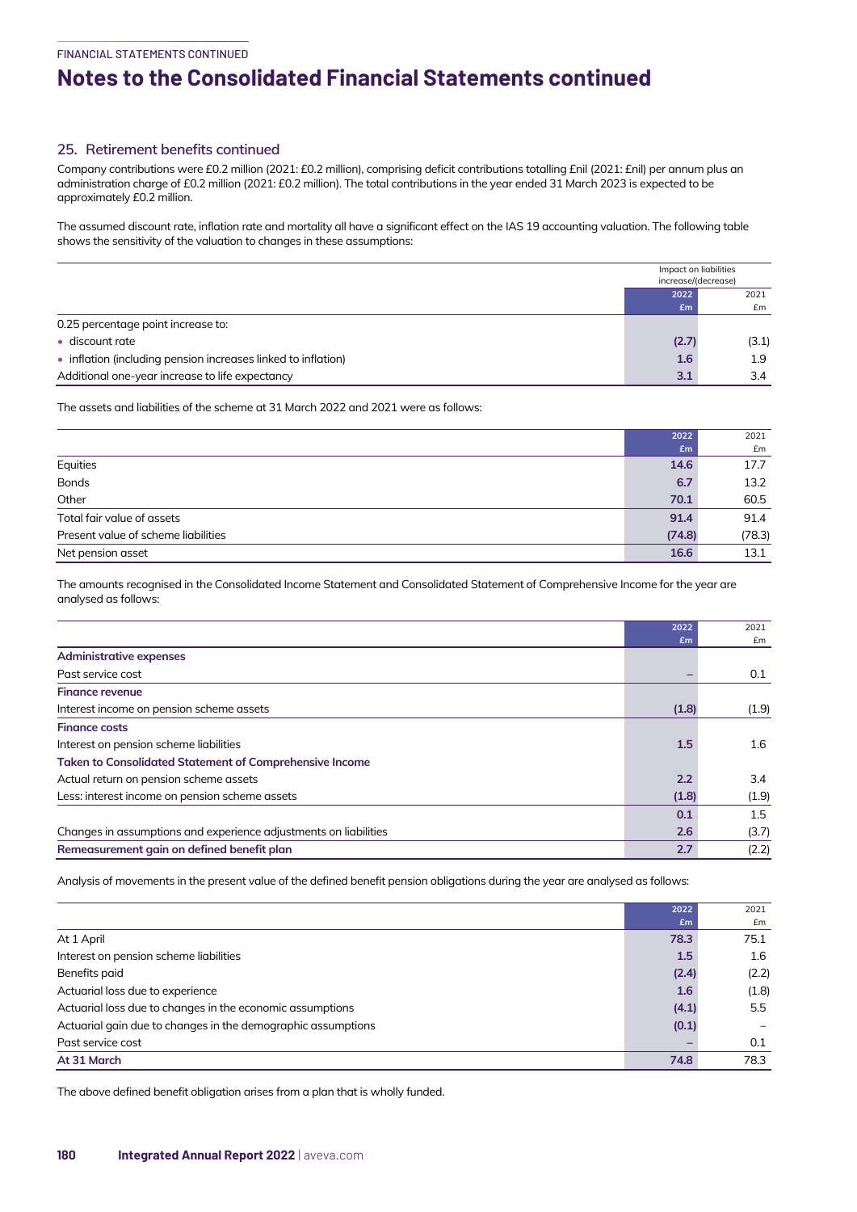## 25. Retirement benefits continued

Company contributions were £0.2 million (2021: £0.2 million), comprising deficit contributions totalling £nil (2021: £nil) per annum plus an administration charge of £0.2 million (2021: £0.2 million). The total contributions in the year ended 31 March 2023 is expected to be approximately £0.2 million.

The assumed discount rate, inflation rate and mortality all have a significant effect on the IAS 19 accounting valuation. The following table shows the sensitivity of the valuation to changes in these assumptions:

| | Impact on liabilities increase/(decrease) | |
|---|---|---|
| | 2022 £m | 2021 £m |
| 0.25 percentage point increase to: | | |
| • discount rate | (2.7) | (3.1) |
| • inflation (including pension increases linked to inflation) | 1.6 | 1.9 |
| Additional one-year increase to life expectancy | 3.1 | 3.4 |

The assets and liabilities of the scheme at 31 March 2022 and 2021 were as follows:

| | 2022 £m | 2021 £m |
|---|---|---|
| Equities | 14.6 | 17.7 |
| Bonds | 6.7 | 13.2 |
| Other | 70.1 | 60.5 |
| Total fair value of assets | 91.4 | 91.4 |
| Present value of scheme liabilities | (74.8) | (78.3) |
| Net pension asset | 16.6 | 13.1 |

The amounts recognised in the Consolidated Income Statement and Consolidated Statement of Comprehensive Income for the year are analysed as follows:

| | 2022 £m | 2021 £m |
|---|---|---|
| **Administrative expenses** | | |
| Past service cost | – | 0.1 |
| **Finance revenue** | | |
| Interest income on pension scheme assets | (1.8) | (1.9) |
| **Finance costs** | | |
| Interest on pension scheme liabilities | 1.5 | 1.6 |
| **Taken to Consolidated Statement of Comprehensive Income** | | |
| Actual return on pension scheme assets | 2.2 | 3.4 |
| Less: interest income on pension scheme assets | (1.8) | (1.9) |
| | 0.1 | 1.5 |
| Changes in assumptions and experience adjustments on liabilities | 2.6 | (3.7) |
| **Remeasurement gain on defined benefit plan** | 2.7 | (2.2) |

Analysis of movements in the present value of the defined benefit pension obligations during the year are analysed as follows:

| | 2022 £m | 2021 £m |
|---|---|---|
| At 1 April | 78.3 | 75.1 |
| Interest on pension scheme liabilities | 1.5 | 1.6 |
| Benefits paid | (2.4) | (2.2) |
| Actuarial loss due to experience | 1.6 | (1.8) |
| Actuarial loss due to changes in the economic assumptions | (4.1) | 5.5 |
| Actuarial gain due to changes in the demographic assumptions | (0.1) | – |
| Past service cost | – | 0.1 |
| **At 31 March** | 74.8 | 78.3 |

The above defined benefit obligation arises from a plan that is wholly funded.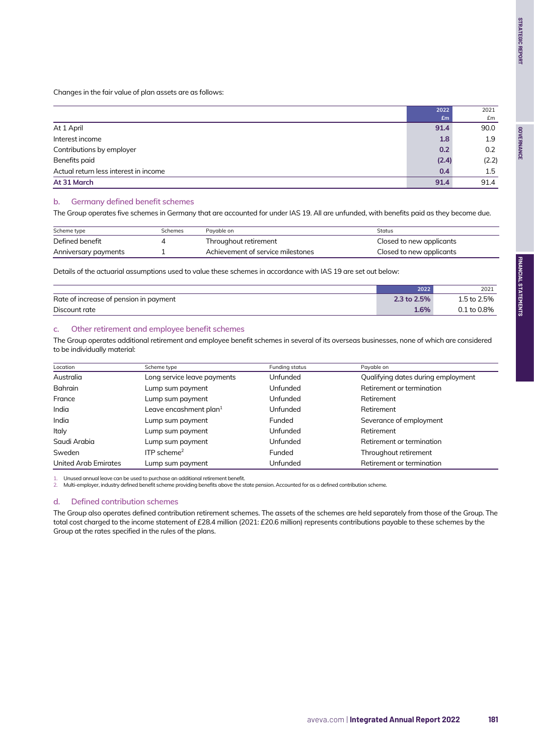Changes in the fair value of plan assets are as follows:

| | 2022 £m | 2021 £m |
|---|---|---|
| At 1 April | **91.4** | 90.0 |
| Interest income | **1.8** | 1.9 |
| Contributions by employer | **0.2** | 0.2 |
| Benefits paid | **(2.4)** | (2.2) |
| Actual return less interest in income | **0.4** | 1.5 |
| **At 31 March** | **91.4** | 91.4 |

## b. Germany defined benefit schemes

The Group operates five schemes in Germany that are accounted for under IAS 19. All are unfunded, with benefits paid as they become due.

| Scheme type | Schemes | Payable on | Status |
|---|---|---|---|
| Defined benefit | 4 | Throughout retirement | Closed to new applicants |
| Anniversary payments | 1 | Achievement of service milestones | Closed to new applicants |

Details of the actuarial assumptions used to value these schemes in accordance with IAS 19 are set out below:

| | 2022 | 2021 |
|---|---|---|
| Rate of increase of pension in payment | **2.3 to 2.5%** | 1.5 to 2.5% |
| Discount rate | **1.6%** | 0.1 to 0.8% |

## c. Other retirement and employee benefit schemes

The Group operates additional retirement and employee benefit schemes in several of its overseas businesses, none of which are considered to be individually material:

| Location | Scheme type | Funding status | Payable on |
|---|---|---|---|
| Australia | Long service leave payments | Unfunded | Qualifying dates during employment |
| Bahrain | Lump sum payment | Unfunded | Retirement or termination |
| France | Lump sum payment | Unfunded | Retirement |
| India | Leave encashment plan[1] | Unfunded | Retirement |
| India | Lump sum payment | Funded | Severance of employment |
| Italy | Lump sum payment | Unfunded | Retirement |
| Saudi Arabia | Lump sum payment | Unfunded | Retirement or termination |
| Sweden | ITP scheme[2] | Funded | Throughout retirement |
| United Arab Emirates | Lump sum payment | Unfunded | Retirement or termination |

1. Unused annual leave can be used to purchase an additional retirement benefit.
2. Multi-employer, industry defined benefit scheme providing benefits above the state pension. Accounted for as a defined contribution scheme.

## d. Defined contribution schemes

The Group also operates defined contribution retirement schemes. The assets of the schemes are held separately from those of the Group. The total cost charged to the income statement of £28.4 million (2021: £20.6 million) represents contributions payable to these schemes by the Group at the rates specified in the rules of the plans.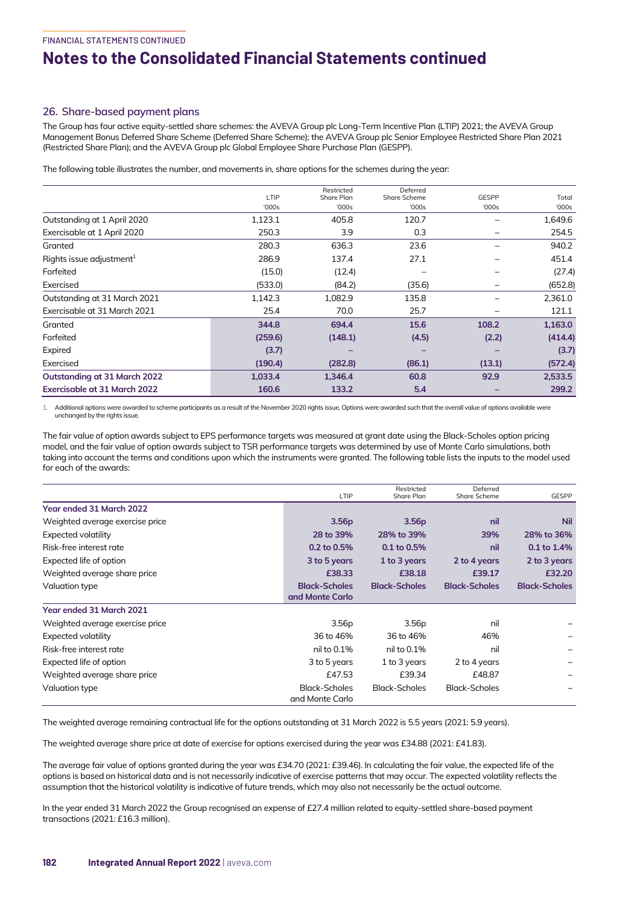## 26. Share-based payment plans

The Group has four active equity-settled share schemes: the AVEVA Group plc Long-Term Incentive Plan (LTIP) 2021; the AVEVA Group Management Bonus Deferred Share Scheme (Deferred Share Scheme); the AVEVA Group plc Senior Employee Restricted Share Plan 2021 (Restricted Share Plan); and the AVEVA Group plc Global Employee Share Purchase Plan (GESPP).

The following table illustrates the number, and movements in, share options for the schemes during the year:

| | LTIP '000s | Restricted Share Plan '000s | Deferred Share Scheme '000s | GESPP '000s | Total '000s |
|---|---|---|---|---|---|
| Outstanding at 1 April 2020 | 1,123.1 | 405.8 | 120.7 | – | 1,649.6 |
| Exercisable at 1 April 2020 | 250.3 | 3.9 | 0.3 | – | 254.5 |
| Granted | 280.3 | 636.3 | 23.6 | – | 940.2 |
| Rights issue adjustment[1] | 286.9 | 137.4 | 27.1 | – | 451.4 |
| Forfeited | (15.0) | (12.4) | – | – | (27.4) |
| Exercised | (533.0) | (84.2) | (35.6) | – | (652.8) |
| Outstanding at 31 March 2021 | 1,142.3 | 1,082.9 | 135.8 | – | 2,361.0 |
| Exercisable at 31 March 2021 | 25.4 | 70.0 | 25.7 | – | 121.1 |
| Granted | **344.8** | **694.4** | **15.6** | **108.2** | **1,163.0** |
| Forfeited | **(259.6)** | **(148.1)** | **(4.5)** | **(2.2)** | **(414.4)** |
| Expired | **(3.7)** | – | – | – | **(3.7)** |
| Exercised | **(190.4)** | **(282.8)** | **(86.1)** | **(13.1)** | **(572.4)** |
| **Outstanding at 31 March 2022** | **1,033.4** | **1,346.4** | **60.8** | **92.9** | **2,533.5** |
| **Exercisable at 31 March 2022** | **160.6** | **133.2** | **5.4** | – | **299.2** |

1. Additional options were awarded to scheme participants as a result of the November 2020 rights issue. Options were awarded such that the overall value of options available were unchanged by the rights issue.

The fair value of option awards subject to EPS performance targets was measured at grant date using the Black-Scholes option pricing model, and the fair value of option awards subject to TSR performance targets was determined by use of Monte Carlo simulations, both taking into account the terms and conditions upon which the instruments were granted. The following table lists the inputs to the model used for each of the awards:

| | LTIP | Restricted Share Plan | Deferred Share Scheme | GESPP |
|---|---|---|---|---|
| **Year ended 31 March 2022** | | | | |
| Weighted average exercise price | **3.56p** | **3.56p** | **nil** | **Nil** |
| Expected volatility | **28 to 39%** | **28% to 39%** | **39%** | **28% to 36%** |
| Risk-free interest rate | **0.2 to 0.5%** | **0.1 to 0.5%** | **nil** | **0.1 to 1.4%** |
| Expected life of option | **3 to 5 years** | **1 to 3 years** | **2 to 4 years** | **2 to 3 years** |
| Weighted average share price | **£38.33** | **£38.18** | **£39.17** | **£32.20** |
| Valuation type | **Black-Scholes and Monte Carlo** | **Black-Scholes** | **Black-Scholes** | **Black-Scholes** |
| **Year ended 31 March 2021** | | | | |
| Weighted average exercise price | 3.56p | 3.56p | nil | – |
| Expected volatility | 36 to 46% | 36 to 46% | 46% | – |
| Risk-free interest rate | nil to 0.1% | nil to 0.1% | nil | – |
| Expected life of option | 3 to 5 years | 1 to 3 years | 2 to 4 years | – |
| Weighted average share price | £47.53 | £39.34 | £48.87 | – |
| Valuation type | Black-Scholes and Monte Carlo | Black-Scholes | Black-Scholes | – |

The weighted average remaining contractual life for the options outstanding at 31 March 2022 is 5.5 years (2021: 5.9 years).

The weighted average share price at date of exercise for options exercised during the year was £34.88 (2021: £41.83).

The average fair value of options granted during the year was £34.70 (2021: £39.46). In calculating the fair value, the expected life of the options is based on historical data and is not necessarily indicative of exercise patterns that may occur. The expected volatility reflects the assumption that the historical volatility is indicative of future trends, which may also not necessarily be the actual outcome.

In the year ended 31 March 2022 the Group recognised an expense of £27.4 million related to equity-settled share-based payment transactions (2021: £16.3 million).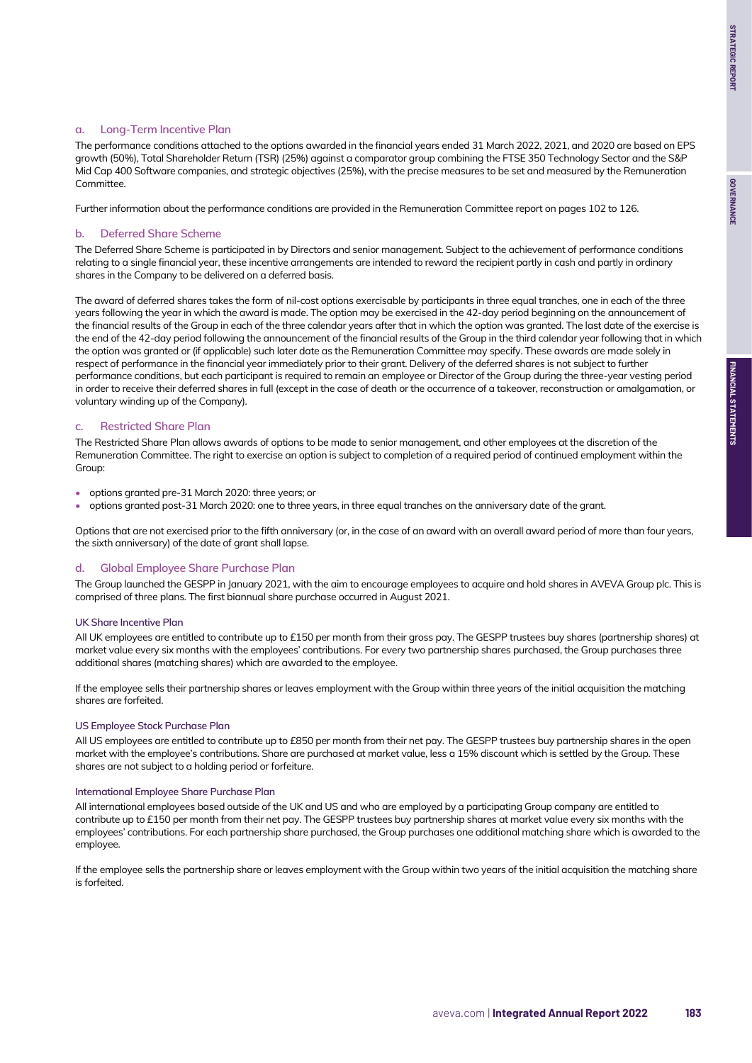### a. Long-Term Incentive Plan

The performance conditions attached to the options awarded in the financial years ended 31 March 2022, 2021, and 2020 are based on EPS growth (50%), Total Shareholder Return (TSR) (25%) against a comparator group combining the FTSE 350 Technology Sector and the S&P Mid Cap 400 Software companies, and strategic objectives (25%), with the precise measures to be set and measured by the Remuneration Committee.

Further information about the performance conditions are provided in the Remuneration Committee report on pages 102 to 126.

### b. Deferred Share Scheme

The Deferred Share Scheme is participated in by Directors and senior management. Subject to the achievement of performance conditions relating to a single financial year, these incentive arrangements are intended to reward the recipient partly in cash and partly in ordinary shares in the Company to be delivered on a deferred basis.

The award of deferred shares takes the form of nil-cost options exercisable by participants in three equal tranches, one in each of the three years following the year in which the award is made. The option may be exercised in the 42-day period beginning on the announcement of the financial results of the Group in each of the three calendar years after that in which the option was granted. The last date of the exercise is the end of the 42-day period following the announcement of the financial results of the Group in the third calendar year following that in which the option was granted or (if applicable) such later date as the Remuneration Committee may specify. These awards are made solely in respect of performance in the financial year immediately prior to their grant. Delivery of the deferred shares is not subject to further performance conditions, but each participant is required to remain an employee or Director of the Group during the three-year vesting period in order to receive their deferred shares in full (except in the case of death or the occurrence of a takeover, reconstruction or amalgamation, or voluntary winding up of the Company).

### c. Restricted Share Plan

The Restricted Share Plan allows awards of options to be made to senior management, and other employees at the discretion of the Remuneration Committee. The right to exercise an option is subject to completion of a required period of continued employment within the Group:

- options granted pre-31 March 2020: three years; or
- options granted post-31 March 2020: one to three years, in three equal tranches on the anniversary date of the grant.

Options that are not exercised prior to the fifth anniversary (or, in the case of an award with an overall award period of more than four years, the sixth anniversary) of the date of grant shall lapse.

### d. Global Employee Share Purchase Plan

The Group launched the GESPP in January 2021, with the aim to encourage employees to acquire and hold shares in AVEVA Group plc. This is comprised of three plans. The first biannual share purchase occurred in August 2021.

#### UK Share Incentive Plan

All UK employees are entitled to contribute up to £150 per month from their gross pay. The GESPP trustees buy shares (partnership shares) at market value every six months with the employees' contributions. For every two partnership shares purchased, the Group purchases three additional shares (matching shares) which are awarded to the employee.

If the employee sells their partnership shares or leaves employment with the Group within three years of the initial acquisition the matching shares are forfeited.

#### US Employee Stock Purchase Plan

All US employees are entitled to contribute up to £850 per month from their net pay. The GESPP trustees buy partnership shares in the open market with the employee's contributions. Share are purchased at market value, less a 15% discount which is settled by the Group. These shares are not subject to a holding period or forfeiture.

#### International Employee Share Purchase Plan

All international employees based outside of the UK and US and who are employed by a participating Group company are entitled to contribute up to £150 per month from their net pay. The GESPP trustees buy partnership shares at market value every six months with the employees' contributions. For each partnership share purchased, the Group purchases one additional matching share which is awarded to the employee.

If the employee sells the partnership share or leaves employment with the Group within two years of the initial acquisition the matching share is forfeited.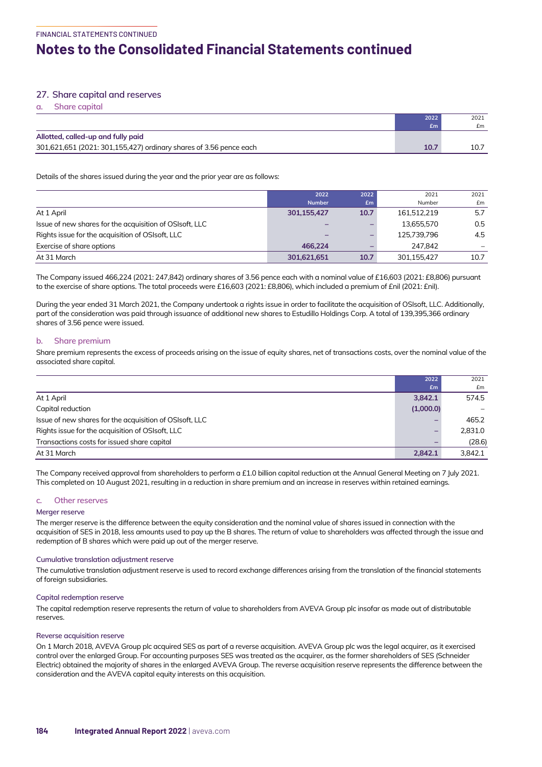## Notes to the Consolidated Financial Statements continued

### 27. Share capital and reserves

#### a. Share capital

| | 2022 £m | 2021 £m |
|---|---|---|
| **Allotted, called-up and fully paid** | | |
| 301,621,651 (2021: 301,155,427) ordinary shares of 3.56 pence each | **10.7** | 10.7 |

Details of the shares issued during the year and the prior year are as follows:

| | 2022 Number | 2022 £m | 2021 Number | 2021 £m |
|---|---|---|---|---|
| At 1 April | **301,155,427** | **10.7** | 161,512,219 | 5.7 |
| Issue of new shares for the acquisition of OSIsoft, LLC | – | – | 13,655,570 | 0.5 |
| Rights issue for the acquisition of OSIsoft, LLC | – | – | 125,739,796 | 4.5 |
| Exercise of share options | **466,224** | – | 247,842 | – |
| At 31 March | **301,621,651** | **10.7** | 301,155,427 | 10.7 |

The Company issued 466,224 (2021: 247,842) ordinary shares of 3.56 pence each with a nominal value of £16,603 (2021: £8,806) pursuant to the exercise of share options. The total proceeds were £16,603 (2021: £8,806), which included a premium of £nil (2021: £nil).

During the year ended 31 March 2021, the Company undertook a rights issue in order to facilitate the acquisition of OSIsoft, LLC. Additionally, part of the consideration was paid through issuance of additional new shares to Estudillo Holdings Corp. A total of 139,395,366 ordinary shares of 3.56 pence were issued.

#### b. Share premium

Share premium represents the excess of proceeds arising on the issue of equity shares, net of transactions costs, over the nominal value of the associated share capital.

| | 2022 £m | 2021 £m |
|---|---|---|
| At 1 April | **3,842.1** | 574.5 |
| Capital reduction | **(1,000.0)** | – |
| Issue of new shares for the acquisition of OSIsoft, LLC | – | 465.2 |
| Rights issue for the acquisition of OSIsoft, LLC | – | 2,831.0 |
| Transactions costs for issued share capital | – | (28.6) |
| At 31 March | **2,842.1** | 3,842.1 |

The Company received approval from shareholders to perform a £1.0 billion capital reduction at the Annual General Meeting on 7 July 2021. This completed on 10 August 2021, resulting in a reduction in share premium and an increase in reserves within retained earnings.

#### c. Other reserves

##### Merger reserve

The merger reserve is the difference between the equity consideration and the nominal value of shares issued in connection with the acquisition of SES in 2018, less amounts used to pay up the B shares. The return of value to shareholders was affected through the issue and redemption of B shares which were paid up out of the merger reserve.

##### Cumulative translation adjustment reserve

The cumulative translation adjustment reserve is used to record exchange differences arising from the translation of the financial statements of foreign subsidiaries.

##### Capital redemption reserve

The capital redemption reserve represents the return of value to shareholders from AVEVA Group plc insofar as made out of distributable reserves.

##### Reverse acquisition reserve

On 1 March 2018, AVEVA Group plc acquired SES as part of a reverse acquisition. AVEVA Group plc was the legal acquirer, as it exercised control over the enlarged Group. For accounting purposes SES was treated as the acquirer, as the former shareholders of SES (Schneider Electric) obtained the majority of shares in the enlarged AVEVA Group. The reverse acquisition reserve represents the difference between the consideration and the AVEVA capital equity interests on this acquisition.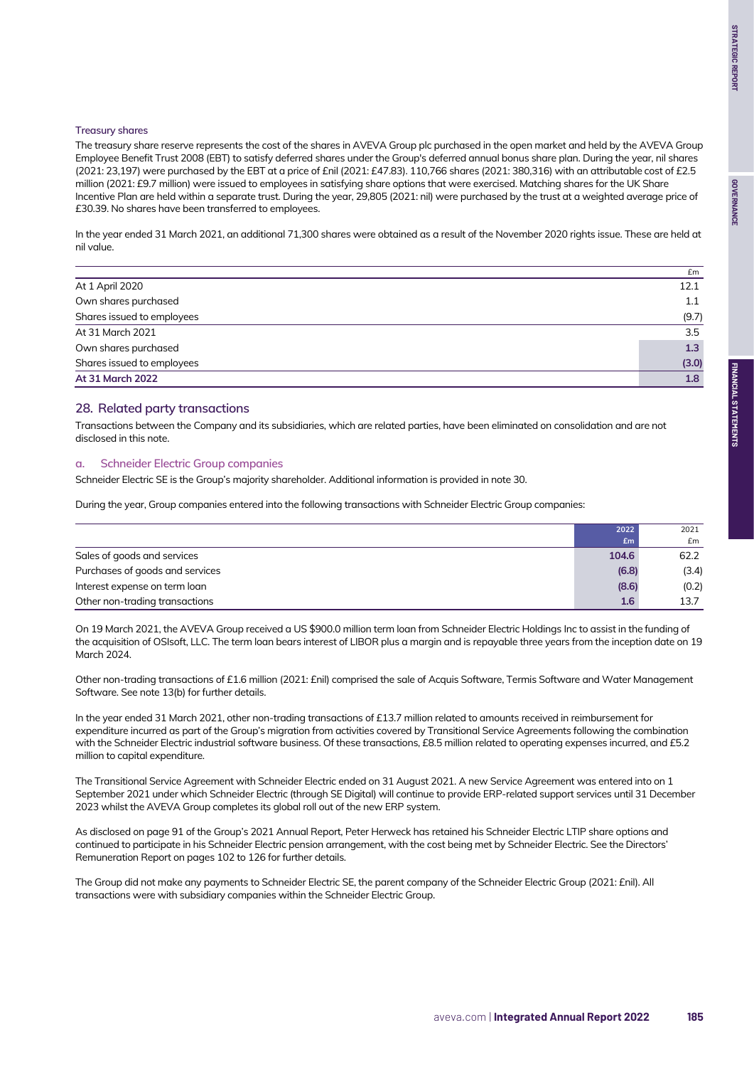### Treasury shares

The treasury share reserve represents the cost of the shares in AVEVA Group plc purchased in the open market and held by the AVEVA Group Employee Benefit Trust 2008 (EBT) to satisfy deferred shares under the Group's deferred annual bonus share plan. During the year, nil shares (2021: 23,197) were purchased by the EBT at a price of £nil (2021: £47.83). 110,766 shares (2021: 380,316) with an attributable cost of £2.5 million (2021: £9.7 million) were issued to employees in satisfying share options that were exercised. Matching shares for the UK Share Incentive Plan are held within a separate trust. During the year, 29,805 (2021: nil) were purchased by the trust at a weighted average price of £30.39. No shares have been transferred to employees.

In the year ended 31 March 2021, an additional 71,300 shares were obtained as a result of the November 2020 rights issue. These are held at nil value.

| | £m |
|---|---|
| At 1 April 2020 | 12.1 |
| Own shares purchased | 1.1 |
| Shares issued to employees | (9.7) |
| At 31 March 2021 | 3.5 |
| Own shares purchased | **1.3** |
| Shares issued to employees | **(3.0)** |
| **At 31 March 2022** | **1.8** |

## 28. Related party transactions

Transactions between the Company and its subsidiaries, which are related parties, have been eliminated on consolidation and are not disclosed in this note.

### a. Schneider Electric Group companies

Schneider Electric SE is the Group's majority shareholder. Additional information is provided in note 30.

During the year, Group companies entered into the following transactions with Schneider Electric Group companies:

| | 2022 £m | 2021 £m |
|---|---|---|
| Sales of goods and services | **104.6** | 62.2 |
| Purchases of goods and services | **(6.8)** | (3.4) |
| Interest expense on term loan | **(8.6)** | (0.2) |
| Other non-trading transactions | **1.6** | 13.7 |

On 19 March 2021, the AVEVA Group received a US $900.0 million term loan from Schneider Electric Holdings Inc to assist in the funding of the acquisition of OSIsoft, LLC. The term loan bears interest of LIBOR plus a margin and is repayable three years from the inception date on 19 March 2024.

Other non-trading transactions of £1.6 million (2021: £nil) comprised the sale of Acquis Software, Termis Software and Water Management Software. See note 13(b) for further details.

In the year ended 31 March 2021, other non-trading transactions of £13.7 million related to amounts received in reimbursement for expenditure incurred as part of the Group's migration from activities covered by Transitional Service Agreements following the combination with the Schneider Electric industrial software business. Of these transactions, £8.5 million related to operating expenses incurred, and £5.2 million to capital expenditure.

The Transitional Service Agreement with Schneider Electric ended on 31 August 2021. A new Service Agreement was entered into on 1 September 2021 under which Schneider Electric (through SE Digital) will continue to provide ERP-related support services until 31 December 2023 whilst the AVEVA Group completes its global roll out of the new ERP system.

As disclosed on page 91 of the Group's 2021 Annual Report, Peter Herweck has retained his Schneider Electric LTIP share options and continued to participate in his Schneider Electric pension arrangement, with the cost being met by Schneider Electric. See the Directors' Remuneration Report on pages 102 to 126 for further details.

The Group did not make any payments to Schneider Electric SE, the parent company of the Schneider Electric Group (2021: £nil). All transactions were with subsidiary companies within the Schneider Electric Group.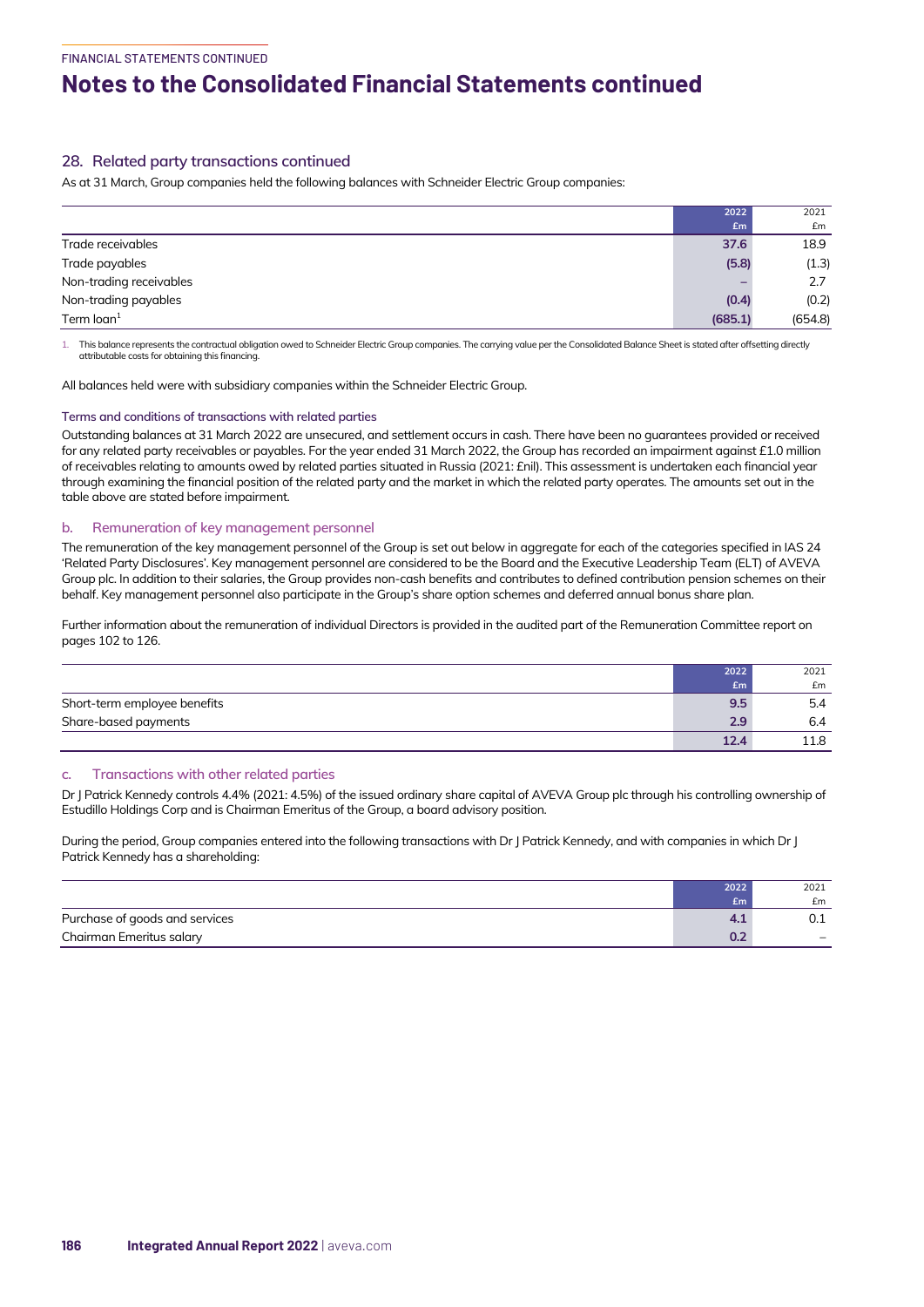## 28. Related party transactions continued

As at 31 March, Group companies held the following balances with Schneider Electric Group companies:

| | 2022 £m | 2021 £m |
|---|---|---|
| Trade receivables | 37.6 | 18.9 |
| Trade payables | (5.8) | (1.3) |
| Non-trading receivables | – | 2.7 |
| Non-trading payables | (0.4) | (0.2) |
| Term loan[1] | (685.1) | (654.8) |

1. This balance represents the contractual obligation owed to Schneider Electric Group companies. The carrying value per the Consolidated Balance Sheet is stated after offsetting directly attributable costs for obtaining this financing.

All balances held were with subsidiary companies within the Schneider Electric Group.

### Terms and conditions of transactions with related parties

Outstanding balances at 31 March 2022 are unsecured, and settlement occurs in cash. There have been no guarantees provided or received for any related party receivables or payables. For the year ended 31 March 2022, the Group has recorded an impairment against £1.0 million of receivables relating to amounts owed by related parties situated in Russia (2021: £nil). This assessment is undertaken each financial year through examining the financial position of the related party and the market in which the related party operates. The amounts set out in the table above are stated before impairment.

### b. Remuneration of key management personnel

The remuneration of the key management personnel of the Group is set out below in aggregate for each of the categories specified in IAS 24 'Related Party Disclosures'. Key management personnel are considered to be the Board and the Executive Leadership Team (ELT) of AVEVA Group plc. In addition to their salaries, the Group provides non-cash benefits and contributes to defined contribution pension schemes on their behalf. Key management personnel also participate in the Group's share option schemes and deferred annual bonus share plan.

Further information about the remuneration of individual Directors is provided in the audited part of the Remuneration Committee report on pages 102 to 126.

| | 2022 £m | 2021 £m |
|---|---|---|
| Short-term employee benefits | 9.5 | 5.4 |
| Share-based payments | 2.9 | 6.4 |
| | 12.4 | 11.8 |

### c. Transactions with other related parties

Dr J Patrick Kennedy controls 4.4% (2021: 4.5%) of the issued ordinary share capital of AVEVA Group plc through his controlling ownership of Estudillo Holdings Corp and is Chairman Emeritus of the Group, a board advisory position.

During the period, Group companies entered into the following transactions with Dr J Patrick Kennedy, and with companies in which Dr J Patrick Kennedy has a shareholding:

| | 2022 £m | 2021 £m |
|---|---|---|
| Purchase of goods and services | 4.1 | 0.1 |
| Chairman Emeritus salary | 0.2 | – |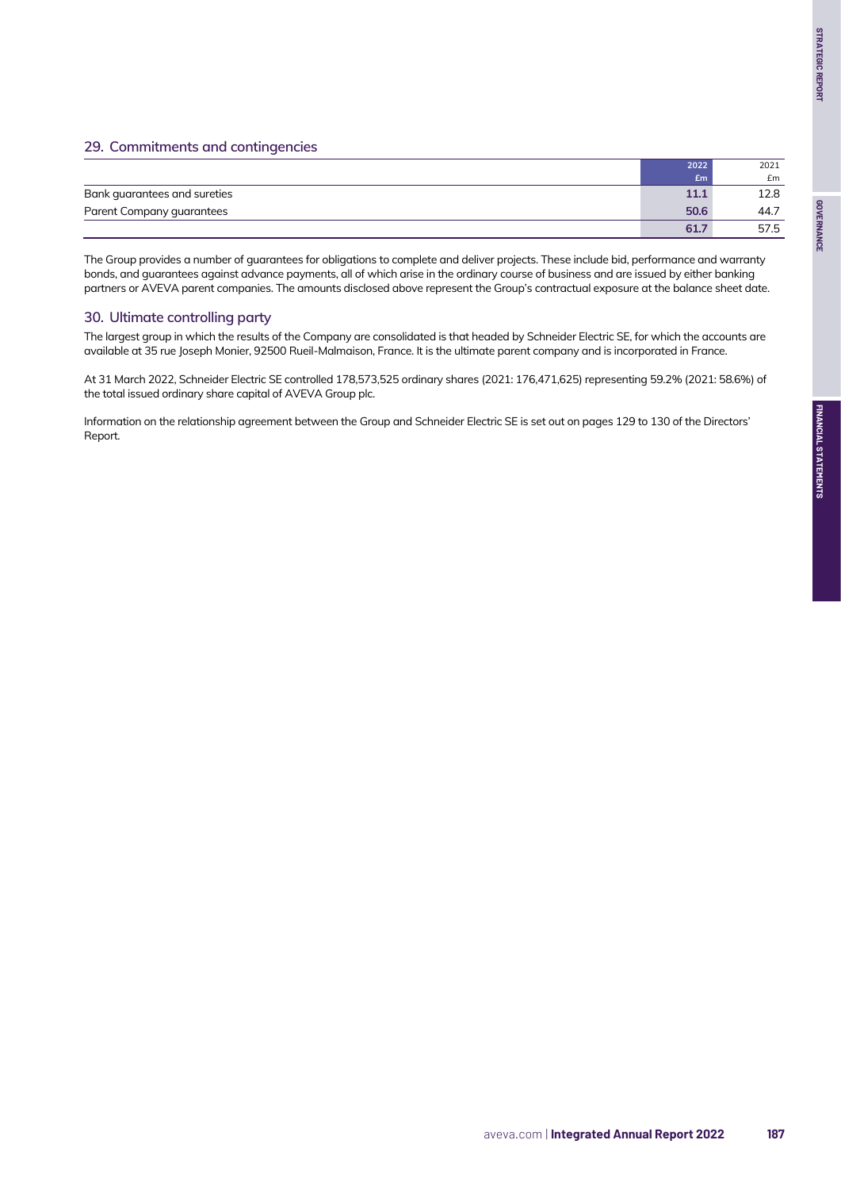## 29. Commitments and contingencies

| | 2022<br>£m | 2021<br>£m |
|---|---|---|
| Bank guarantees and sureties | **11.1** | 12.8 |
| Parent Company guarantees | **50.6** | 44.7 |
| | **61.7** | 57.5 |

The Group provides a number of guarantees for obligations to complete and deliver projects. These include bid, performance and warranty bonds, and guarantees against advance payments, all of which arise in the ordinary course of business and are issued by either banking partners or AVEVA parent companies. The amounts disclosed above represent the Group's contractual exposure at the balance sheet date.

## 30. Ultimate controlling party

The largest group in which the results of the Company are consolidated is that headed by Schneider Electric SE, for which the accounts are available at 35 rue Joseph Monier, 92500 Rueil-Malmaison, France. It is the ultimate parent company and is incorporated in France.

At 31 March 2022, Schneider Electric SE controlled 178,573,525 ordinary shares (2021: 176,471,625) representing 59.2% (2021: 58.6%) of the total issued ordinary share capital of AVEVA Group plc.

Information on the relationship agreement between the Group and Schneider Electric SE is set out on pages 129 to 130 of the Directors' Report.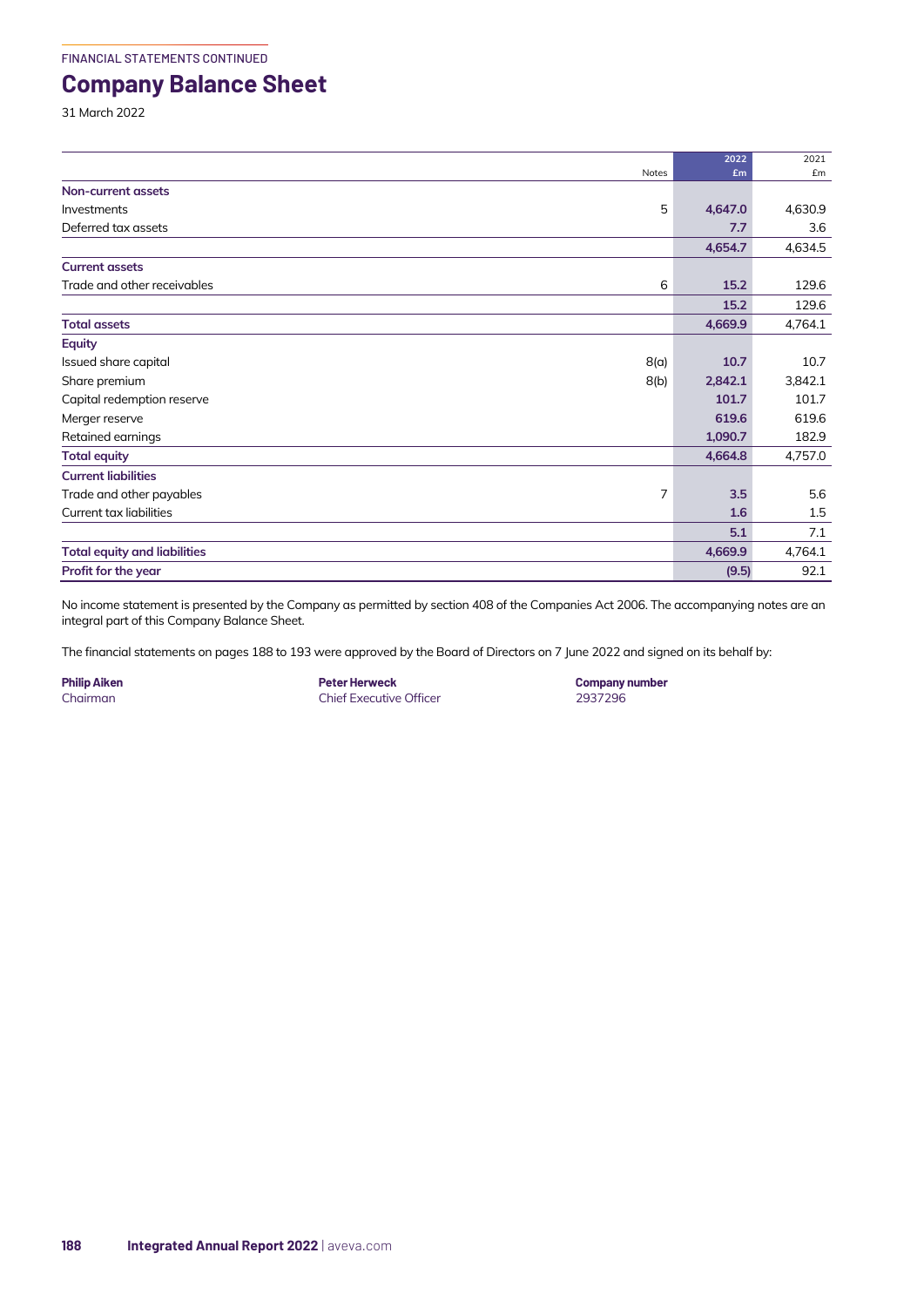FINANCIAL STATEMENTS CONTINUED

# Company Balance Sheet

31 March 2022

| | Notes | 2022 £m | 2021 £m |
|---|---|---|---|
| **Non-current assets** | | | |
| Investments | 5 | **4,647.0** | 4,630.9 |
| Deferred tax assets | | **7.7** | 3.6 |
| | | **4,654.7** | 4,634.5 |
| **Current assets** | | | |
| Trade and other receivables | 6 | **15.2** | 129.6 |
| | | **15.2** | 129.6 |
| **Total assets** | | **4,669.9** | 4,764.1 |
| **Equity** | | | |
| Issued share capital | 8(a) | **10.7** | 10.7 |
| Share premium | 8(b) | **2,842.1** | 3,842.1 |
| Capital redemption reserve | | **101.7** | 101.7 |
| Merger reserve | | **619.6** | 619.6 |
| Retained earnings | | **1,090.7** | 182.9 |
| **Total equity** | | **4,664.8** | 4,757.0 |
| **Current liabilities** | | | |
| Trade and other payables | 7 | **3.5** | 5.6 |
| Current tax liabilities | | **1.6** | 1.5 |
| | | **5.1** | 7.1 |
| **Total equity and liabilities** | | **4,669.9** | 4,764.1 |
| **Profit for the year** | | **(9.5)** | 92.1 |

No income statement is presented by the Company as permitted by section 408 of the Companies Act 2006. The accompanying notes are an integral part of this Company Balance Sheet.

The financial statements on pages 188 to 193 were approved by the Board of Directors on 7 June 2022 and signed on its behalf by:

**Philip Aiken**
Chairman

**Peter Herweck**
Chief Executive Officer

**Company number**
2937296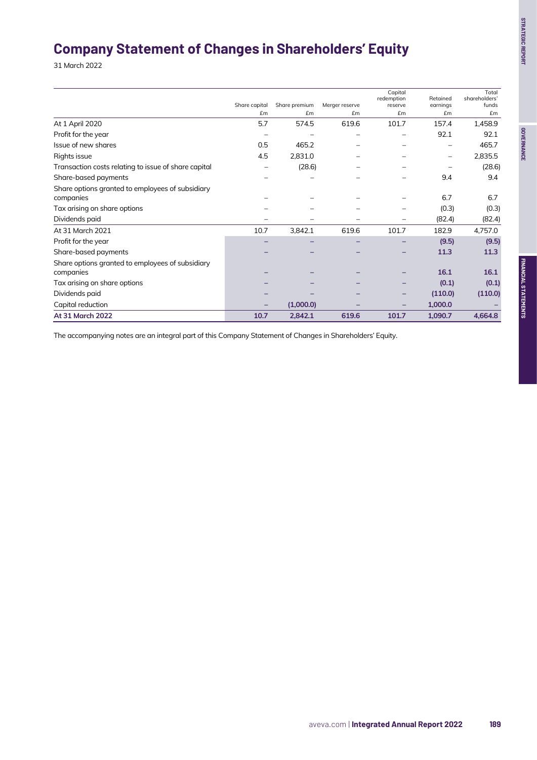# Company Statement of Changes in Shareholders' Equity

31 March 2022

| | Share capital £m | Share premium £m | Merger reserve £m | Capital redemption reserve £m | Retained earnings £m | Total shareholders' funds £m |
|---|---|---|---|---|---|---|
| At 1 April 2020 | 5.7 | 574.5 | 619.6 | 101.7 | 157.4 | 1,458.9 |
| Profit for the year | – | – | – | – | 92.1 | 92.1 |
| Issue of new shares | 0.5 | 465.2 | – | – | – | 465.7 |
| Rights issue | 4.5 | 2,831.0 | – | – | – | 2,835.5 |
| Transaction costs relating to issue of share capital | – | (28.6) | – | – | – | (28.6) |
| Share-based payments | – | – | – | – | 9.4 | 9.4 |
| Share options granted to employees of subsidiary companies | – | – | – | – | 6.7 | 6.7 |
| Tax arising on share options | – | – | – | – | (0.3) | (0.3) |
| Dividends paid | – | – | – | – | (82.4) | (82.4) |
| At 31 March 2021 | 10.7 | 3,842.1 | 619.6 | 101.7 | 182.9 | 4,757.0 |
| Profit for the year | – | – | – | – | **(9.5)** | **(9.5)** |
| Share-based payments | – | – | – | – | **11.3** | **11.3** |
| Share options granted to employees of subsidiary companies | – | – | – | – | **16.1** | **16.1** |
| Tax arising on share options | – | – | – | – | **(0.1)** | **(0.1)** |
| Dividends paid | – | – | – | – | **(110.0)** | **(110.0)** |
| Capital reduction | – | **(1,000.0)** | – | – | **1,000.0** | – |
| **At 31 March 2022** | **10.7** | **2,842.1** | **619.6** | **101.7** | **1,090.7** | **4,664.8** |

The accompanying notes are an integral part of this Company Statement of Changes in Shareholders' Equity.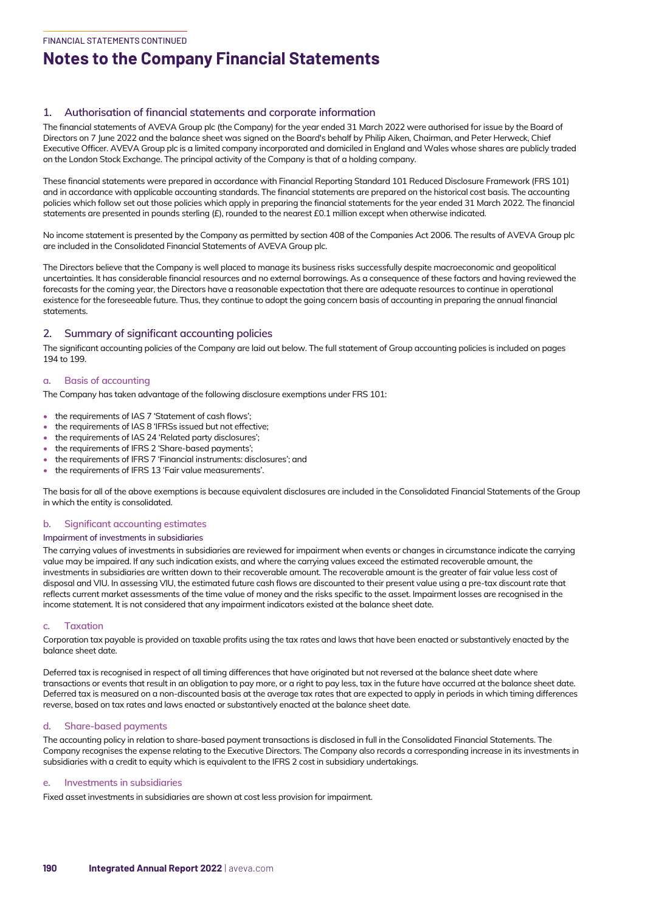FINANCIAL STATEMENTS CONTINUED

# Notes to the Company Financial Statements

## 1. Authorisation of financial statements and corporate information

The financial statements of AVEVA Group plc (the Company) for the year ended 31 March 2022 were authorised for issue by the Board of Directors on 7 June 2022 and the balance sheet was signed on the Board's behalf by Philip Aiken, Chairman, and Peter Herweck, Chief Executive Officer. AVEVA Group plc is a limited company incorporated and domiciled in England and Wales whose shares are publicly traded on the London Stock Exchange. The principal activity of the Company is that of a holding company.

These financial statements were prepared in accordance with Financial Reporting Standard 101 Reduced Disclosure Framework (FRS 101) and in accordance with applicable accounting standards. The financial statements are prepared on the historical cost basis. The accounting policies which follow set out those policies which apply in preparing the financial statements for the year ended 31 March 2022. The financial statements are presented in pounds sterling (£), rounded to the nearest £0.1 million except when otherwise indicated.

No income statement is presented by the Company as permitted by section 408 of the Companies Act 2006. The results of AVEVA Group plc are included in the Consolidated Financial Statements of AVEVA Group plc.

The Directors believe that the Company is well placed to manage its business risks successfully despite macroeconomic and geopolitical uncertainties. It has considerable financial resources and no external borrowings. As a consequence of these factors and having reviewed the forecasts for the coming year, the Directors have a reasonable expectation that there are adequate resources to continue in operational existence for the foreseeable future. Thus, they continue to adopt the going concern basis of accounting in preparing the annual financial statements.

## 2. Summary of significant accounting policies

The significant accounting policies of the Company are laid out below. The full statement of Group accounting policies is included on pages 194 to 199.

### a. Basis of accounting

The Company has taken advantage of the following disclosure exemptions under FRS 101:

- the requirements of IAS 7 'Statement of cash flows';
- the requirements of IAS 8 'IFRSs issued but not effective;
- the requirements of IAS 24 'Related party disclosures';
- the requirements of IFRS 2 'Share-based payments';
- the requirements of IFRS 7 'Financial instruments: disclosures'; and
- the requirements of IFRS 13 'Fair value measurements'.

The basis for all of the above exemptions is because equivalent disclosures are included in the Consolidated Financial Statements of the Group in which the entity is consolidated.

### b. Significant accounting estimates

#### Impairment of investments in subsidiaries

The carrying values of investments in subsidiaries are reviewed for impairment when events or changes in circumstance indicate the carrying value may be impaired. If any such indication exists, and where the carrying values exceed the estimated recoverable amount, the investments in subsidiaries are written down to their recoverable amount. The recoverable amount is the greater of fair value less cost of disposal and VIU. In assessing VIU, the estimated future cash flows are discounted to their present value using a pre-tax discount rate that reflects current market assessments of the time value of money and the risks specific to the asset. Impairment losses are recognised in the income statement. It is not considered that any impairment indicators existed at the balance sheet date.

### c. Taxation

Corporation tax payable is provided on taxable profits using the tax rates and laws that have been enacted or substantively enacted by the balance sheet date.

Deferred tax is recognised in respect of all timing differences that have originated but not reversed at the balance sheet date where transactions or events that result in an obligation to pay more, or a right to pay less, tax in the future have occurred at the balance sheet date. Deferred tax is measured on a non-discounted basis at the average tax rates that are expected to apply in periods in which timing differences reverse, based on tax rates and laws enacted or substantively enacted at the balance sheet date.

### d. Share-based payments

The accounting policy in relation to share-based payment transactions is disclosed in full in the Consolidated Financial Statements. The Company recognises the expense relating to the Executive Directors. The Company also records a corresponding increase in its investments in subsidiaries with a credit to equity which is equivalent to the IFRS 2 cost in subsidiary undertakings.

### e. Investments in subsidiaries

Fixed asset investments in subsidiaries are shown at cost less provision for impairment.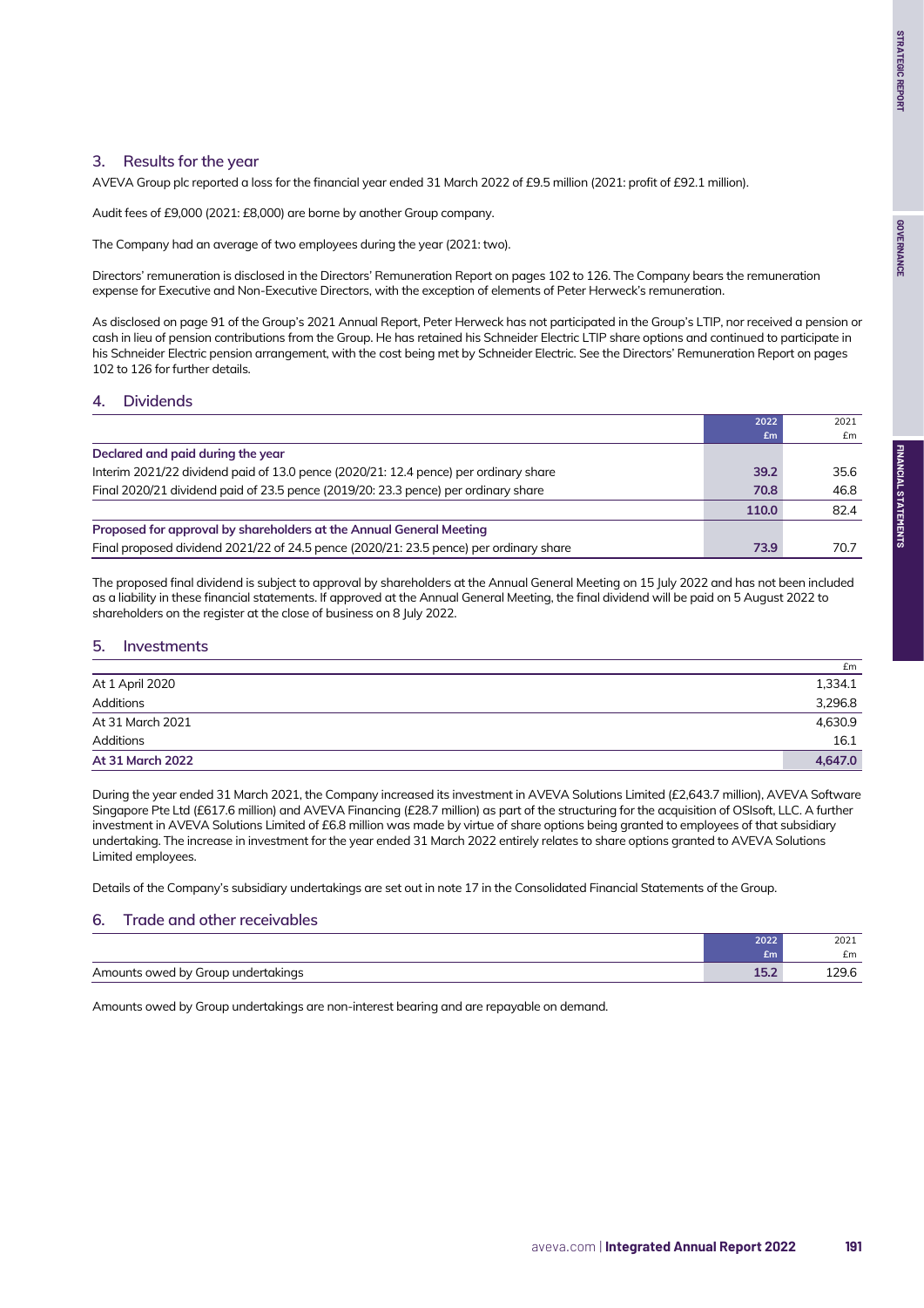## 3. Results for the year

AVEVA Group plc reported a loss for the financial year ended 31 March 2022 of £9.5 million (2021: profit of £92.1 million).

Audit fees of £9,000 (2021: £8,000) are borne by another Group company.

The Company had an average of two employees during the year (2021: two).

Directors' remuneration is disclosed in the Directors' Remuneration Report on pages 102 to 126. The Company bears the remuneration expense for Executive and Non-Executive Directors, with the exception of elements of Peter Herweck's remuneration.

As disclosed on page 91 of the Group's 2021 Annual Report, Peter Herweck has not participated in the Group's LTIP, nor received a pension or cash in lieu of pension contributions from the Group. He has retained his Schneider Electric LTIP share options and continued to participate in his Schneider Electric pension arrangement, with the cost being met by Schneider Electric. See the Directors' Remuneration Report on pages 102 to 126 for further details.

## 4. Dividends

| | 2022 £m | 2021 £m |
|---|---|---|
| **Declared and paid during the year** | | |
| Interim 2021/22 dividend paid of 13.0 pence (2020/21: 12.4 pence) per ordinary share | **39.2** | 35.6 |
| Final 2020/21 dividend paid of 23.5 pence (2019/20: 23.3 pence) per ordinary share | **70.8** | 46.8 |
| | **110.0** | 82.4 |
| **Proposed for approval by shareholders at the Annual General Meeting** | | |
| Final proposed dividend 2021/22 of 24.5 pence (2020/21: 23.5 pence) per ordinary share | **73.9** | 70.7 |

The proposed final dividend is subject to approval by shareholders at the Annual General Meeting on 15 July 2022 and has not been included as a liability in these financial statements. If approved at the Annual General Meeting, the final dividend will be paid on 5 August 2022 to shareholders on the register at the close of business on 8 July 2022.

## 5. Investments

| | £m |
|---|---|
| At 1 April 2020 | 1,334.1 |
| Additions | 3,296.8 |
| At 31 March 2021 | 4,630.9 |
| Additions | 16.1 |
| **At 31 March 2022** | **4,647.0** |

During the year ended 31 March 2021, the Company increased its investment in AVEVA Solutions Limited (£2,643.7 million), AVEVA Software Singapore Pte Ltd (£617.6 million) and AVEVA Financing (£28.7 million) as part of the structuring for the acquisition of OSIsoft, LLC. A further investment in AVEVA Solutions Limited of £6.8 million was made by virtue of share options being granted to employees of that subsidiary undertaking. The increase in investment for the year ended 31 March 2022 entirely relates to share options granted to AVEVA Solutions Limited employees.

Details of the Company's subsidiary undertakings are set out in note 17 in the Consolidated Financial Statements of the Group.

## 6. Trade and other receivables

| | 2022 £m | 2021 £m |
|---|---|---|
| Amounts owed by Group undertakings | **15.2** | 129.6 |

Amounts owed by Group undertakings are non-interest bearing and are repayable on demand.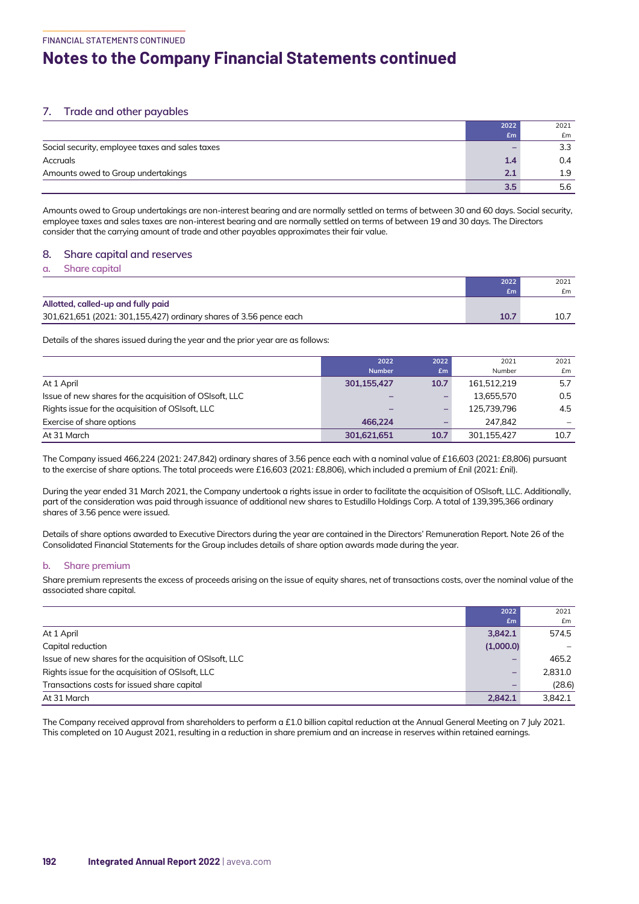# Notes to the Company Financial Statements continued

## 7. Trade and other payables

| | 2022 £m | 2021 £m |
|---|---|---|
| Social security, employee taxes and sales taxes | – | 3.3 |
| Accruals | 1.4 | 0.4 |
| Amounts owed to Group undertakings | 2.1 | 1.9 |
| | 3.5 | 5.6 |

Amounts owed to Group undertakings are non-interest bearing and are normally settled on terms of between 30 and 60 days. Social security, employee taxes and sales taxes are non-interest bearing and are normally settled on terms of between 19 and 30 days. The Directors consider that the carrying amount of trade and other payables approximates their fair value.

## 8. Share capital and reserves

### a. Share capital

| | 2022 £m | 2021 £m |
|---|---|---|
| **Allotted, called-up and fully paid** | | |
| 301,621,651 (2021: 301,155,427) ordinary shares of 3.56 pence each | 10.7 | 10.7 |

Details of the shares issued during the year and the prior year are as follows:

| | 2022 Number | 2022 £m | 2021 Number | 2021 £m |
|---|---|---|---|---|
| At 1 April | 301,155,427 | 10.7 | 161,512,219 | 5.7 |
| Issue of new shares for the acquisition of OSIsoft, LLC | – | – | 13,655,570 | 0.5 |
| Rights issue for the acquisition of OSIsoft, LLC | – | – | 125,739,796 | 4.5 |
| Exercise of share options | 466,224 | – | 247,842 | – |
| At 31 March | 301,621,651 | 10.7 | 301,155,427 | 10.7 |

The Company issued 466,224 (2021: 247,842) ordinary shares of 3.56 pence each with a nominal value of £16,603 (2021: £8,806) pursuant to the exercise of share options. The total proceeds were £16,603 (2021: £8,806), which included a premium of £nil (2021: £nil).

During the year ended 31 March 2021, the Company undertook a rights issue in order to facilitate the acquisition of OSIsoft, LLC. Additionally, part of the consideration was paid through issuance of additional new shares to Estudillo Holdings Corp. A total of 139,395,366 ordinary shares of 3.56 pence were issued.

Details of share options awarded to Executive Directors during the year are contained in the Directors' Remuneration Report. Note 26 of the Consolidated Financial Statements for the Group includes details of share option awards made during the year.

### b. Share premium

Share premium represents the excess of proceeds arising on the issue of equity shares, net of transactions costs, over the nominal value of the associated share capital.

| | 2022 £m | 2021 £m |
|---|---|---|
| At 1 April | 3,842.1 | 574.5 |
| Capital reduction | (1,000.0) | – |
| Issue of new shares for the acquisition of OSIsoft, LLC | – | 465.2 |
| Rights issue for the acquisition of OSIsoft, LLC | – | 2,831.0 |
| Transactions costs for issued share capital | – | (28.6) |
| At 31 March | 2,842.1 | 3,842.1 |

The Company received approval from shareholders to perform a £1.0 billion capital reduction at the Annual General Meeting on 7 July 2021. This completed on 10 August 2021, resulting in a reduction in share premium and an increase in reserves within retained earnings.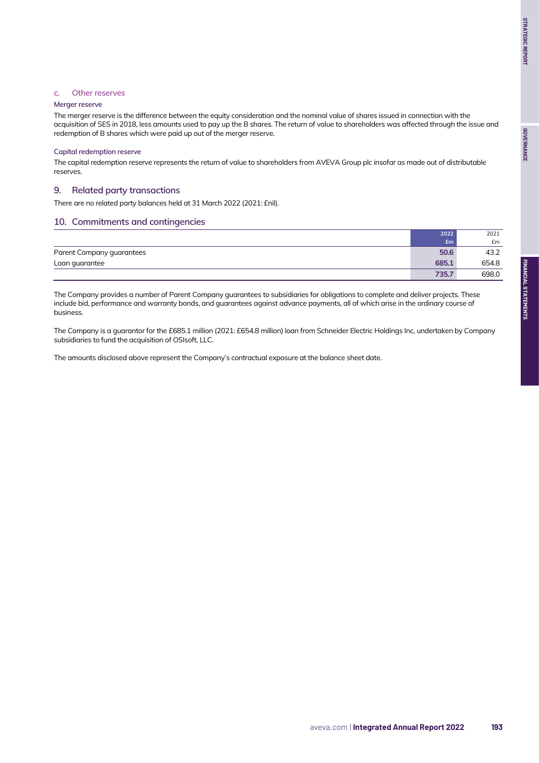### c. Other reserves

#### Merger reserve

The merger reserve is the difference between the equity consideration and the nominal value of shares issued in connection with the acquisition of SES in 2018, less amounts used to pay up the B shares. The return of value to shareholders was affected through the issue and redemption of B shares which were paid up out of the merger reserve.

#### Capital redemption reserve

The capital redemption reserve represents the return of value to shareholders from AVEVA Group plc insofar as made out of distributable reserves.

## 9. Related party transactions

There are no related party balances held at 31 March 2022 (2021: £nil).

## 10. Commitments and contingencies

| | 2022 £m | 2021 £m |
|---|---|---|
| Parent Company guarantees | **50.6** | 43.2 |
| Loan guarantee | **685.1** | 654.8 |
| | **735.7** | 698.0 |

The Company provides a number of Parent Company guarantees to subsidiaries for obligations to complete and deliver projects. These include bid, performance and warranty bonds, and guarantees against advance payments, all of which arise in the ordinary course of business.

The Company is a guarantor for the £685.1 million (2021: £654.8 million) loan from Schneider Electric Holdings Inc, undertaken by Company subsidiaries to fund the acquisition of OSIsoft, LLC.

The amounts disclosed above represent the Company's contractual exposure at the balance sheet date.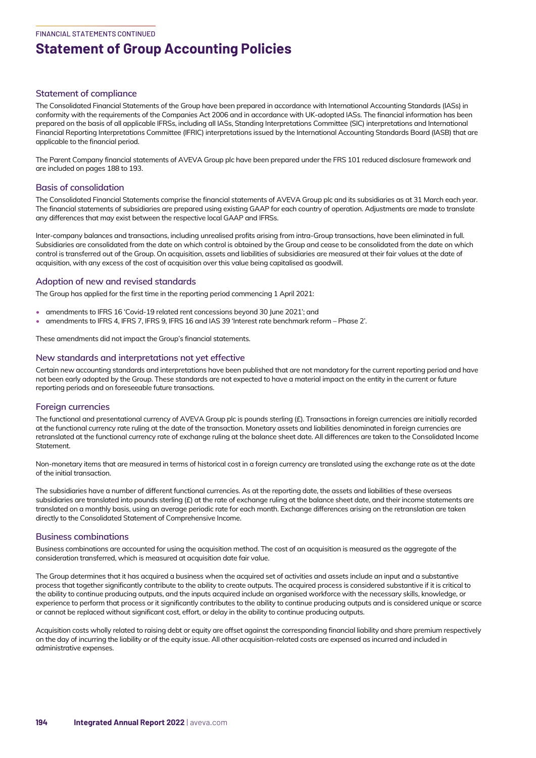# Statement of Group Accounting Policies

## Statement of compliance

The Consolidated Financial Statements of the Group have been prepared in accordance with International Accounting Standards (IASs) in conformity with the requirements of the Companies Act 2006 and in accordance with UK-adopted IASs. The financial information has been prepared on the basis of all applicable IFRSs, including all IASs, Standing Interpretations Committee (SIC) interpretations and International Financial Reporting Interpretations Committee (IFRIC) interpretations issued by the International Accounting Standards Board (IASB) that are applicable to the financial period.

The Parent Company financial statements of AVEVA Group plc have been prepared under the FRS 101 reduced disclosure framework and are included on pages 188 to 193.

## Basis of consolidation

The Consolidated Financial Statements comprise the financial statements of AVEVA Group plc and its subsidiaries as at 31 March each year. The financial statements of subsidiaries are prepared using existing GAAP for each country of operation. Adjustments are made to translate any differences that may exist between the respective local GAAP and IFRSs.

Inter-company balances and transactions, including unrealised profits arising from intra-Group transactions, have been eliminated in full. Subsidiaries are consolidated from the date on which control is obtained by the Group and cease to be consolidated from the date on which control is transferred out of the Group. On acquisition, assets and liabilities of subsidiaries are measured at their fair values at the date of acquisition, with any excess of the cost of acquisition over this value being capitalised as goodwill.

## Adoption of new and revised standards

The Group has applied for the first time in the reporting period commencing 1 April 2021:

- amendments to IFRS 16 'Covid-19 related rent concessions beyond 30 June 2021'; and
- amendments to IFRS 4, IFRS 7, IFRS 9, IFRS 16 and IAS 39 'Interest rate benchmark reform – Phase 2'.

These amendments did not impact the Group's financial statements.

## New standards and interpretations not yet effective

Certain new accounting standards and interpretations have been published that are not mandatory for the current reporting period and have not been early adopted by the Group. These standards are not expected to have a material impact on the entity in the current or future reporting periods and on foreseeable future transactions.

## Foreign currencies

The functional and presentational currency of AVEVA Group plc is pounds sterling (£). Transactions in foreign currencies are initially recorded at the functional currency rate ruling at the date of the transaction. Monetary assets and liabilities denominated in foreign currencies are retranslated at the functional currency rate of exchange ruling at the balance sheet date. All differences are taken to the Consolidated Income Statement.

Non-monetary items that are measured in terms of historical cost in a foreign currency are translated using the exchange rate as at the date of the initial transaction.

The subsidiaries have a number of different functional currencies. As at the reporting date, the assets and liabilities of these overseas subsidiaries are translated into pounds sterling (£) at the rate of exchange ruling at the balance sheet date, and their income statements are translated on a monthly basis, using an average periodic rate for each month. Exchange differences arising on the retranslation are taken directly to the Consolidated Statement of Comprehensive Income.

## Business combinations

Business combinations are accounted for using the acquisition method. The cost of an acquisition is measured as the aggregate of the consideration transferred, which is measured at acquisition date fair value.

The Group determines that it has acquired a business when the acquired set of activities and assets include an input and a substantive process that together significantly contribute to the ability to create outputs. The acquired process is considered substantive if it is critical to the ability to continue producing outputs, and the inputs acquired include an organised workforce with the necessary skills, knowledge, or experience to perform that process or it significantly contributes to the ability to continue producing outputs and is considered unique or scarce or cannot be replaced without significant cost, effort, or delay in the ability to continue producing outputs.

Acquisition costs wholly related to raising debt or equity are offset against the corresponding financial liability and share premium respectively on the day of incurring the liability or of the equity issue. All other acquisition-related costs are expensed as incurred and included in administrative expenses.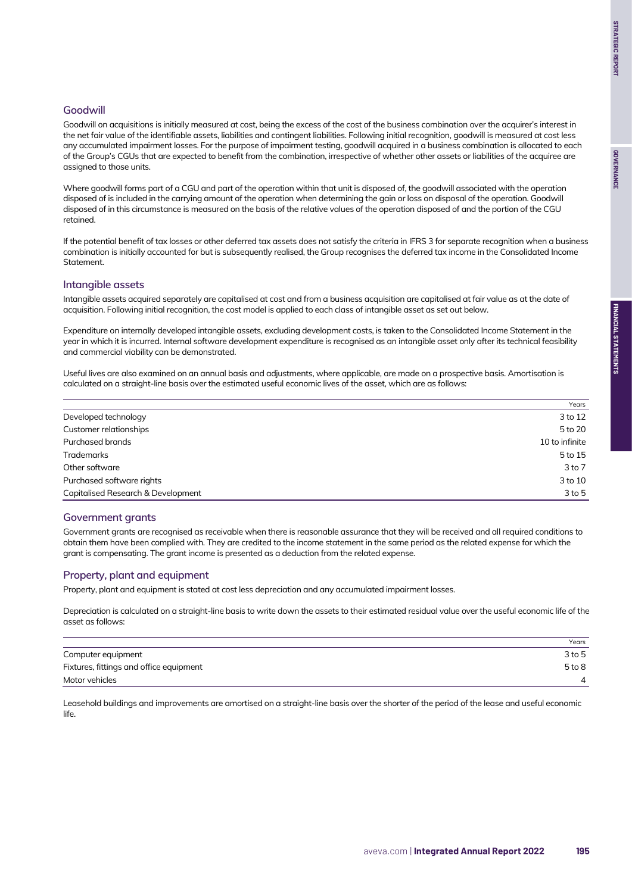### Goodwill

Goodwill on acquisitions is initially measured at cost, being the excess of the cost of the business combination over the acquirer's interest in the net fair value of the identifiable assets, liabilities and contingent liabilities. Following initial recognition, goodwill is measured at cost less any accumulated impairment losses. For the purpose of impairment testing, goodwill acquired in a business combination is allocated to each of the Group's CGUs that are expected to benefit from the combination, irrespective of whether other assets or liabilities of the acquiree are assigned to those units.

Where goodwill forms part of a CGU and part of the operation within that unit is disposed of, the goodwill associated with the operation disposed of is included in the carrying amount of the operation when determining the gain or loss on disposal of the operation. Goodwill disposed of in this circumstance is measured on the basis of the relative values of the operation disposed of and the portion of the CGU retained.

If the potential benefit of tax losses or other deferred tax assets does not satisfy the criteria in IFRS 3 for separate recognition when a business combination is initially accounted for but is subsequently realised, the Group recognises the deferred tax income in the Consolidated Income Statement.

### Intangible assets

Intangible assets acquired separately are capitalised at cost and from a business acquisition are capitalised at fair value as at the date of acquisition. Following initial recognition, the cost model is applied to each class of intangible asset as set out below.

Expenditure on internally developed intangible assets, excluding development costs, is taken to the Consolidated Income Statement in the year in which it is incurred. Internal software development expenditure is recognised as an intangible asset only after its technical feasibility and commercial viability can be demonstrated.

Useful lives are also examined on an annual basis and adjustments, where applicable, are made on a prospective basis. Amortisation is calculated on a straight-line basis over the estimated useful economic lives of the asset, which are as follows:

| | Years |
|---|---|
| Developed technology | 3 to 12 |
| Customer relationships | 5 to 20 |
| Purchased brands | 10 to infinite |
| Trademarks | 5 to 15 |
| Other software | 3 to 7 |
| Purchased software rights | 3 to 10 |
| Capitalised Research & Development | 3 to 5 |

### Government grants

Government grants are recognised as receivable when there is reasonable assurance that they will be received and all required conditions to obtain them have been complied with. They are credited to the income statement in the same period as the related expense for which the grant is compensating. The grant income is presented as a deduction from the related expense.

### Property, plant and equipment

Property, plant and equipment is stated at cost less depreciation and any accumulated impairment losses.

Depreciation is calculated on a straight-line basis to write down the assets to their estimated residual value over the useful economic life of the asset as follows:

| | Years |
|---|---|
| Computer equipment | 3 to 5 |
| Fixtures, fittings and office equipment | 5 to 8 |
| Motor vehicles | 4 |

Leasehold buildings and improvements are amortised on a straight-line basis over the shorter of the period of the lease and useful economic life.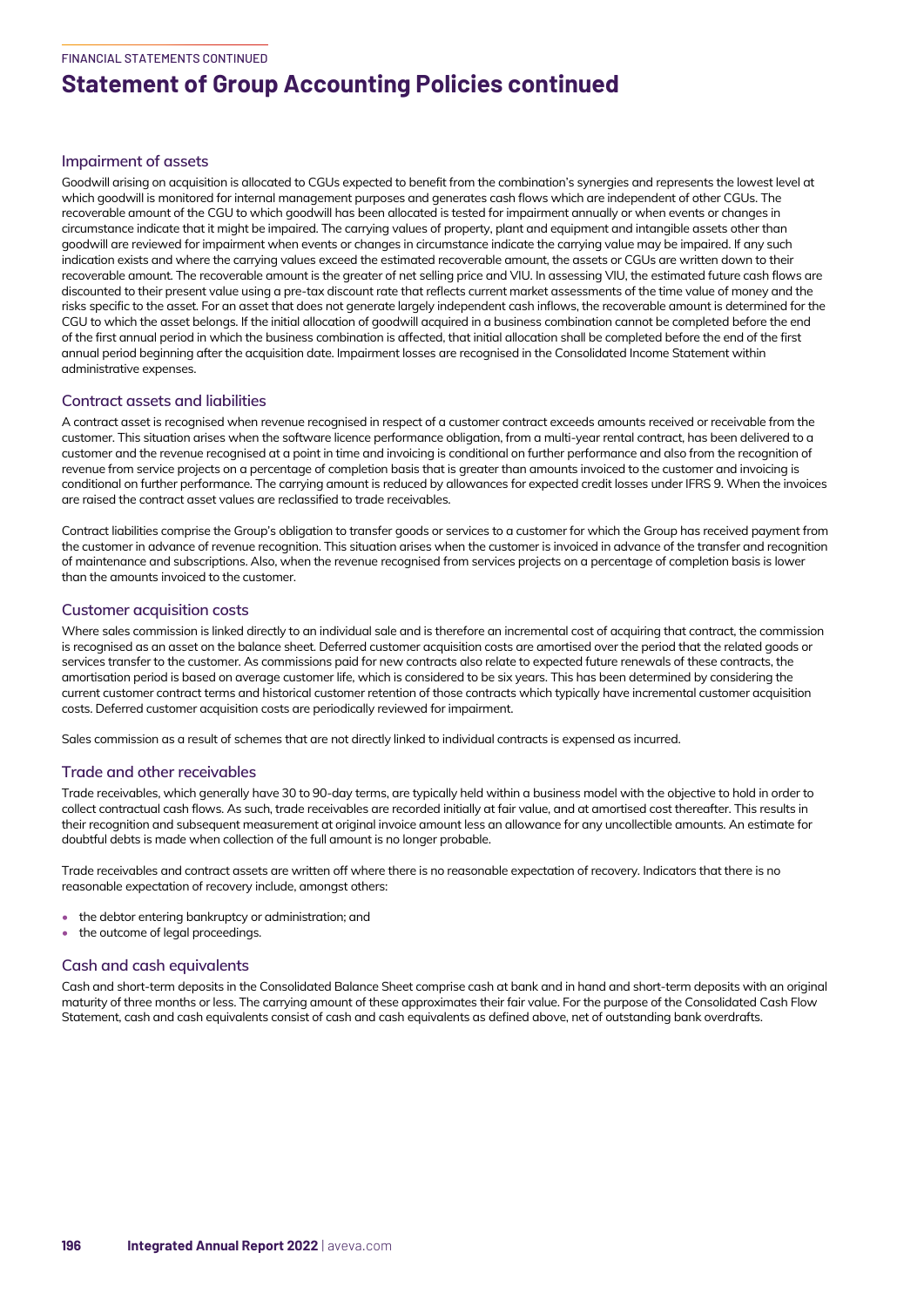# Statement of Group Accounting Policies continued

### Impairment of assets

Goodwill arising on acquisition is allocated to CGUs expected to benefit from the combination's synergies and represents the lowest level at which goodwill is monitored for internal management purposes and generates cash flows which are independent of other CGUs. The recoverable amount of the CGU to which goodwill has been allocated is tested for impairment annually or when events or changes in circumstance indicate that it might be impaired. The carrying values of property, plant and equipment and intangible assets other than goodwill are reviewed for impairment when events or changes in circumstance indicate the carrying value may be impaired. If any such indication exists and where the carrying values exceed the estimated recoverable amount, the assets or CGUs are written down to their recoverable amount. The recoverable amount is the greater of net selling price and VIU. In assessing VIU, the estimated future cash flows are discounted to their present value using a pre-tax discount rate that reflects current market assessments of the time value of money and the risks specific to the asset. For an asset that does not generate largely independent cash inflows, the recoverable amount is determined for the CGU to which the asset belongs. If the initial allocation of goodwill acquired in a business combination cannot be completed before the end of the first annual period in which the business combination is affected, that initial allocation shall be completed before the end of the first annual period beginning after the acquisition date. Impairment losses are recognised in the Consolidated Income Statement within administrative expenses.

### Contract assets and liabilities

A contract asset is recognised when revenue recognised in respect of a customer contract exceeds amounts received or receivable from the customer. This situation arises when the software licence performance obligation, from a multi-year rental contract, has been delivered to a customer and the revenue recognised at a point in time and invoicing is conditional on further performance and also from the recognition of revenue from service projects on a percentage of completion basis that is greater than amounts invoiced to the customer and invoicing is conditional on further performance. The carrying amount is reduced by allowances for expected credit losses under IFRS 9. When the invoices are raised the contract asset values are reclassified to trade receivables.

Contract liabilities comprise the Group's obligation to transfer goods or services to a customer for which the Group has received payment from the customer in advance of revenue recognition. This situation arises when the customer is invoiced in advance of the transfer and recognition of maintenance and subscriptions. Also, when the revenue recognised from services projects on a percentage of completion basis is lower than the amounts invoiced to the customer.

### Customer acquisition costs

Where sales commission is linked directly to an individual sale and is therefore an incremental cost of acquiring that contract, the commission is recognised as an asset on the balance sheet. Deferred customer acquisition costs are amortised over the period that the related goods or services transfer to the customer. As commissions paid for new contracts also relate to expected future renewals of these contracts, the amortisation period is based on average customer life, which is considered to be six years. This has been determined by considering the current customer contract terms and historical customer retention of those contracts which typically have incremental customer acquisition costs. Deferred customer acquisition costs are periodically reviewed for impairment.

Sales commission as a result of schemes that are not directly linked to individual contracts is expensed as incurred.

### Trade and other receivables

Trade receivables, which generally have 30 to 90-day terms, are typically held within a business model with the objective to hold in order to collect contractual cash flows. As such, trade receivables are recorded initially at fair value, and at amortised cost thereafter. This results in their recognition and subsequent measurement at original invoice amount less an allowance for any uncollectible amounts. An estimate for doubtful debts is made when collection of the full amount is no longer probable.

Trade receivables and contract assets are written off where there is no reasonable expectation of recovery. Indicators that there is no reasonable expectation of recovery include, amongst others:

- the debtor entering bankruptcy or administration; and
- the outcome of legal proceedings.

### Cash and cash equivalents

Cash and short-term deposits in the Consolidated Balance Sheet comprise cash at bank and in hand and short-term deposits with an original maturity of three months or less. The carrying amount of these approximates their fair value. For the purpose of the Consolidated Cash Flow Statement, cash and cash equivalents consist of cash and cash equivalents as defined above, net of outstanding bank overdrafts.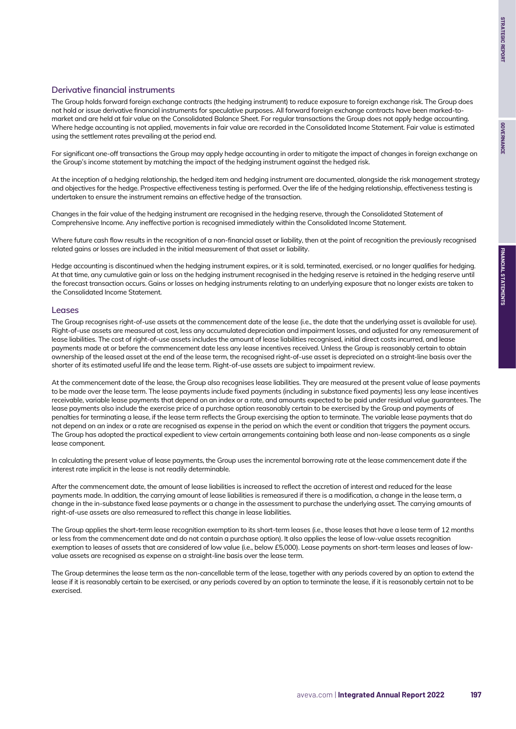## Derivative financial instruments

The Group holds forward foreign exchange contracts (the hedging instrument) to reduce exposure to foreign exchange risk. The Group does not hold or issue derivative financial instruments for speculative purposes. All forward foreign exchange contracts have been marked-to-market and are held at fair value on the Consolidated Balance Sheet. For regular transactions the Group does not apply hedge accounting. Where hedge accounting is not applied, movements in fair value are recorded in the Consolidated Income Statement. Fair value is estimated using the settlement rates prevailing at the period end.

For significant one-off transactions the Group may apply hedge accounting in order to mitigate the impact of changes in foreign exchange on the Group's income statement by matching the impact of the hedging instrument against the hedged risk.

At the inception of a hedging relationship, the hedged item and hedging instrument are documented, alongside the risk management strategy and objectives for the hedge. Prospective effectiveness testing is performed. Over the life of the hedging relationship, effectiveness testing is undertaken to ensure the instrument remains an effective hedge of the transaction.

Changes in the fair value of the hedging instrument are recognised in the hedging reserve, through the Consolidated Statement of Comprehensive Income. Any ineffective portion is recognised immediately within the Consolidated Income Statement.

Where future cash flow results in the recognition of a non-financial asset or liability, then at the point of recognition the previously recognised related gains or losses are included in the initial measurement of that asset or liability.

Hedge accounting is discontinued when the hedging instrument expires, or it is sold, terminated, exercised, or no longer qualifies for hedging. At that time, any cumulative gain or loss on the hedging instrument recognised in the hedging reserve is retained in the hedging reserve until the forecast transaction occurs. Gains or losses on hedging instruments relating to an underlying exposure that no longer exists are taken to the Consolidated Income Statement.

## Leases

The Group recognises right-of-use assets at the commencement date of the lease (i.e., the date that the underlying asset is available for use). Right-of-use assets are measured at cost, less any accumulated depreciation and impairment losses, and adjusted for any remeasurement of lease liabilities. The cost of right-of-use assets includes the amount of lease liabilities recognised, initial direct costs incurred, and lease payments made at or before the commencement date less any lease incentives received. Unless the Group is reasonably certain to obtain ownership of the leased asset at the end of the lease term, the recognised right-of-use asset is depreciated on a straight-line basis over the shorter of its estimated useful life and the lease term. Right-of-use assets are subject to impairment review.

At the commencement date of the lease, the Group also recognises lease liabilities. They are measured at the present value of lease payments to be made over the lease term. The lease payments include fixed payments (including in substance fixed payments) less any lease incentives receivable, variable lease payments that depend on an index or a rate, and amounts expected to be paid under residual value guarantees. The lease payments also include the exercise price of a purchase option reasonably certain to be exercised by the Group and payments of penalties for terminating a lease, if the lease term reflects the Group exercising the option to terminate. The variable lease payments that do not depend on an index or a rate are recognised as expense in the period on which the event or condition that triggers the payment occurs. The Group has adopted the practical expedient to view certain arrangements containing both lease and non-lease components as a single lease component.

In calculating the present value of lease payments, the Group uses the incremental borrowing rate at the lease commencement date if the interest rate implicit in the lease is not readily determinable.

After the commencement date, the amount of lease liabilities is increased to reflect the accretion of interest and reduced for the lease payments made. In addition, the carrying amount of lease liabilities is remeasured if there is a modification, a change in the lease term, a change in the in-substance fixed lease payments or a change in the assessment to purchase the underlying asset. The carrying amounts of right-of-use assets are also remeasured to reflect this change in lease liabilities.

The Group applies the short-term lease recognition exemption to its short-term leases (i.e., those leases that have a lease term of 12 months or less from the commencement date and do not contain a purchase option). It also applies the lease of low-value assets recognition exemption to leases of assets that are considered of low value (i.e., below £5,000). Lease payments on short-term leases and leases of low-value assets are recognised as expense on a straight-line basis over the lease term.

The Group determines the lease term as the non-cancellable term of the lease, together with any periods covered by an option to extend the lease if it is reasonably certain to be exercised, or any periods covered by an option to terminate the lease, if it is reasonably certain not to be exercised.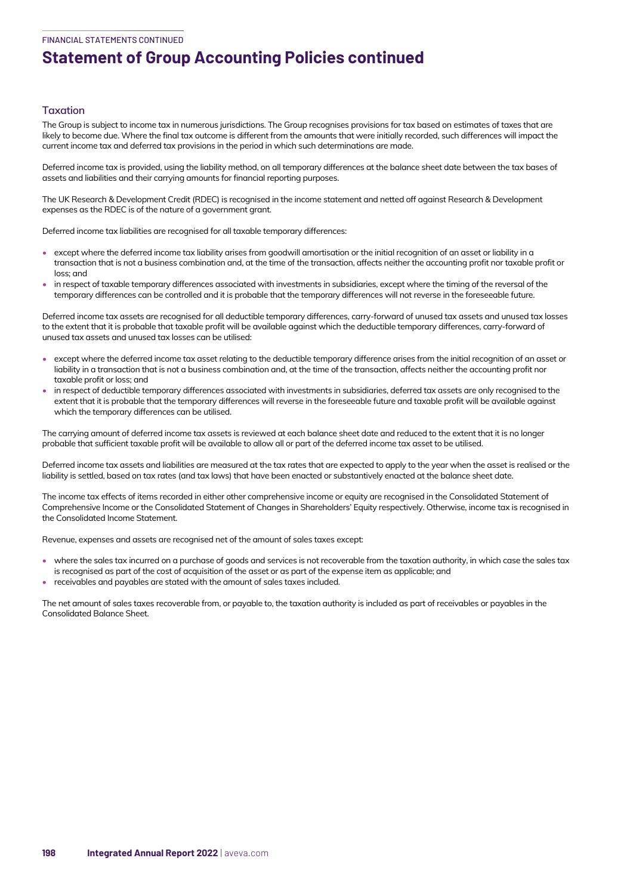# Statement of Group Accounting Policies continued

## Taxation

The Group is subject to income tax in numerous jurisdictions. The Group recognises provisions for tax based on estimates of taxes that are likely to become due. Where the final tax outcome is different from the amounts that were initially recorded, such differences will impact the current income tax and deferred tax provisions in the period in which such determinations are made.

Deferred income tax is provided, using the liability method, on all temporary differences at the balance sheet date between the tax bases of assets and liabilities and their carrying amounts for financial reporting purposes.

The UK Research & Development Credit (RDEC) is recognised in the income statement and netted off against Research & Development expenses as the RDEC is of the nature of a government grant.

Deferred income tax liabilities are recognised for all taxable temporary differences:

- except where the deferred income tax liability arises from goodwill amortisation or the initial recognition of an asset or liability in a transaction that is not a business combination and, at the time of the transaction, affects neither the accounting profit nor taxable profit or loss; and
- in respect of taxable temporary differences associated with investments in subsidiaries, except where the timing of the reversal of the temporary differences can be controlled and it is probable that the temporary differences will not reverse in the foreseeable future.

Deferred income tax assets are recognised for all deductible temporary differences, carry-forward of unused tax assets and unused tax losses to the extent that it is probable that taxable profit will be available against which the deductible temporary differences, carry-forward of unused tax assets and unused tax losses can be utilised:

- except where the deferred income tax asset relating to the deductible temporary difference arises from the initial recognition of an asset or liability in a transaction that is not a business combination and, at the time of the transaction, affects neither the accounting profit nor taxable profit or loss; and
- in respect of deductible temporary differences associated with investments in subsidiaries, deferred tax assets are only recognised to the extent that it is probable that the temporary differences will reverse in the foreseeable future and taxable profit will be available against which the temporary differences can be utilised.

The carrying amount of deferred income tax assets is reviewed at each balance sheet date and reduced to the extent that it is no longer probable that sufficient taxable profit will be available to allow all or part of the deferred income tax asset to be utilised.

Deferred income tax assets and liabilities are measured at the tax rates that are expected to apply to the year when the asset is realised or the liability is settled, based on tax rates (and tax laws) that have been enacted or substantively enacted at the balance sheet date.

The income tax effects of items recorded in either other comprehensive income or equity are recognised in the Consolidated Statement of Comprehensive Income or the Consolidated Statement of Changes in Shareholders' Equity respectively. Otherwise, income tax is recognised in the Consolidated Income Statement.

Revenue, expenses and assets are recognised net of the amount of sales taxes except:

- where the sales tax incurred on a purchase of goods and services is not recoverable from the taxation authority, in which case the sales tax is recognised as part of the cost of acquisition of the asset or as part of the expense item as applicable; and
- receivables and payables are stated with the amount of sales taxes included.

The net amount of sales taxes recoverable from, or payable to, the taxation authority is included as part of receivables or payables in the Consolidated Balance Sheet.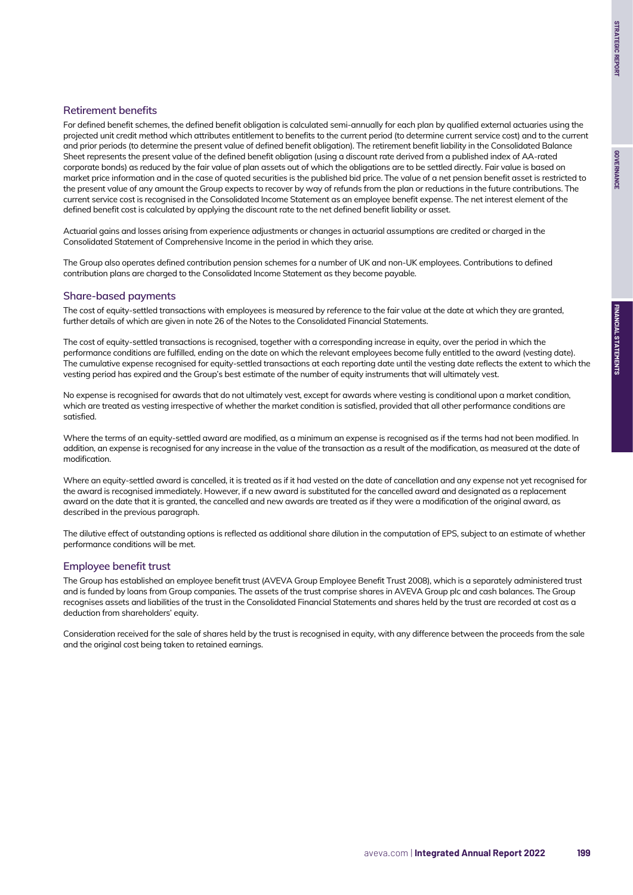### Retirement benefits

For defined benefit schemes, the defined benefit obligation is calculated semi-annually for each plan by qualified external actuaries using the projected unit credit method which attributes entitlement to benefits to the current period (to determine current service cost) and to the current and prior periods (to determine the present value of defined benefit obligation). The retirement benefit liability in the Consolidated Balance Sheet represents the present value of the defined benefit obligation (using a discount rate derived from a published index of AA-rated corporate bonds) as reduced by the fair value of plan assets out of which the obligations are to be settled directly. Fair value is based on market price information and in the case of quoted securities is the published bid price. The value of a net pension benefit asset is restricted to the present value of any amount the Group expects to recover by way of refunds from the plan or reductions in the future contributions. The current service cost is recognised in the Consolidated Income Statement as an employee benefit expense. The net interest element of the defined benefit cost is calculated by applying the discount rate to the net defined benefit liability or asset.

Actuarial gains and losses arising from experience adjustments or changes in actuarial assumptions are credited or charged in the Consolidated Statement of Comprehensive Income in the period in which they arise.

The Group also operates defined contribution pension schemes for a number of UK and non-UK employees. Contributions to defined contribution plans are charged to the Consolidated Income Statement as they become payable.

### Share-based payments

The cost of equity-settled transactions with employees is measured by reference to the fair value at the date at which they are granted, further details of which are given in note 26 of the Notes to the Consolidated Financial Statements.

The cost of equity-settled transactions is recognised, together with a corresponding increase in equity, over the period in which the performance conditions are fulfilled, ending on the date on which the relevant employees become fully entitled to the award (vesting date). The cumulative expense recognised for equity-settled transactions at each reporting date until the vesting date reflects the extent to which the vesting period has expired and the Group's best estimate of the number of equity instruments that will ultimately vest.

No expense is recognised for awards that do not ultimately vest, except for awards where vesting is conditional upon a market condition, which are treated as vesting irrespective of whether the market condition is satisfied, provided that all other performance conditions are satisfied.

Where the terms of an equity-settled award are modified, as a minimum an expense is recognised as if the terms had not been modified. In addition, an expense is recognised for any increase in the value of the transaction as a result of the modification, as measured at the date of modification.

Where an equity-settled award is cancelled, it is treated as if it had vested on the date of cancellation and any expense not yet recognised for the award is recognised immediately. However, if a new award is substituted for the cancelled award and designated as a replacement award on the date that it is granted, the cancelled and new awards are treated as if they were a modification of the original award, as described in the previous paragraph.

The dilutive effect of outstanding options is reflected as additional share dilution in the computation of EPS, subject to an estimate of whether performance conditions will be met.

### Employee benefit trust

The Group has established an employee benefit trust (AVEVA Group Employee Benefit Trust 2008), which is a separately administered trust and is funded by loans from Group companies. The assets of the trust comprise shares in AVEVA Group plc and cash balances. The Group recognises assets and liabilities of the trust in the Consolidated Financial Statements and shares held by the trust are recorded at cost as a deduction from shareholders' equity.

Consideration received for the sale of shares held by the trust is recognised in equity, with any difference between the proceeds from the sale and the original cost being taken to retained earnings.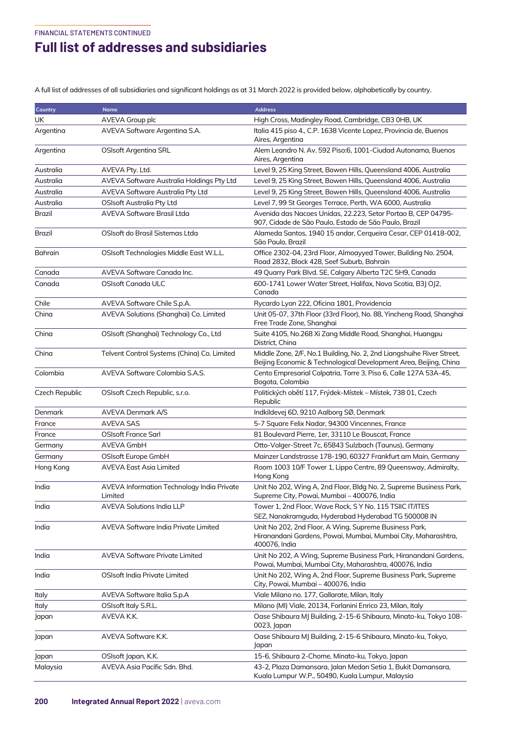FINANCIAL STATEMENTS CONTINUED

# Full list of addresses and subsidiaries

A full list of addresses of all subsidiaries and significant holdings as at 31 March 2022 is provided below, alphabetically by country.

| Country | Name | Address |
|---|---|---|
| UK | AVEVA Group plc | High Cross, Madingley Road, Cambridge, CB3 0HB, UK |
| Argentina | AVEVA Software Argentina S.A. | Italia 415 piso 4., C.P. 1638 Vicente Lopez, Provincia de, Buenos Aires, Argentina |
| Argentina | OSIsoft Argentina SRL | Alem Leandro N. Av. 592 Piso:6, 1001-Ciudad Autonama, Buenos Aires, Argentina |
| Australia | AVEVA Pty. Ltd. | Level 9, 25 King Street, Bowen Hills, Queensland 4006, Australia |
| Australia | AVEVA Software Australia Holdings Pty Ltd | Level 9, 25 King Street, Bowen Hills, Queensland 4006, Australia |
| Australia | AVEVA Software Australia Pty Ltd | Level 9, 25 King Street, Bowen Hills, Queensland 4006, Australia |
| Australia | OSIsoft Australia Pty Ltd | Level 7, 99 St Georges Terrace, Perth, WA 6000, Australia |
| Brazil | AVEVA Software Brasil Ltda | Avenida das Nacoes Unidas, 22.223, Setor Portao B, CEP 04795-907, Cidade de São Paulo, Estado de São Paulo, Brazil |
| Brazil | OSIsoft do Brasil Sistemas Ltda | Alameda Santos, 1940 15 andar, Cerqueira Cesar, CEP 01418-002, São Paulo, Brazil |
| Bahrain | OSIsoft Technologies Middle East W.L.L. | Office 2302-04, 23rd Floor, Almoayyed Tower, Building No. 2504, Road 2832, Block 428, Seef Suburb, Bahrain |
| Canada | AVEVA Software Canada Inc. | 49 Quarry Park Blvd. SE, Calgary Alberta T2C 5H9, Canada |
| Canada | OSIsoft Canada ULC | 600-1741 Lower Water Street, Halifax, Nova Scotia, B3J OJ2, Canada |
| Chile | AVEVA Software Chile S.p.A. | Rycardo Lyon 222, Oficina 1801, Providencia |
| China | AVEVA Solutions (Shanghai) Co. Limited | Unit 05-07, 37th Floor (33rd Floor), No. 88, Yincheng Road, Shanghai Free Trade Zone, Shanghai |
| China | OSIsoft (Shanghai) Technology Co., Ltd | Suite 4105, No.268 Xi Zang Middle Road, Shanghai, Huangpu District, China |
| China | Telvent Control Systems (China) Co. Limited | Middle Zone, 2/F, No.1 Building, No. 2, 2nd Liangshuihe River Street, Beijing Economic & Technological Development Area, Beijing, China |
| Colombia | AVEVA Software Colombia S.A.S. | Cento Empresarial Colpatria, Torre 3, Piso 6, Calle 127A 53A-45, Bogota, Colombia |
| Czech Republic | OSIsoft Czech Republic, s.r.o. | Politických obětí 117, Frýdek-Místek – Místek, 738 01, Czech Republic |
| Denmark | AVEVA Denmark A/S | Indkildevej 6D, 9210 Aalborg SØ, Denmark |
| France | AVEVA SAS | 5-7 Square Felix Nadar, 94300 Vincennes, France |
| France | OSIsoft France Sarl | 81 Boulevard Pierre, 1er, 33110 Le Bouscat, France |
| Germany | AVEVA GmbH | Otto-Volger-Street 7c, 65843 Sulzbach (Taunus), Germany |
| Germany | OSIsoft Europe GmbH | Mainzer Landstrasse 178-190, 60327 Frankfurt am Main, Germany |
| Hong Kong | AVEVA East Asia Limited | Room 1003 10/F Tower 1, Lippo Centre, 89 Queensway, Admiralty, Hong Kong |
| India | AVEVA Information Technology India Private Limited | Unit No 202, Wing A, 2nd Floor, Bldg No. 2, Supreme Business Park, Supreme City, Powai, Mumbai – 400076, India |
| India | AVEVA Solutions India LLP | Tower 1, 2nd Floor, Wave Rock, S Y No. 115 TSIIC IT/ITES SEZ, Nanakramguda, Hyderabad Hyderabad TG 500008 IN |
| India | AVEVA Software India Private Limited | Unit No 202, 2nd Floor, A Wing, Supreme Business Park, Hiranandani Gardens, Powai, Mumbai, Mumbai City, Maharashtra, 400076, India |
| India | AVEVA Software Private Limited | Unit No 202, A Wing, Supreme Business Park, Hiranandani Gardens, Powai, Mumbai, Mumbai City, Maharashtra, 400076, India |
| India | OSIsoft India Private Limited | Unit No 202, Wing A, 2nd Floor, Supreme Business Park, Supreme City, Powai, Mumbai – 400076, India |
| Italy | AVEVA Software Italia S.p.A | Viale Milano no. 177, Gallarate, Milan, Italy |
| Italy | OSIsoft Italy S.R.L. | Milano (MI) Viale, 20134, Forlanini Enrico 23, Milan, Italy |
| Japan | AVEVA K.K. | Oase Shibaura MJ Building, 2-15-6 Shibaura, Minato-ku, Tokyo 108-0023, Japan |
| Japan | AVEVA Software K.K. | Oase Shibaura MJ Building, 2-15-6 Shibaura, Minato-ku, Tokyo, Japan |
| Japan | OSIsoft Japan, K.K. | 15-6, Shibaura 2-Chome, Minato-ku, Tokyo, Japan |
| Malaysia | AVEVA Asia Pacific Sdn. Bhd. | 43-2, Plaza Damansara, Jalan Medan Setia 1, Bukit Damansara, Kuala Lumpur W.P., 50490, Kuala Lumpur, Malaysia |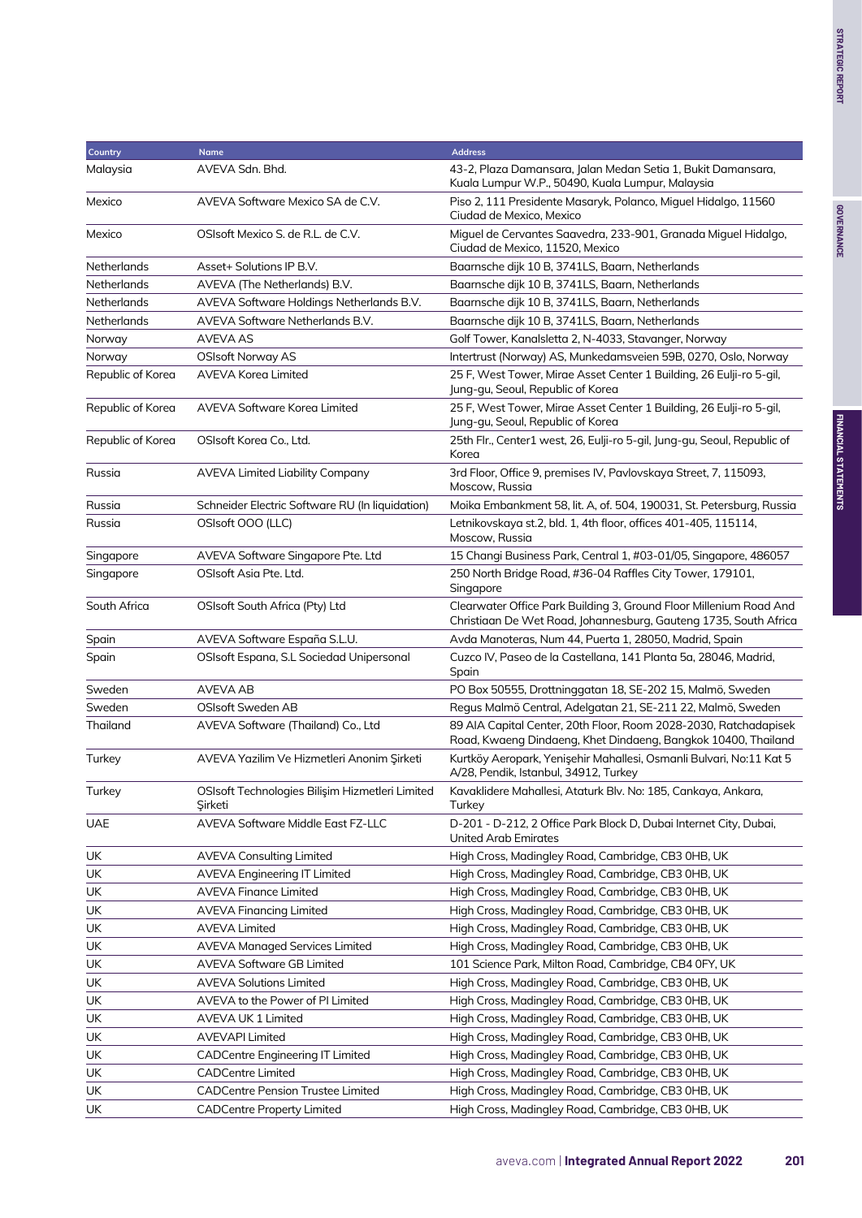| Country | Name | Address |
|---|---|---|
| Malaysia | AVEVA Sdn. Bhd. | 43-2, Plaza Damansara, Jalan Medan Setia 1, Bukit Damansara, Kuala Lumpur W.P., 50490, Kuala Lumpur, Malaysia |
| Mexico | AVEVA Software Mexico SA de C.V. | Piso 2, 111 Presidente Masaryk, Polanco, Miguel Hidalgo, 11560 Ciudad de Mexico, Mexico |
| Mexico | OSIsoft Mexico S. de R.L. de C.V. | Miguel de Cervantes Saavedra, 233-901, Granada Miguel Hidalgo, Ciudad de Mexico, 11520, Mexico |
| Netherlands | Asset+ Solutions IP B.V. | Baarnsche dijk 10 B, 3741LS, Baarn, Netherlands |
| Netherlands | AVEVA (The Netherlands) B.V. | Baarnsche dijk 10 B, 3741LS, Baarn, Netherlands |
| Netherlands | AVEVA Software Holdings Netherlands B.V. | Baarnsche dijk 10 B, 3741LS, Baarn, Netherlands |
| Netherlands | AVEVA Software Netherlands B.V. | Baarnsche dijk 10 B, 3741LS, Baarn, Netherlands |
| Norway | AVEVA AS | Golf Tower, Kanalsletta 2, N-4033, Stavanger, Norway |
| Norway | OSIsoft Norway AS | Intertrust (Norway) AS, Munkedamsveien 59B, 0270, Oslo, Norway |
| Republic of Korea | AVEVA Korea Limited | 25 F, West Tower, Mirae Asset Center 1 Building, 26 Eulji-ro 5-gil, Jung-gu, Seoul, Republic of Korea |
| Republic of Korea | AVEVA Software Korea Limited | 25 F, West Tower, Mirae Asset Center 1 Building, 26 Eulji-ro 5-gil, Jung-gu, Seoul, Republic of Korea |
| Republic of Korea | OSIsoft Korea Co., Ltd. | 25th Flr., Center1 west, 26, Eulji-ro 5-gil, Jung-gu, Seoul, Republic of Korea |
| Russia | AVEVA Limited Liability Company | 3rd Floor, Office 9, premises IV, Pavlovskaya Street, 7, 115093, Moscow, Russia |
| Russia | Schneider Electric Software RU (In liquidation) | Moika Embankment 58, lit. A, of. 504, 190031, St. Petersburg, Russia |
| Russia | OSIsoft OOO (LLC) | Letnikovskaya st.2, bld. 1, 4th floor, offices 401-405, 115114, Moscow, Russia |
| Singapore | AVEVA Software Singapore Pte. Ltd | 15 Changi Business Park, Central 1, #03-01/05, Singapore, 486057 |
| Singapore | OSIsoft Asia Pte. Ltd. | 250 North Bridge Road, #36-04 Raffles City Tower, 179101, Singapore |
| South Africa | OSIsoft South Africa (Pty) Ltd | Clearwater Office Park Building 3, Ground Floor Millenium Road And Christiaan De Wet Road, Johannesburg, Gauteng 1735, South Africa |
| Spain | AVEVA Software España S.L.U. | Avda Manoteras, Num 44, Puerta 1, 28050, Madrid, Spain |
| Spain | OSIsoft Espana, S.L Sociedad Unipersonal | Cuzco IV, Paseo de la Castellana, 141 Planta 5a, 28046, Madrid, Spain |
| Sweden | AVEVA AB | PO Box 50555, Drottninggatan 18, SE-202 15, Malmö, Sweden |
| Sweden | OSIsoft Sweden AB | Regus Malmö Central, Adelgatan 21, SE-211 22, Malmö, Sweden |
| Thailand | AVEVA Software (Thailand) Co., Ltd | 89 AIA Capital Center, 20th Floor, Room 2028-2030, Ratchadapisek Road, Kwaeng Dindaeng, Khet Dindaeng, Bangkok 10400, Thailand |
| Turkey | AVEVA Yazilim Ve Hizmetleri Anonim Şirketi | Kurtköy Aeropark, Yenişehir Mahallesi, Osmanli Bulvari, No:11 Kat 5 A/28, Pendik, Istanbul, 34912, Turkey |
| Turkey | OSIsoft Technologies Bilişim Hizmetleri Limited Şirketi | Kavaklidere Mahallesi, Ataturk Blv. No: 185, Cankaya, Ankara, Turkey |
| UAE | AVEVA Software Middle East FZ-LLC | D-201 - D-212, 2 Office Park Block D, Dubai Internet City, Dubai, United Arab Emirates |
| UK | AVEVA Consulting Limited | High Cross, Madingley Road, Cambridge, CB3 0HB, UK |
| UK | AVEVA Engineering IT Limited | High Cross, Madingley Road, Cambridge, CB3 0HB, UK |
| UK | AVEVA Finance Limited | High Cross, Madingley Road, Cambridge, CB3 0HB, UK |
| UK | AVEVA Financing Limited | High Cross, Madingley Road, Cambridge, CB3 0HB, UK |
| UK | AVEVA Limited | High Cross, Madingley Road, Cambridge, CB3 0HB, UK |
| UK | AVEVA Managed Services Limited | High Cross, Madingley Road, Cambridge, CB3 0HB, UK |
| UK | AVEVA Software GB Limited | 101 Science Park, Milton Road, Cambridge, CB4 0FY, UK |
| UK | AVEVA Solutions Limited | High Cross, Madingley Road, Cambridge, CB3 0HB, UK |
| UK | AVEVA to the Power of PI Limited | High Cross, Madingley Road, Cambridge, CB3 0HB, UK |
| UK | AVEVA UK 1 Limited | High Cross, Madingley Road, Cambridge, CB3 0HB, UK |
| UK | AVEVAPI Limited | High Cross, Madingley Road, Cambridge, CB3 0HB, UK |
| UK | CADCentre Engineering IT Limited | High Cross, Madingley Road, Cambridge, CB3 0HB, UK |
| UK | CADCentre Limited | High Cross, Madingley Road, Cambridge, CB3 0HB, UK |
| UK | CADCentre Pension Trustee Limited | High Cross, Madingley Road, Cambridge, CB3 0HB, UK |
| UK | CADCentre Property Limited | High Cross, Madingley Road, Cambridge, CB3 0HB, UK |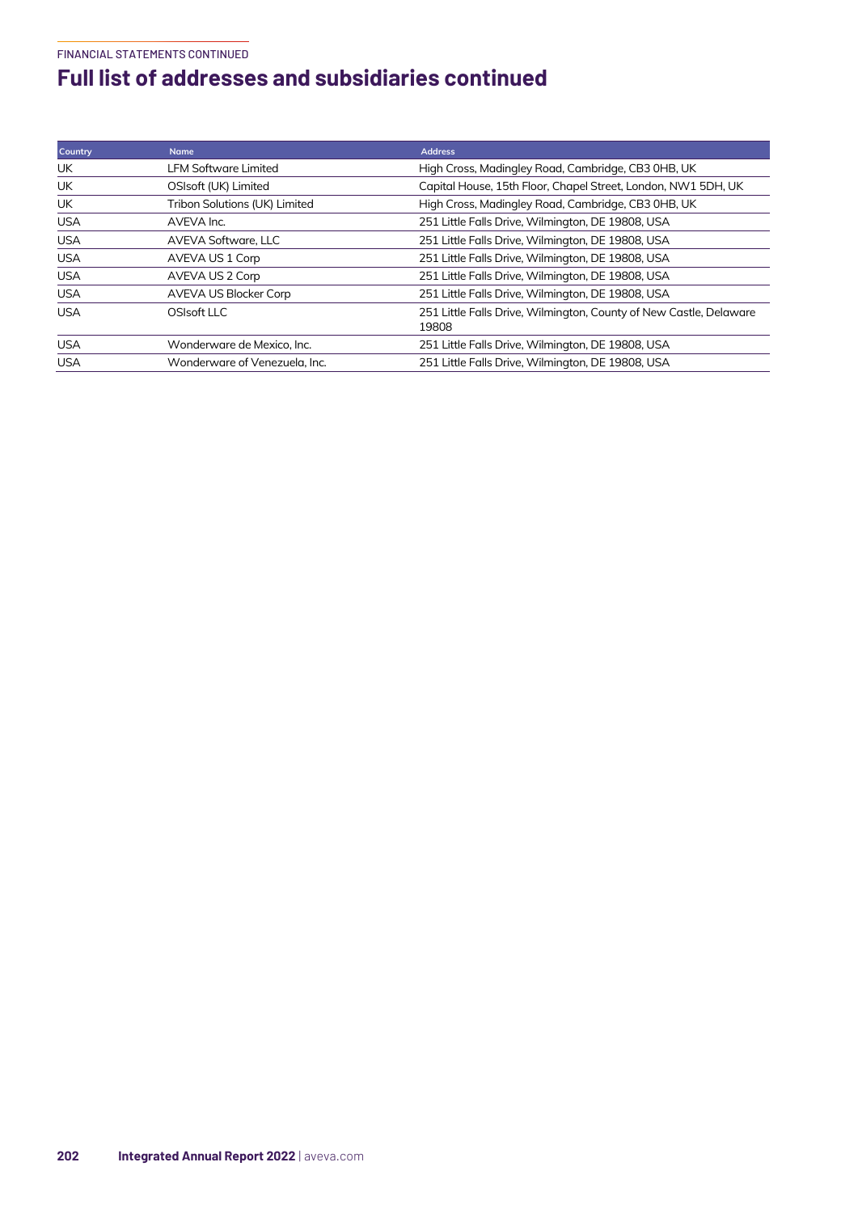# Full list of addresses and subsidiaries continued

| Country | Name | Address |
|---|---|---|
| UK | LFM Software Limited | High Cross, Madingley Road, Cambridge, CB3 0HB, UK |
| UK | OSIsoft (UK) Limited | Capital House, 15th Floor, Chapel Street, London, NW1 5DH, UK |
| UK | Tribon Solutions (UK) Limited | High Cross, Madingley Road, Cambridge, CB3 0HB, UK |
| USA | AVEVA Inc. | 251 Little Falls Drive, Wilmington, DE 19808, USA |
| USA | AVEVA Software, LLC | 251 Little Falls Drive, Wilmington, DE 19808, USA |
| USA | AVEVA US 1 Corp | 251 Little Falls Drive, Wilmington, DE 19808, USA |
| USA | AVEVA US 2 Corp | 251 Little Falls Drive, Wilmington, DE 19808, USA |
| USA | AVEVA US Blocker Corp | 251 Little Falls Drive, Wilmington, DE 19808, USA |
| USA | OSIsoft LLC | 251 Little Falls Drive, Wilmington, County of New Castle, Delaware 19808 |
| USA | Wonderware de Mexico, Inc. | 251 Little Falls Drive, Wilmington, DE 19808, USA |
| USA | Wonderware of Venezuela, Inc. | 251 Little Falls Drive, Wilmington, DE 19808, USA |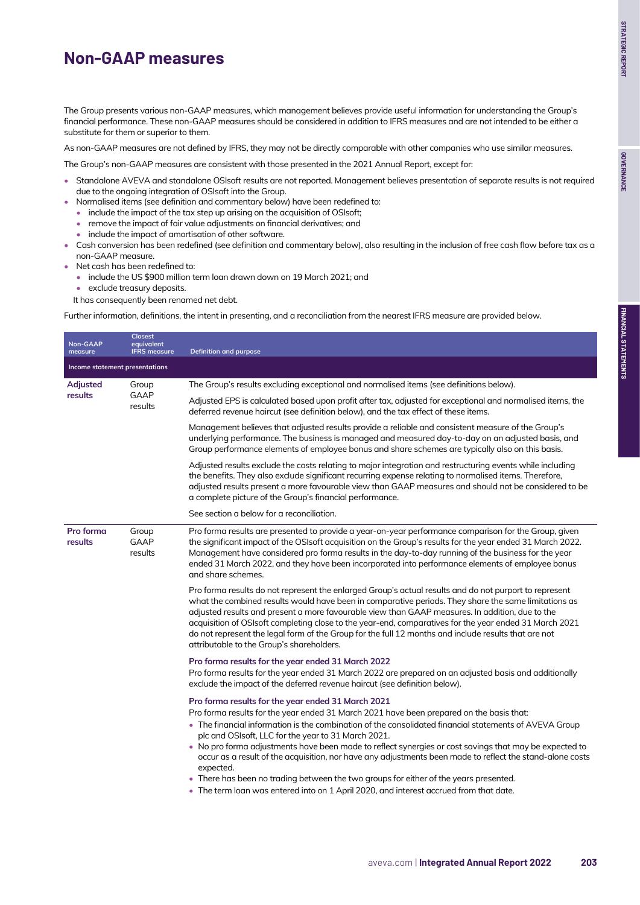# Non-GAAP measures

The Group presents various non-GAAP measures, which management believes provide useful information for understanding the Group's financial performance. These non-GAAP measures should be considered in addition to IFRS measures and are not intended to be either a substitute for them or superior to them.

As non-GAAP measures are not defined by IFRS, they may not be directly comparable with other companies who use similar measures.

The Group's non-GAAP measures are consistent with those presented in the 2021 Annual Report, except for:

- Standalone AVEVA and standalone OSIsoft results are not reported. Management believes presentation of separate results is not required due to the ongoing integration of OSIsoft into the Group.
- Normalised items (see definition and commentary below) have been redefined to:
  - include the impact of the tax step up arising on the acquisition of OSIsoft;
  - remove the impact of fair value adjustments on financial derivatives; and
  - include the impact of amortisation of other software.
- Cash conversion has been redefined (see definition and commentary below), also resulting in the inclusion of free cash flow before tax as a non-GAAP measure.
- Net cash has been redefined to:
  - include the US $900 million term loan drawn down on 19 March 2021; and
  - exclude treasury deposits.

  It has consequently been renamed net debt.

Further information, definitions, the intent in presenting, and a reconciliation from the nearest IFRS measure are provided below.

| Non-GAAP measure | Closest equivalent IFRS measure | Definition and purpose |
|---|---|---|
| **Income statement presentations** | | |
| **Adjusted results** | Group GAAP results | The Group's results excluding exceptional and normalised items (see definitions below).<br><br>Adjusted EPS is calculated based upon profit after tax, adjusted for exceptional and normalised items, the deferred revenue haircut (see definition below), and the tax effect of these items.<br><br>Management believes that adjusted results provide a reliable and consistent measure of the Group's underlying performance. The business is managed and measured day-to-day on an adjusted basis, and Group performance elements of employee bonus and share schemes are typically also on this basis.<br><br>Adjusted results exclude the costs relating to major integration and restructuring events while including the benefits. They also exclude significant recurring expense relating to normalised items. Therefore, adjusted results present a more favourable view than GAAP measures and should not be considered to be a complete picture of the Group's financial performance.<br><br>See section a below for a reconciliation. |
| **Pro forma results** | Group GAAP results | Pro forma results are presented to provide a year-on-year performance comparison for the Group, given the significant impact of the OSIsoft acquisition on the Group's results for the year ended 31 March 2022. Management have considered pro forma results in the day-to-day running of the business for the year ended 31 March 2022, and they have been incorporated into performance elements of employee bonus and share schemes.<br><br>Pro forma results do not represent the enlarged Group's actual results and do not purport to represent what the combined results would have been in comparative periods. They share the same limitations as adjusted results and present a more favourable view than GAAP measures. In addition, due to the acquisition of OSIsoft completing close to the year-end, comparatives for the year ended 31 March 2021 do not represent the legal form of the Group for the full 12 months and include results that are not attributable to the Group's shareholders.<br><br>**Pro forma results for the year ended 31 March 2022**<br>Pro forma results for the year ended 31 March 2022 are prepared on an adjusted basis and additionally exclude the impact of the deferred revenue haircut (see definition below).<br><br>**Pro forma results for the year ended 31 March 2021**<br>Pro forma results for the year ended 31 March 2021 have been prepared on the basis that:<br>• The financial information is the combination of the consolidated financial statements of AVEVA Group plc and OSIsoft, LLC for the year to 31 March 2021.<br>• No pro forma adjustments have been made to reflect synergies or cost savings that may be expected to occur as a result of the acquisition, nor have any adjustments been made to reflect the stand-alone costs expected.<br>• There has been no trading between the two groups for either of the years presented.<br>• The term loan was entered into on 1 April 2020, and interest accrued from that date. |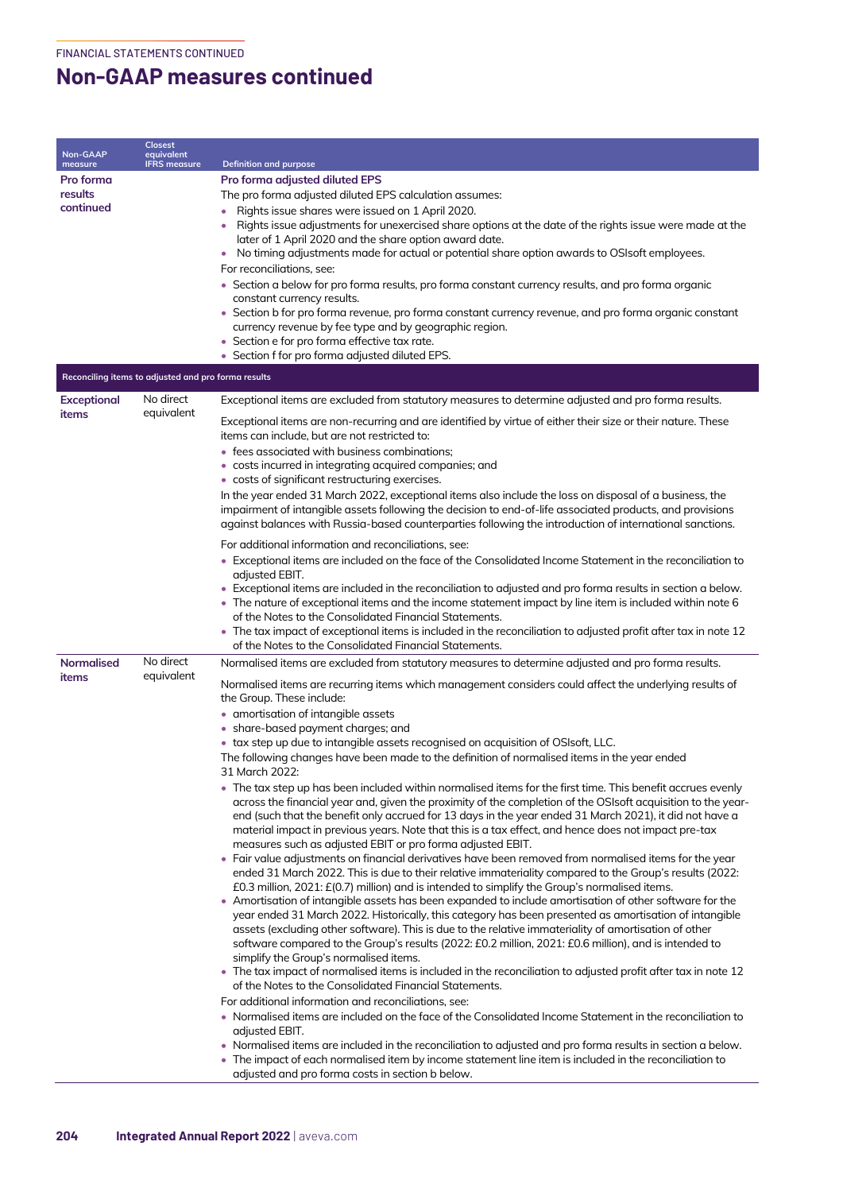# Non-GAAP measures continued

| Non-GAAP measure | Closest equivalent IFRS measure | Definition and purpose |
|---|---|---|
| **Pro forma results continued** | | **Pro forma adjusted diluted EPS**<br>The pro forma adjusted diluted EPS calculation assumes:<br>• Rights issue shares were issued on 1 April 2020.<br>• Rights issue adjustments for unexercised share options at the date of the rights issue were made at the later of 1 April 2020 and the share option award date.<br>• No timing adjustments made for actual or potential share option awards to OSIsoft employees.<br>For reconciliations, see:<br>• Section a below for pro forma results, pro forma constant currency results, and pro forma organic constant currency results.<br>• Section b for pro forma revenue, pro forma constant currency revenue, and pro forma organic constant currency revenue by fee type and by geographic region.<br>• Section e for pro forma effective tax rate.<br>• Section f for pro forma adjusted diluted EPS. |
| **Reconciling items to adjusted and pro forma results** | | |
| **Exceptional items** | No direct equivalent | Exceptional items are excluded from statutory measures to determine adjusted and pro forma results.<br>Exceptional items are non-recurring and are identified by virtue of either their size or their nature. These items can include, but are not restricted to:<br>• fees associated with business combinations;<br>• costs incurred in integrating acquired companies; and<br>• costs of significant restructuring exercises.<br>In the year ended 31 March 2022, exceptional items also include the loss on disposal of a business, the impairment of intangible assets following the decision to end-of-life associated products, and provisions against balances with Russia-based counterparties following the introduction of international sanctions.<br>For additional information and reconciliations, see:<br>• Exceptional items are included on the face of the Consolidated Income Statement in the reconciliation to adjusted EBIT.<br>• Exceptional items are included in the reconciliation to adjusted and pro forma results in section a below.<br>• The nature of exceptional items and the income statement impact by line item is included within note 6 of the Notes to the Consolidated Financial Statements.<br>• The tax impact of exceptional items is included in the reconciliation to adjusted profit after tax in note 12 of the Notes to the Consolidated Financial Statements. |
| **Normalised items** | No direct equivalent | Normalised items are excluded from statutory measures to determine adjusted and pro forma results.<br>Normalised items are recurring items which management considers could affect the underlying results of the Group. These include:<br>• amortisation of intangible assets<br>• share-based payment charges; and<br>• tax step up due to intangible assets recognised on acquisition of OSIsoft, LLC.<br>The following changes have been made to the definition of normalised items in the year ended 31 March 2022:<br>• The tax step up has been included within normalised items for the first time. This benefit accrues evenly across the financial year and, given the proximity of the completion of the OSIsoft acquisition to the year-end (such that the benefit only accrued for 13 days in the year ended 31 March 2021), it did not have a material impact in previous years. Note that this is a tax effect, and hence does not impact pre-tax measures such as adjusted EBIT or pro forma adjusted EBIT.<br>• Fair value adjustments on financial derivatives have been removed from normalised items for the year ended 31 March 2022. This is due to their relative immateriality compared to the Group's results (2022: £0.3 million, 2021: £(0.7) million) and is intended to simplify the Group's normalised items.<br>• Amortisation of intangible assets has been expanded to include amortisation of other software for the year ended 31 March 2022. Historically, this category has been presented as amortisation of intangible assets (excluding other software). This is due to the relative immateriality of amortisation of other software compared to the Group's results (2022: £0.2 million, 2021: £0.6 million), and is intended to simplify the Group's normalised items.<br>• The tax impact of normalised items is included in the reconciliation to adjusted profit after tax in note 12 of the Notes to the Consolidated Financial Statements.<br>For additional information and reconciliations, see:<br>• Normalised items are included on the face of the Consolidated Income Statement in the reconciliation to adjusted EBIT.<br>• Normalised items are included in the reconciliation to adjusted and pro forma results in section a below.<br>• The impact of each normalised item by income statement line item is included in the reconciliation to adjusted and pro forma costs in section b below. |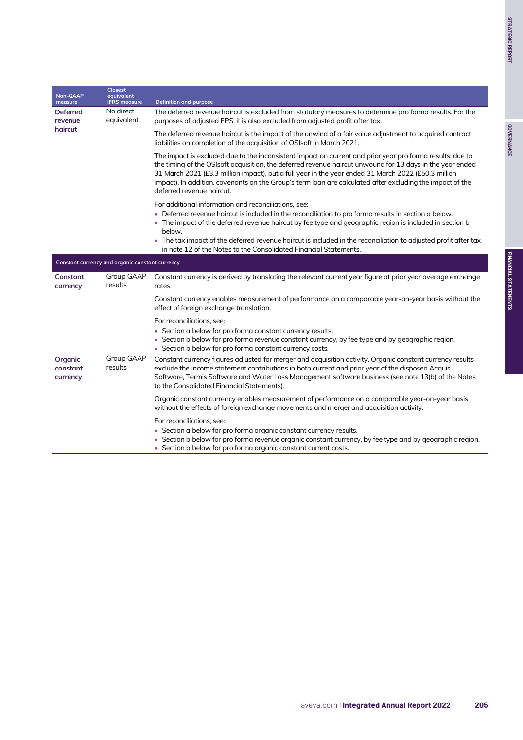| Non-GAAP measure | Closest equivalent IFRS measure | Definition and purpose |
|---|---|---|
| **Deferred revenue haircut** | No direct equivalent | The deferred revenue haircut is excluded from statutory measures to determine pro forma results. For the purposes of adjusted EPS, it is also excluded from adjusted profit after tax.<br><br>The deferred revenue haircut is the impact of the unwind of a fair value adjustment to acquired contract liabilities on completion of the acquisition of OSIsoft in March 2021.<br><br>The impact is excluded due to the inconsistent impact on current and prior year pro forma results; due to the timing of the OSIsoft acquisition, the deferred revenue haircut unwound for 13 days in the year ended 31 March 2021 (£3.3 million impact), but a full year in the year ended 31 March 2022 (£50.3 million impact). In addition, covenants on the Group's term loan are calculated after excluding the impact of the deferred revenue haircut.<br><br>For additional information and reconciliations, see:<br>• Deferred revenue haircut is included in the reconciliation to pro forma results in section a below.<br>• The impact of the deferred revenue haircut by fee type and geographic region is included in section b below.<br>• The tax impact of the deferred revenue haircut is included in the reconciliation to adjusted profit after tax in note 12 of the Notes to the Consolidated Financial Statements. |
| **Constant currency and organic constant currency** | | |
| **Constant currency** | Group GAAP results | Constant currency is derived by translating the relevant current year figure at prior year average exchange rates.<br><br>Constant currency enables measurement of performance on a comparable year-on-year basis without the effect of foreign exchange translation.<br><br>For reconciliations, see:<br>• Section a below for pro forma constant currency results.<br>• Section b below for pro forma revenue constant currency, by fee type and by geographic region.<br>• Section b below for pro forma constant currency costs. |
| **Organic constant currency** | Group GAAP results | Constant currency figures adjusted for merger and acquisition activity. Organic constant currency results exclude the income statement contributions in both current and prior year of the disposed Acquis Software, Termis Software and Water Loss Management software business (see note 13(b) of the Notes to the Consolidated Financial Statements).<br><br>Organic constant currency enables measurement of performance on a comparable year-on-year basis without the effects of foreign exchange movements and merger and acquisition activity.<br><br>For reconciliations, see:<br>• Section a below for pro forma organic constant currency results.<br>• Section b below for pro forma revenue organic constant currency, by fee type and by geographic region.<br>• Section b below for pro forma organic constant current costs. |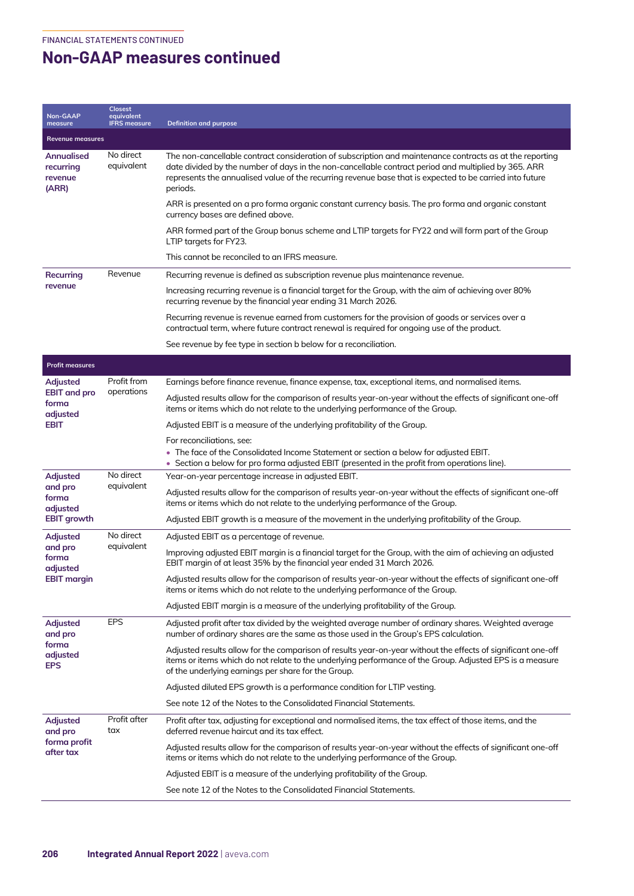FINANCIAL STATEMENTS CONTINUED

# Non-GAAP measures continued

| Non-GAAP measure | Closest equivalent IFRS measure | Definition and purpose |
|---|---|---|
| **Revenue measures** | | |
| **Annualised recurring revenue (ARR)** | No direct equivalent | The non-cancellable contract consideration of subscription and maintenance contracts as at the reporting date divided by the number of days in the non-cancellable contract period and multiplied by 365. ARR represents the annualised value of the recurring revenue base that is expected to be carried into future periods.<br><br>ARR is presented on a pro forma organic constant currency basis. The pro forma and organic constant currency bases are defined above.<br><br>ARR formed part of the Group bonus scheme and LTIP targets for FY22 and will form part of the Group LTIP targets for FY23.<br><br>This cannot be reconciled to an IFRS measure. |
| **Recurring revenue** | Revenue | Recurring revenue is defined as subscription revenue plus maintenance revenue.<br><br>Increasing recurring revenue is a financial target for the Group, with the aim of achieving over 80% recurring revenue by the financial year ending 31 March 2026.<br><br>Recurring revenue is revenue earned from customers for the provision of goods or services over a contractual term, where future contract renewal is required for ongoing use of the product.<br><br>See revenue by fee type in section b below for a reconciliation. |
| **Profit measures** | | |
| **Adjusted EBIT and pro forma adjusted EBIT** | Profit from operations | Earnings before finance revenue, finance expense, tax, exceptional items, and normalised items.<br><br>Adjusted results allow for the comparison of results year-on-year without the effects of significant one-off items or items which do not relate to the underlying performance of the Group.<br><br>Adjusted EBIT is a measure of the underlying profitability of the Group.<br><br>For reconciliations, see:<br>• The face of the Consolidated Income Statement or section a below for adjusted EBIT.<br>• Section a below for pro forma adjusted EBIT (presented in the profit from operations line). |
| **Adjusted and pro forma adjusted EBIT growth** | No direct equivalent | Year-on-year percentage increase in adjusted EBIT.<br><br>Adjusted results allow for the comparison of results year-on-year without the effects of significant one-off items or items which do not relate to the underlying performance of the Group.<br><br>Adjusted EBIT growth is a measure of the movement in the underlying profitability of the Group. |
| **Adjusted and pro forma adjusted EBIT margin** | No direct equivalent | Adjusted EBIT as a percentage of revenue.<br><br>Improving adjusted EBIT margin is a financial target for the Group, with the aim of achieving an adjusted EBIT margin of at least 35% by the financial year ended 31 March 2026.<br><br>Adjusted results allow for the comparison of results year-on-year without the effects of significant one-off items or items which do not relate to the underlying performance of the Group.<br><br>Adjusted EBIT margin is a measure of the underlying profitability of the Group. |
| **Adjusted and pro forma adjusted EPS** | EPS | Adjusted profit after tax divided by the weighted average number of ordinary shares. Weighted average number of ordinary shares are the same as those used in the Group's EPS calculation.<br><br>Adjusted results allow for the comparison of results year-on-year without the effects of significant one-off items or items which do not relate to the underlying performance of the Group. Adjusted EPS is a measure of the underlying earnings per share for the Group.<br><br>Adjusted diluted EPS growth is a performance condition for LTIP vesting.<br><br>See note 12 of the Notes to the Consolidated Financial Statements. |
| **Adjusted and pro forma profit after tax** | Profit after tax | Profit after tax, adjusting for exceptional and normalised items, the tax effect of those items, and the deferred revenue haircut and its tax effect.<br><br>Adjusted results allow for the comparison of results year-on-year without the effects of significant one-off items or items which do not relate to the underlying performance of the Group.<br><br>Adjusted EBIT is a measure of the underlying profitability of the Group.<br><br>See note 12 of the Notes to the Consolidated Financial Statements. |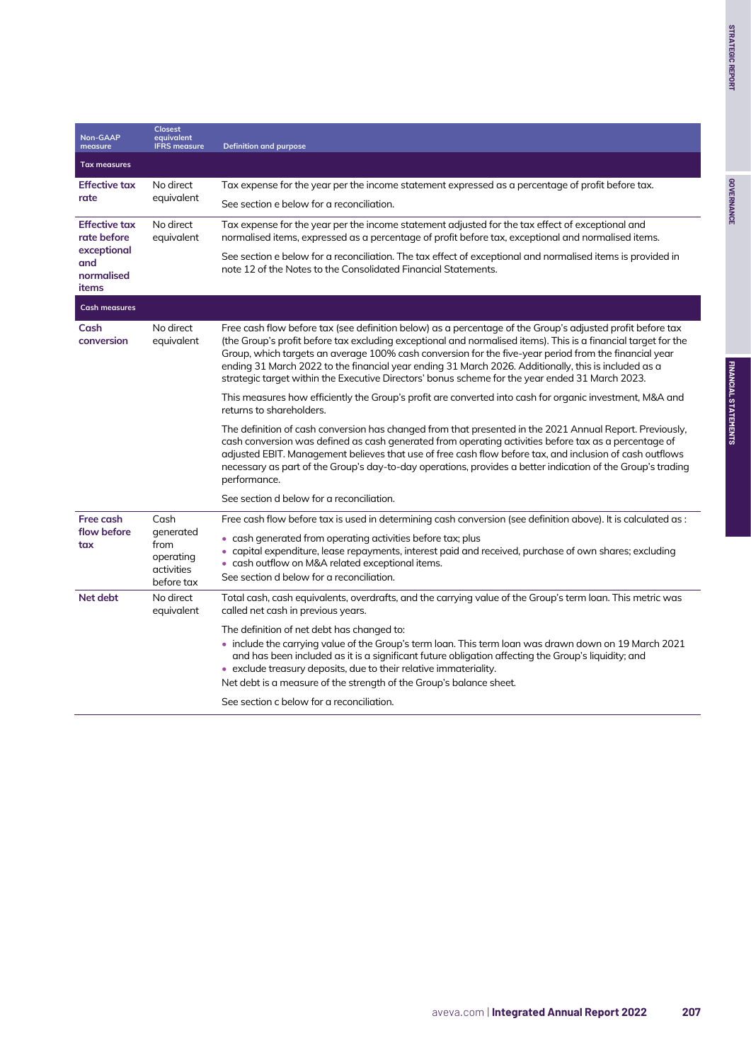| Non-GAAP measure | Closest equivalent IFRS measure | Definition and purpose |
|---|---|---|
| **Tax measures** | | |
| **Effective tax rate** | No direct equivalent | Tax expense for the year per the income statement expressed as a percentage of profit before tax.<br><br>See section e below for a reconciliation. |
| **Effective tax rate before exceptional and normalised items** | No direct equivalent | Tax expense for the year per the income statement adjusted for the tax effect of exceptional and normalised items, expressed as a percentage of profit before tax, exceptional and normalised items.<br><br>See section e below for a reconciliation. The tax effect of exceptional and normalised items is provided in note 12 of the Notes to the Consolidated Financial Statements. |
| **Cash measures** | | |
| **Cash conversion** | No direct equivalent | Free cash flow before tax (see definition below) as a percentage of the Group's adjusted profit before tax (the Group's profit before tax excluding exceptional and normalised items). This is a financial target for the Group, which targets an average 100% cash conversion for the five-year period from the financial year ending 31 March 2022 to the financial year ending 31 March 2026. Additionally, this is included as a strategic target within the Executive Directors' bonus scheme for the year ended 31 March 2023.<br><br>This measures how efficiently the Group's profit are converted into cash for organic investment, M&A and returns to shareholders.<br><br>The definition of cash conversion has changed from that presented in the 2021 Annual Report. Previously, cash conversion was defined as cash generated from operating activities before tax as a percentage of adjusted EBIT. Management believes that use of free cash flow before tax, and inclusion of cash outflows necessary as part of the Group's day-to-day operations, provides a better indication of the Group's trading performance.<br><br>See section d below for a reconciliation. |
| **Free cash flow before tax** | Cash generated from operating activities before tax | Free cash flow before tax is used in determining cash conversion (see definition above). It is calculated as :<br>• cash generated from operating activities before tax; plus<br>• capital expenditure, lease repayments, interest paid and received, purchase of own shares; excluding<br>• cash outflow on M&A related exceptional items.<br>See section d below for a reconciliation. |
| **Net debt** | No direct equivalent | Total cash, cash equivalents, overdrafts, and the carrying value of the Group's term loan. This metric was called net cash in previous years.<br><br>The definition of net debt has changed to:<br>• include the carrying value of the Group's term loan. This term loan was drawn down on 19 March 2021 and has been included as it is a significant future obligation affecting the Group's liquidity; and<br>• exclude treasury deposits, due to their relative immateriality.<br>Net debt is a measure of the strength of the Group's balance sheet.<br><br>See section c below for a reconciliation. |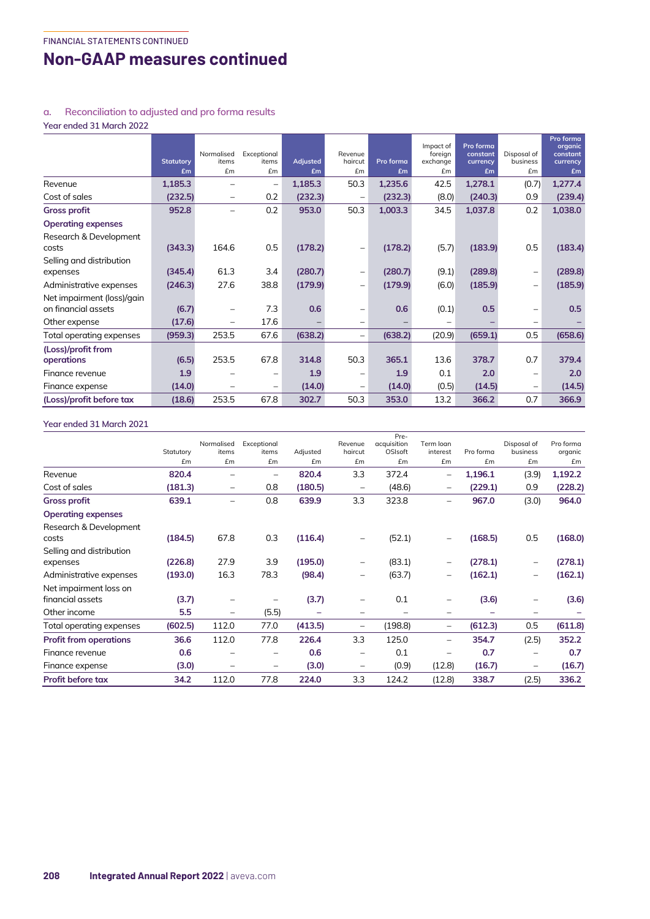## Non-GAAP measures continued

### a. Reconciliation to adjusted and pro forma results

Year ended 31 March 2022

| | Statutory £m | Normalised items £m | Exceptional items £m | Adjusted £m | Revenue haircut £m | Pro forma £m | Impact of foreign exchange £m | Pro forma constant currency £m | Disposal of business £m | Pro forma organic constant currency £m |
|---|---|---|---|---|---|---|---|---|---|---|
| Revenue | 1,185.3 | – | – | 1,185.3 | 50.3 | 1,235.6 | 42.5 | 1,278.1 | (0.7) | 1,277.4 |
| Cost of sales | (232.5) | – | 0.2 | (232.3) | – | (232.3) | (8.0) | (240.3) | 0.9 | (239.4) |
| **Gross profit** | 952.8 | – | 0.2 | 953.0 | 50.3 | 1,003.3 | 34.5 | 1,037.8 | 0.2 | 1,038.0 |
| **Operating expenses** | | | | | | | | | | |
| Research & Development costs | (343.3) | 164.6 | 0.5 | (178.2) | – | (178.2) | (5.7) | (183.9) | 0.5 | (183.4) |
| Selling and distribution expenses | (345.4) | 61.3 | 3.4 | (280.7) | – | (280.7) | (9.1) | (289.8) | – | (289.8) |
| Administrative expenses | (246.3) | 27.6 | 38.8 | (179.9) | – | (179.9) | (6.0) | (185.9) | – | (185.9) |
| Net impairment (loss)/gain on financial assets | (6.7) | – | 7.3 | 0.6 | – | 0.6 | (0.1) | 0.5 | – | 0.5 |
| Other expense | (17.6) | – | 17.6 | – | – | – | – | – | – | – |
| Total operating expenses | (959.3) | 253.5 | 67.6 | (638.2) | – | (638.2) | (20.9) | (659.1) | 0.5 | (658.6) |
| **(Loss)/profit from operations** | (6.5) | 253.5 | 67.8 | 314.8 | 50.3 | 365.1 | 13.6 | 378.7 | 0.7 | 379.4 |
| Finance revenue | 1.9 | – | – | 1.9 | – | 1.9 | 0.1 | 2.0 | – | 2.0 |
| Finance expense | (14.0) | – | – | (14.0) | – | (14.0) | (0.5) | (14.5) | – | (14.5) |
| **(Loss)/profit before tax** | (18.6) | 253.5 | 67.8 | 302.7 | 50.3 | 353.0 | 13.2 | 366.2 | 0.7 | 366.9 |

Year ended 31 March 2021

| | Statutory £m | Normalised items £m | Exceptional items £m | Adjusted £m | Revenue haircut £m | Pre-acquisition OSIsoft £m | Term loan interest £m | Pro forma £m | Disposal of business £m | Pro forma organic £m |
|---|---|---|---|---|---|---|---|---|---|---|
| Revenue | 820.4 | – | – | 820.4 | 3.3 | 372.4 | – | 1,196.1 | (3.9) | 1,192.2 |
| Cost of sales | (181.3) | – | 0.8 | (180.5) | – | (48.6) | – | (229.1) | 0.9 | (228.2) |
| **Gross profit** | 639.1 | – | 0.8 | 639.9 | 3.3 | 323.8 | – | 967.0 | (3.0) | 964.0 |
| **Operating expenses** | | | | | | | | | | |
| Research & Development costs | (184.5) | 67.8 | 0.3 | (116.4) | – | (52.1) | – | (168.5) | 0.5 | (168.0) |
| Selling and distribution expenses | (226.8) | 27.9 | 3.9 | (195.0) | – | (83.1) | – | (278.1) | – | (278.1) |
| Administrative expenses | (193.0) | 16.3 | 78.3 | (98.4) | – | (63.7) | – | (162.1) | – | (162.1) |
| Net impairment loss on financial assets | (3.7) | – | – | (3.7) | – | 0.1 | – | (3.6) | – | (3.6) |
| Other income | 5.5 | – | (5.5) | – | – | – | – | – | – | – |
| Total operating expenses | (602.5) | 112.0 | 77.0 | (413.5) | – | (198.8) | – | (612.3) | 0.5 | (611.8) |
| **Profit from operations** | 36.6 | 112.0 | 77.8 | 226.4 | 3.3 | 125.0 | – | 354.7 | (2.5) | 352.2 |
| Finance revenue | 0.6 | – | – | 0.6 | – | 0.1 | – | 0.7 | – | 0.7 |
| Finance expense | (3.0) | – | – | (3.0) | – | (0.9) | (12.8) | (16.7) | – | (16.7) |
| **Profit before tax** | 34.2 | 112.0 | 77.8 | 224.0 | 3.3 | 124.2 | (12.8) | 338.7 | (2.5) | 336.2 |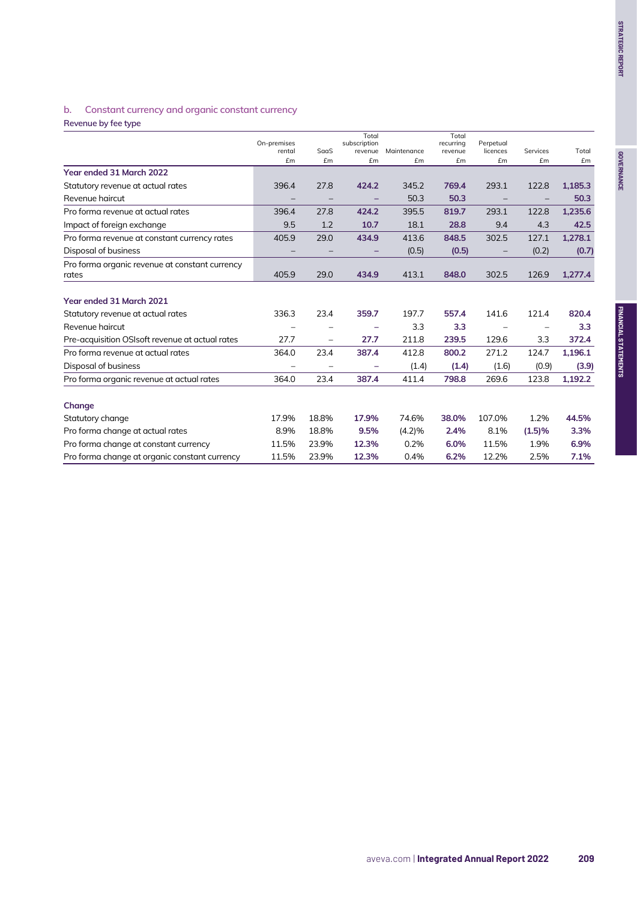## b. Constant currency and organic constant currency

### Revenue by fee type

| | On-premises rental £m | SaaS £m | Total subscription revenue £m | Maintenance £m | Total recurring revenue £m | Perpetual licences £m | Services £m | Total £m |
|---|---|---|---|---|---|---|---|---|
| **Year ended 31 March 2022** | | | | | | | | |
| Statutory revenue at actual rates | 396.4 | 27.8 | **424.2** | 345.2 | **769.4** | 293.1 | 122.8 | **1,185.3** |
| Revenue haircut | – | – | – | 50.3 | **50.3** | – | – | **50.3** |
| Pro forma revenue at actual rates | 396.4 | 27.8 | **424.2** | 395.5 | **819.7** | 293.1 | 122.8 | **1,235.6** |
| Impact of foreign exchange | 9.5 | 1.2 | **10.7** | 18.1 | **28.8** | 9.4 | 4.3 | **42.5** |
| Pro forma revenue at constant currency rates | 405.9 | 29.0 | **434.9** | 413.6 | **848.5** | 302.5 | 127.1 | **1,278.1** |
| Disposal of business | – | – | – | (0.5) | **(0.5)** | – | (0.2) | **(0.7)** |
| Pro forma organic revenue at constant currency rates | 405.9 | 29.0 | **434.9** | 413.1 | **848.0** | 302.5 | 126.9 | **1,277.4** |
| **Year ended 31 March 2021** | | | | | | | | |
| Statutory revenue at actual rates | 336.3 | 23.4 | **359.7** | 197.7 | **557.4** | 141.6 | 121.4 | **820.4** |
| Revenue haircut | – | – | – | 3.3 | **3.3** | – | – | **3.3** |
| Pre-acquisition OSIsoft revenue at actual rates | 27.7 | – | **27.7** | 211.8 | **239.5** | 129.6 | 3.3 | **372.4** |
| Pro forma revenue at actual rates | 364.0 | 23.4 | **387.4** | 412.8 | **800.2** | 271.2 | 124.7 | **1,196.1** |
| Disposal of business | – | – | – | (1.4) | **(1.4)** | (1.6) | (0.9) | **(3.9)** |
| Pro forma organic revenue at actual rates | 364.0 | 23.4 | **387.4** | 411.4 | **798.8** | 269.6 | 123.8 | **1,192.2** |
| **Change** | | | | | | | | |
| Statutory change | 17.9% | 18.8% | **17.9%** | 74.6% | **38.0%** | 107.0% | 1.2% | **44.5%** |
| Pro forma change at actual rates | 8.9% | 18.8% | **9.5%** | (4.2)% | **2.4%** | 8.1% | **(1.5)%** | **3.3%** |
| Pro forma change at constant currency | 11.5% | 23.9% | **12.3%** | 0.2% | **6.0%** | 11.5% | 1.9% | **6.9%** |
| Pro forma change at organic constant currency | 11.5% | 23.9% | **12.3%** | 0.4% | **6.2%** | 12.2% | 2.5% | **7.1%** |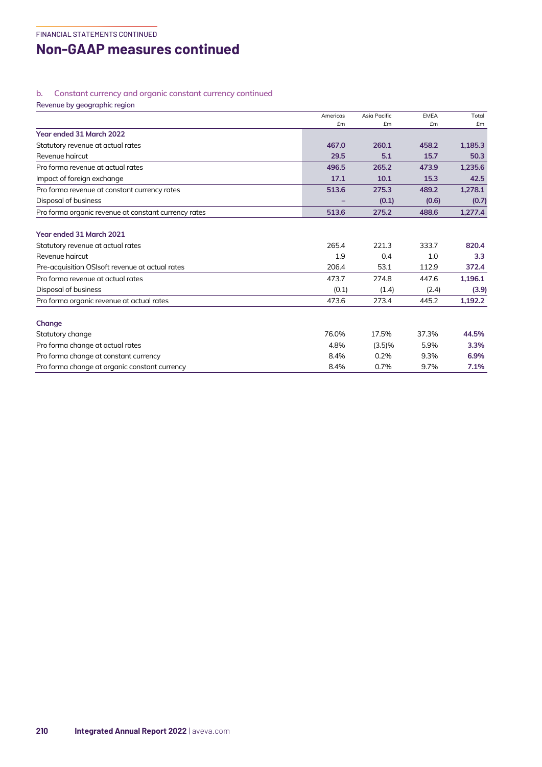FINANCIAL STATEMENTS CONTINUED

# Non-GAAP measures continued

### b. Constant currency and organic constant currency continued

**Revenue by geographic region**

| | Americas £m | Asia Pacific £m | EMEA £m | Total £m |
|---|---|---|---|---|
| **Year ended 31 March 2022** | | | | |
| Statutory revenue at actual rates | **467.0** | **260.1** | **458.2** | **1,185.3** |
| Revenue haircut | **29.5** | **5.1** | **15.7** | **50.3** |
| Pro forma revenue at actual rates | **496.5** | **265.2** | **473.9** | **1,235.6** |
| Impact of foreign exchange | **17.1** | **10.1** | **15.3** | **42.5** |
| Pro forma revenue at constant currency rates | **513.6** | **275.3** | **489.2** | **1,278.1** |
| Disposal of business | **–** | **(0.1)** | **(0.6)** | **(0.7)** |
| Pro forma organic revenue at constant currency rates | **513.6** | **275.2** | **488.6** | **1,277.4** |
| | | | | |
| **Year ended 31 March 2021** | | | | |
| Statutory revenue at actual rates | 265.4 | 221.3 | 333.7 | **820.4** |
| Revenue haircut | 1.9 | 0.4 | 1.0 | **3.3** |
| Pre-acquisition OSIsoft revenue at actual rates | 206.4 | 53.1 | 112.9 | **372.4** |
| Pro forma revenue at actual rates | 473.7 | 274.8 | 447.6 | **1,196.1** |
| Disposal of business | (0.1) | (1.4) | (2.4) | **(3.9)** |
| Pro forma organic revenue at actual rates | 473.6 | 273.4 | 445.2 | **1,192.2** |
| | | | | |
| **Change** | | | | |
| Statutory change | 76.0% | 17.5% | 37.3% | **44.5%** |
| Pro forma change at actual rates | 4.8% | (3.5)% | 5.9% | **3.3%** |
| Pro forma change at constant currency | 8.4% | 0.2% | 9.3% | **6.9%** |
| Pro forma change at organic constant currency | 8.4% | 0.7% | 9.7% | **7.1%** |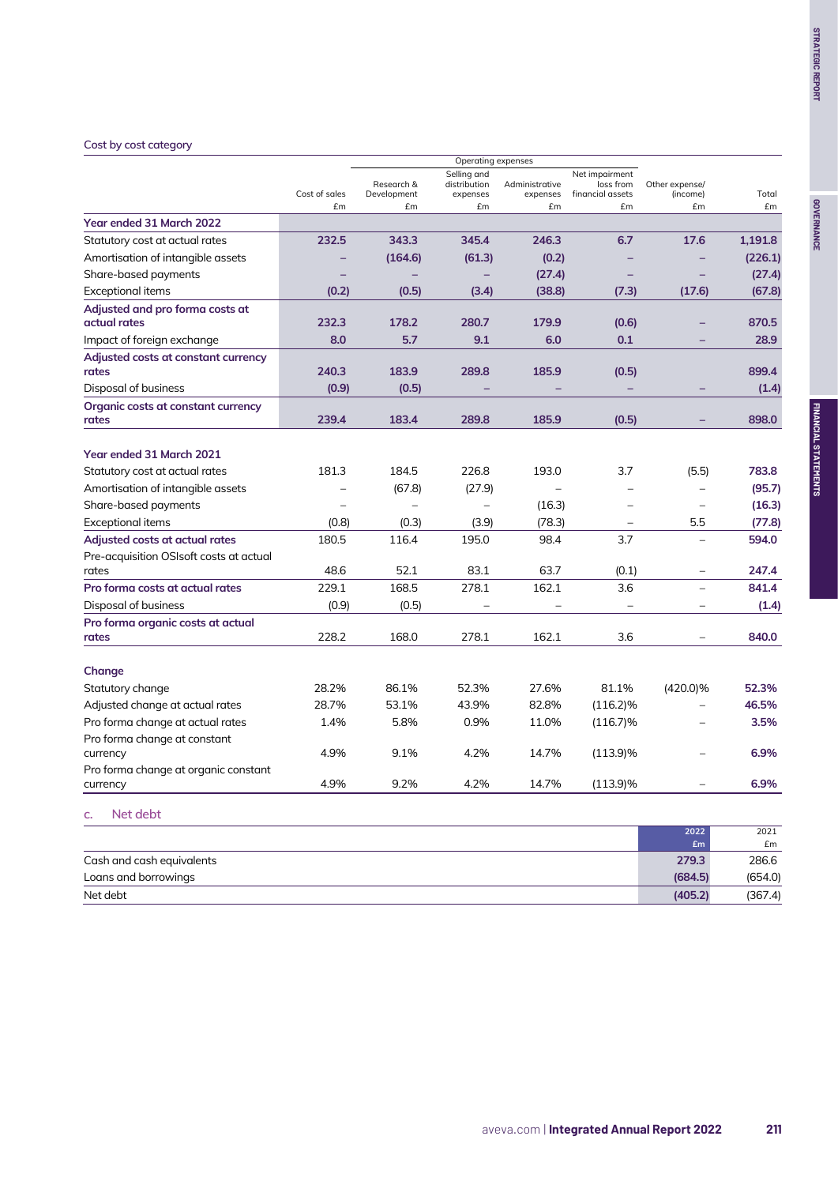Cost by cost category

| | Cost of sales £m | Operating expenses | | | | | Total £m |
|---|---|---|---|---|---|---|---|
| | | Research & Development £m | Selling and distribution expenses £m | Administrative expenses £m | Net impairment loss from financial assets £m | Other expense/ (income) £m | |
| **Year ended 31 March 2022** | | | | | | | |
| Statutory cost at actual rates | **232.5** | **343.3** | **345.4** | **246.3** | **6.7** | **17.6** | **1,191.8** |
| Amortisation of intangible assets | **–** | **(164.6)** | **(61.3)** | **(0.2)** | **–** | **–** | **(226.1)** |
| Share-based payments | **–** | **–** | **–** | **(27.4)** | **–** | **–** | **(27.4)** |
| Exceptional items | **(0.2)** | **(0.5)** | **(3.4)** | **(38.8)** | **(7.3)** | **(17.6)** | **(67.8)** |
| **Adjusted and pro forma costs at actual rates** | **232.3** | **178.2** | **280.7** | **179.9** | **(0.6)** | **–** | **870.5** |
| Impact of foreign exchange | **8.0** | **5.7** | **9.1** | **6.0** | **0.1** | **–** | **28.9** |
| **Adjusted costs at constant currency rates** | **240.3** | **183.9** | **289.8** | **185.9** | **(0.5)** | | **899.4** |
| Disposal of business | **(0.9)** | **(0.5)** | **–** | **–** | **–** | **–** | **(1.4)** |
| **Organic costs at constant currency rates** | **239.4** | **183.4** | **289.8** | **185.9** | **(0.5)** | **–** | **898.0** |
| **Year ended 31 March 2021** | | | | | | | |
| Statutory cost at actual rates | 181.3 | 184.5 | 226.8 | 193.0 | 3.7 | (5.5) | **783.8** |
| Amortisation of intangible assets | – | (67.8) | (27.9) | – | – | – | **(95.7)** |
| Share-based payments | – | – | – | (16.3) | – | – | **(16.3)** |
| Exceptional items | (0.8) | (0.3) | (3.9) | (78.3) | – | 5.5 | **(77.8)** |
| **Adjusted costs at actual rates** | 180.5 | 116.4 | 195.0 | 98.4 | 3.7 | – | **594.0** |
| Pre-acquisition OSIsoft costs at actual rates | 48.6 | 52.1 | 83.1 | 63.7 | (0.1) | – | **247.4** |
| **Pro forma costs at actual rates** | 229.1 | 168.5 | 278.1 | 162.1 | 3.6 | – | **841.4** |
| Disposal of business | (0.9) | (0.5) | – | – | – | – | **(1.4)** |
| **Pro forma organic costs at actual rates** | 228.2 | 168.0 | 278.1 | 162.1 | 3.6 | – | **840.0** |
| **Change** | | | | | | | |
| Statutory change | 28.2% | 86.1% | 52.3% | 27.6% | 81.1% | (420.0)% | **52.3%** |
| Adjusted change at actual rates | 28.7% | 53.1% | 43.9% | 82.8% | (116.2)% | – | **46.5%** |
| Pro forma change at actual rates | 1.4% | 5.8% | 0.9% | 11.0% | (116.7)% | – | **3.5%** |
| Pro forma change at constant currency | 4.9% | 9.1% | 4.2% | 14.7% | (113.9)% | – | **6.9%** |
| Pro forma change at organic constant currency | 4.9% | 9.2% | 4.2% | 14.7% | (113.9)% | – | **6.9%** |

## c. Net debt

| | 2022 £m | 2021 £m |
|---|---|---|
| Cash and cash equivalents | **279.3** | 286.6 |
| Loans and borrowings | **(684.5)** | (654.0) |
| Net debt | **(405.2)** | (367.4) |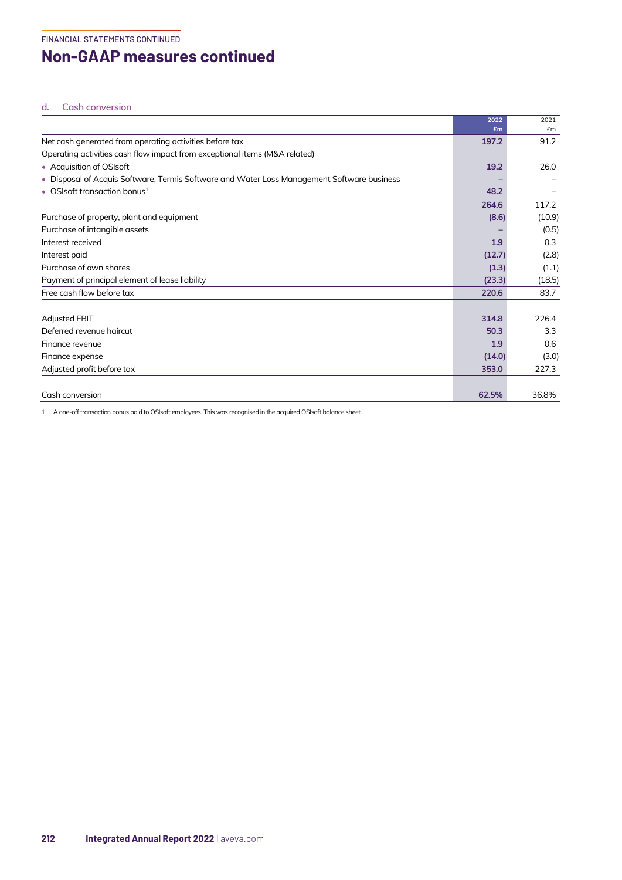FINANCIAL STATEMENTS CONTINUED

# Non-GAAP measures continued

### d. Cash conversion

| | 2022 £m | 2021 £m |
|---|---|---|
| Net cash generated from operating activities before tax | **197.2** | 91.2 |
| Operating activities cash flow impact from exceptional items (M&A related) | | |
| • Acquisition of OSIsoft | **19.2** | 26.0 |
| • Disposal of Acquis Software, Termis Software and Water Loss Management Software business | **–** | – |
| • OSIsoft transaction bonus[1] | **48.2** | – |
| | **264.6** | 117.2 |
| Purchase of property, plant and equipment | **(8.6)** | (10.9) |
| Purchase of intangible assets | **–** | (0.5) |
| Interest received | **1.9** | 0.3 |
| Interest paid | **(12.7)** | (2.8) |
| Purchase of own shares | **(1.3)** | (1.1) |
| Payment of principal element of lease liability | **(23.3)** | (18.5) |
| Free cash flow before tax | **220.6** | 83.7 |
| | | |
| Adjusted EBIT | **314.8** | 226.4 |
| Deferred revenue haircut | **50.3** | 3.3 |
| Finance revenue | **1.9** | 0.6 |
| Finance expense | **(14.0)** | (3.0) |
| Adjusted profit before tax | **353.0** | 227.3 |
| | | |
| Cash conversion | **62.5%** | 36.8% |

1. A one-off transaction bonus paid to OSIsoft employees. This was recognised in the acquired OSIsoft balance sheet.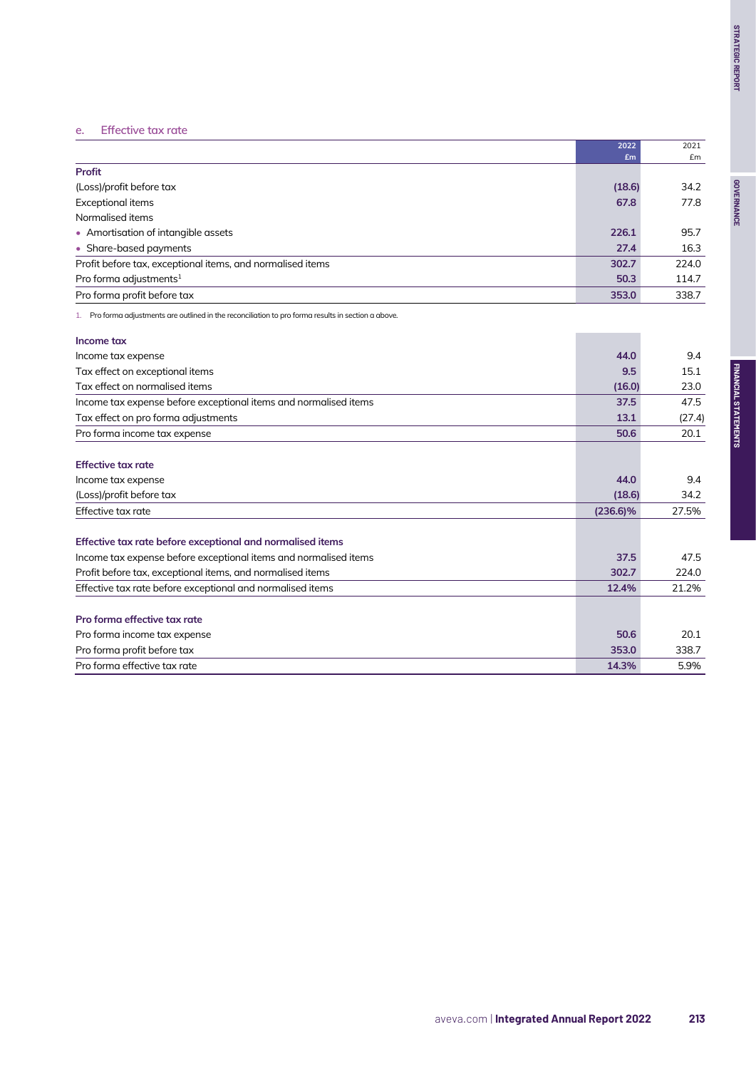### e. Effective tax rate

| | 2022<br>£m | 2021<br>£m |
|---|---|---|
| **Profit** | | |
| (Loss)/profit before tax | **(18.6)** | 34.2 |
| Exceptional items | **67.8** | 77.8 |
| Normalised items | | |
| • Amortisation of intangible assets | **226.1** | 95.7 |
| • Share-based payments | **27.4** | 16.3 |
| Profit before tax, exceptional items, and normalised items | **302.7** | 224.0 |
| Pro forma adjustments[1] | **50.3** | 114.7 |
| Pro forma profit before tax | **353.0** | 338.7 |

1. Pro forma adjustments are outlined in the reconciliation to pro forma results in section a above.

| | 2022<br>£m | 2021<br>£m |
|---|---|---|
| **Income tax** | | |
| Income tax expense | **44.0** | 9.4 |
| Tax effect on exceptional items | **9.5** | 15.1 |
| Tax effect on normalised items | **(16.0)** | 23.0 |
| Income tax expense before exceptional items and normalised items | **37.5** | 47.5 |
| Tax effect on pro forma adjustments | **13.1** | (27.4) |
| Pro forma income tax expense | **50.6** | 20.1 |
| | | |
| **Effective tax rate** | | |
| Income tax expense | **44.0** | 9.4 |
| (Loss)/profit before tax | **(18.6)** | 34.2 |
| Effective tax rate | **(236.6)%** | 27.5% |
| | | |
| **Effective tax rate before exceptional and normalised items** | | |
| Income tax expense before exceptional items and normalised items | **37.5** | 47.5 |
| Profit before tax, exceptional items, and normalised items | **302.7** | 224.0 |
| Effective tax rate before exceptional and normalised items | **12.4%** | 21.2% |
| | | |
| **Pro forma effective tax rate** | | |
| Pro forma income tax expense | **50.6** | 20.1 |
| Pro forma profit before tax | **353.0** | 338.7 |
| Pro forma effective tax rate | **14.3%** | 5.9% |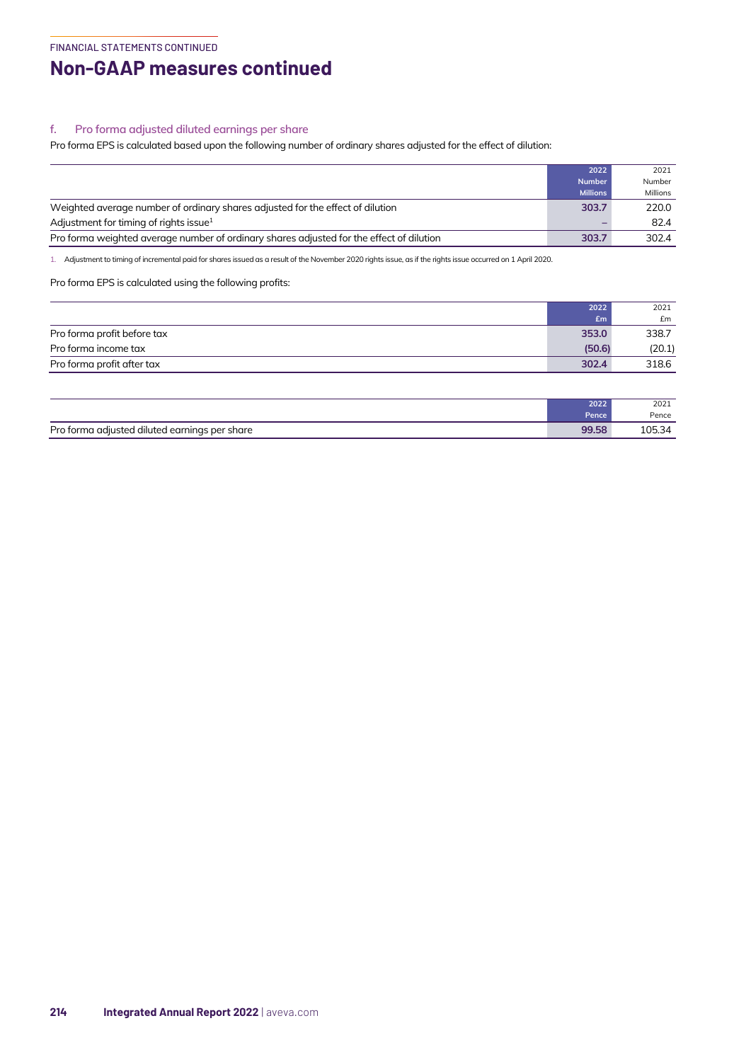## Non-GAAP measures continued

### f. Pro forma adjusted diluted earnings per share

Pro forma EPS is calculated based upon the following number of ordinary shares adjusted for the effect of dilution:

| | 2022 Number Millions | 2021 Number Millions |
|---|---|---|
| Weighted average number of ordinary shares adjusted for the effect of dilution | 303.7 | 220.0 |
| Adjustment for timing of rights issue[1] | – | 82.4 |
| Pro forma weighted average number of ordinary shares adjusted for the effect of dilution | 303.7 | 302.4 |

1. Adjustment to timing of incremental paid for shares issued as a result of the November 2020 rights issue, as if the rights issue occurred on 1 April 2020.

Pro forma EPS is calculated using the following profits:

| | 2022 £m | 2021 £m |
|---|---|---|
| Pro forma profit before tax | 353.0 | 338.7 |
| Pro forma income tax | (50.6) | (20.1) |
| Pro forma profit after tax | 302.4 | 318.6 |

| | 2022 Pence | 2021 Pence |
|---|---|---|
| Pro forma adjusted diluted earnings per share | 99.58 | 105.34 |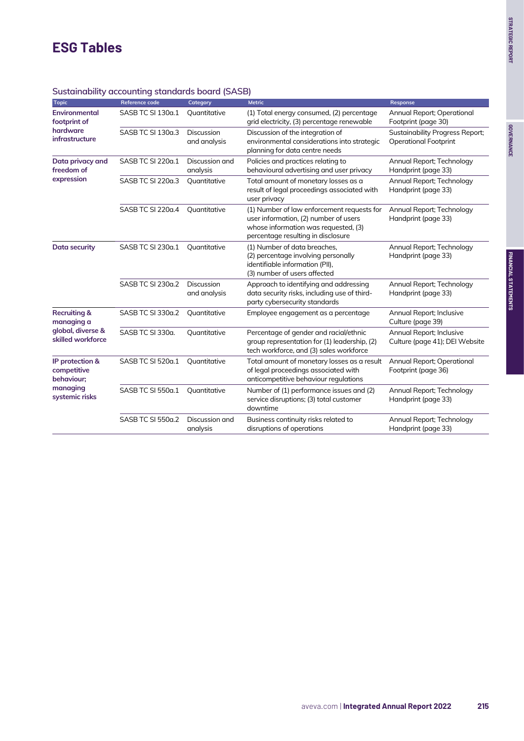# ESG Tables

## Sustainability accounting standards board (SASB)

| Topic | Reference code | Category | Metric | Response |
|---|---|---|---|---|
| **Environmental footprint of hardware infrastructure** | SASB TC SI 130a.1 | Quantitative | (1) Total energy consumed, (2) percentage grid electricity, (3) percentage renewable | Annual Report; Operational Footprint (page 30) |
| | SASB TC SI 130a.3 | Discussion and analysis | Discussion of the integration of environmental considerations into strategic planning for data centre needs | Sustainability Progress Report; Operational Footprint |
| **Data privacy and freedom of expression** | SASB TC SI 220a.1 | Discussion and analysis | Policies and practices relating to behavioural advertising and user privacy | Annual Report; Technology Handprint (page 33) |
| | SASB TC SI 220a.3 | Quantitative | Total amount of monetary losses as a result of legal proceedings associated with user privacy | Annual Report; Technology Handprint (page 33) |
| | SASB TC SI 220a.4 | Quantitative | (1) Number of law enforcement requests for user information, (2) number of users whose information was requested, (3) percentage resulting in disclosure | Annual Report; Technology Handprint (page 33) |
| **Data security** | SASB TC SI 230a.1 | Quantitative | (1) Number of data breaches, (2) percentage involving personally identifiable information (PII), (3) number of users affected | Annual Report; Technology Handprint (page 33) |
| | SASB TC SI 230a.2 | Discussion and analysis | Approach to identifying and addressing data security risks, including use of third-party cybersecurity standards | Annual Report; Technology Handprint (page 33) |
| **Recruiting & managing a global, diverse & skilled workforce** | SASB TC SI 330a.2 | Quantitative | Employee engagement as a percentage | Annual Report; Inclusive Culture (page 39) |
| | SASB TC SI 330a. | Quantitative | Percentage of gender and racial/ethnic group representation for (1) leadership, (2) tech workforce, and (3) sales workforce | Annual Report; Inclusive Culture (page 41); DEI Website |
| **IP protection & competitive behaviour; managing systemic risks** | SASB TC SI 520a.1 | Quantitative | Total amount of monetary losses as a result of legal proceedings associated with anticompetitive behaviour regulations | Annual Report; Operational Footprint (page 36) |
| | SASB TC SI 550a.1 | Quantitative | Number of (1) performance issues and (2) service disruptions; (3) total customer downtime | Annual Report; Technology Handprint (page 33) |
| | SASB TC SI 550a.2 | Discussion and analysis | Business continuity risks related to disruptions of operations | Annual Report; Technology Handprint (page 33) |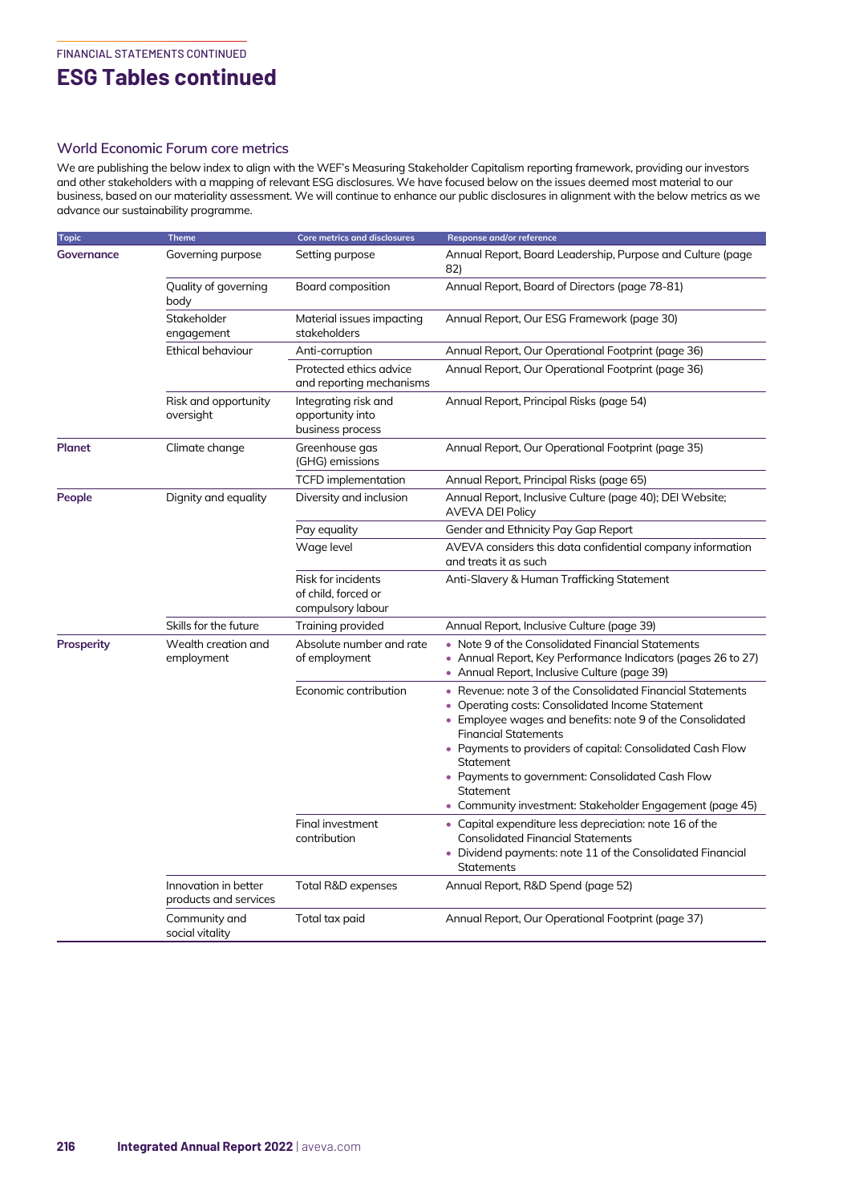## ESG Tables continued

### World Economic Forum core metrics

We are publishing the below index to align with the WEF's Measuring Stakeholder Capitalism reporting framework, providing our investors and other stakeholders with a mapping of relevant ESG disclosures. We have focused below on the issues deemed most material to our business, based on our materiality assessment. We will continue to enhance our public disclosures in alignment with the below metrics as we advance our sustainability programme.

| Topic | Theme | Core metrics and disclosures | Response and/or reference |
|---|---|---|---|
| **Governance** | Governing purpose | Setting purpose | Annual Report, Board Leadership, Purpose and Culture (page 82) |
| | Quality of governing body | Board composition | Annual Report, Board of Directors (page 78-81) |
| | Stakeholder engagement | Material issues impacting stakeholders | Annual Report, Our ESG Framework (page 30) |
| | Ethical behaviour | Anti-corruption | Annual Report, Our Operational Footprint (page 36) |
| | | Protected ethics advice and reporting mechanisms | Annual Report, Our Operational Footprint (page 36) |
| | Risk and opportunity oversight | Integrating risk and opportunity into business process | Annual Report, Principal Risks (page 54) |
| **Planet** | Climate change | Greenhouse gas (GHG) emissions | Annual Report, Our Operational Footprint (page 35) |
| | | TCFD implementation | Annual Report, Principal Risks (page 65) |
| **People** | Dignity and equality | Diversity and inclusion | Annual Report, Inclusive Culture (page 40); DEI Website; AVEVA DEI Policy |
| | | Pay equality | Gender and Ethnicity Pay Gap Report |
| | | Wage level | AVEVA considers this data confidential company information and treats it as such |
| | | Risk for incidents of child, forced or compulsory labour | Anti-Slavery & Human Trafficking Statement |
| | Skills for the future | Training provided | Annual Report, Inclusive Culture (page 39) |
| **Prosperity** | Wealth creation and employment | Absolute number and rate of employment | • Note 9 of the Consolidated Financial Statements<br>• Annual Report, Key Performance Indicators (pages 26 to 27)<br>• Annual Report, Inclusive Culture (page 39) |
| | | Economic contribution | • Revenue: note 3 of the Consolidated Financial Statements<br>• Operating costs: Consolidated Income Statement<br>• Employee wages and benefits: note 9 of the Consolidated Financial Statements<br>• Payments to providers of capital: Consolidated Cash Flow Statement<br>• Payments to government: Consolidated Cash Flow Statement<br>• Community investment: Stakeholder Engagement (page 45) |
| | | Final investment contribution | • Capital expenditure less depreciation: note 16 of the Consolidated Financial Statements<br>• Dividend payments: note 11 of the Consolidated Financial Statements |
| | Innovation in better products and services | Total R&D expenses | Annual Report, R&D Spend (page 52) |
| | Community and social vitality | Total tax paid | Annual Report, Our Operational Footprint (page 37) |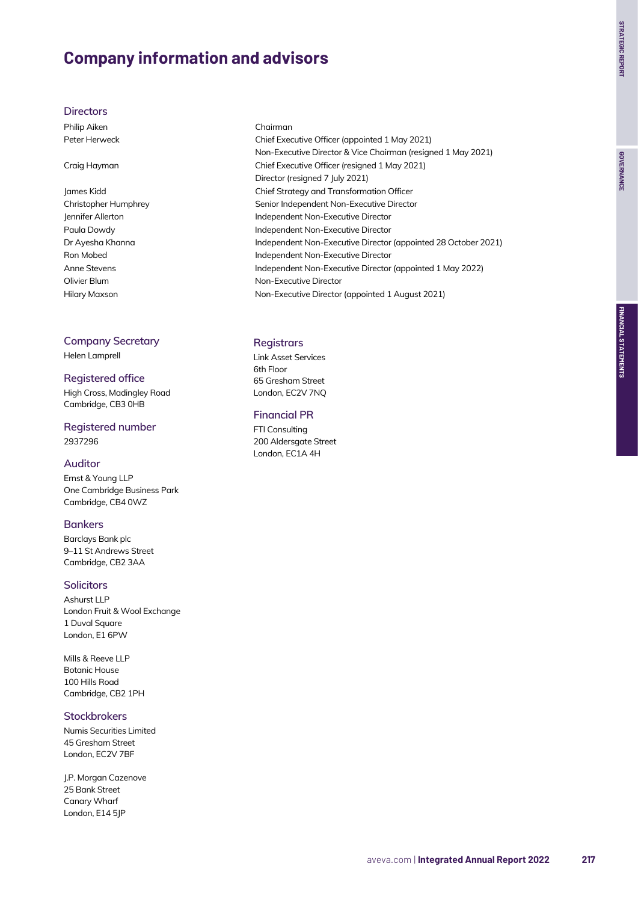# Company information and advisors

## Directors

| | |
|---|---|
| Philip Aiken | Chairman |
| Peter Herweck | Chief Executive Officer (appointed 1 May 2021) |
| | Non-Executive Director & Vice Chairman (resigned 1 May 2021) |
| Craig Hayman | Chief Executive Officer (resigned 1 May 2021) |
| | Director (resigned 7 July 2021) |
| James Kidd | Chief Strategy and Transformation Officer |
| Christopher Humphrey | Senior Independent Non-Executive Director |
| Jennifer Allerton | Independent Non-Executive Director |
| Paula Dowdy | Independent Non-Executive Director |
| Dr Ayesha Khanna | Independent Non-Executive Director (appointed 28 October 2021) |
| Ron Mobed | Independent Non-Executive Director |
| Anne Stevens | Independent Non-Executive Director (appointed 1 May 2022) |
| Olivier Blum | Non-Executive Director |
| Hilary Maxson | Non-Executive Director (appointed 1 August 2021) |

## Company Secretary

Helen Lamprell

## Registered office

High Cross, Madingley Road
Cambridge, CB3 0HB

## Registered number

2937296

## Auditor

Ernst & Young LLP
One Cambridge Business Park
Cambridge, CB4 0WZ

## Bankers

Barclays Bank plc
9–11 St Andrews Street
Cambridge, CB2 3AA

## Solicitors

Ashurst LLP
London Fruit & Wool Exchange
1 Duval Square
London, E1 6PW

Mills & Reeve LLP
Botanic House
100 Hills Road
Cambridge, CB2 1PH

## Stockbrokers

Numis Securities Limited
45 Gresham Street
London, EC2V 7BF

J.P. Morgan Cazenove
25 Bank Street
Canary Wharf
London, E14 5JP

## Registrars

Link Asset Services
6th Floor
65 Gresham Street
London, EC2V 7NQ

## Financial PR

FTI Consulting
200 Aldersgate Street
London, EC1A 4H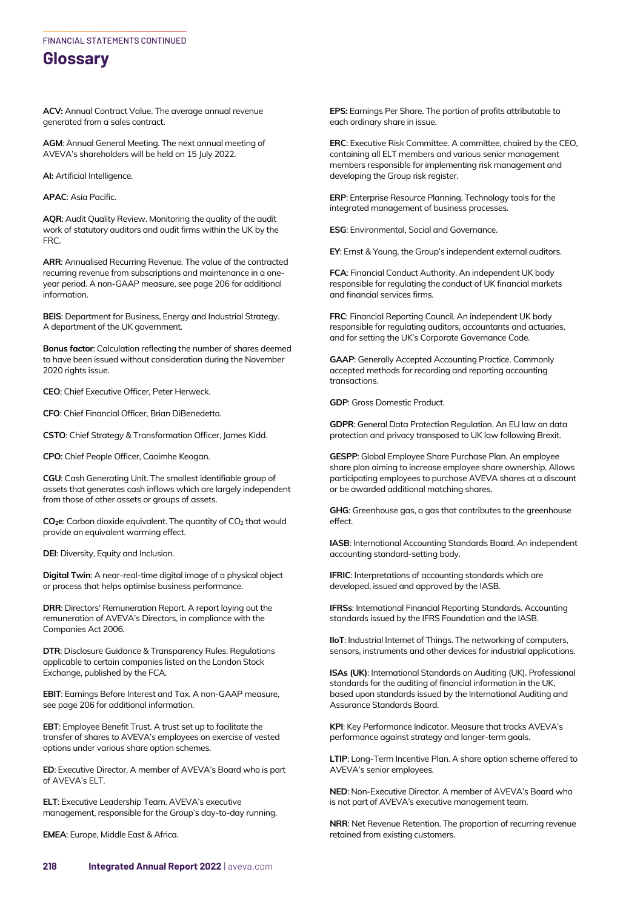# Glossary

**ACV:** Annual Contract Value. The average annual revenue generated from a sales contract.

**AGM**: Annual General Meeting. The next annual meeting of AVEVA's shareholders will be held on 15 July 2022.

**AI:** Artificial Intelligence.

**APAC**: Asia Pacific.

**AQR**: Audit Quality Review. Monitoring the quality of the audit work of statutory auditors and audit firms within the UK by the FRC.

**ARR**: Annualised Recurring Revenue. The value of the contracted recurring revenue from subscriptions and maintenance in a one-year period. A non-GAAP measure, see page 206 for additional information.

**BEIS**: Department for Business, Energy and Industrial Strategy. A department of the UK government.

**Bonus factor**: Calculation reflecting the number of shares deemed to have been issued without consideration during the November 2020 rights issue.

**CEO**: Chief Executive Officer, Peter Herweck.

**CFO**: Chief Financial Officer, Brian DiBenedetto.

**CSTO**: Chief Strategy & Transformation Officer, James Kidd.

**CPO**: Chief People Officer, Caoimhe Keogan.

**CGU**: Cash Generating Unit. The smallest identifiable group of assets that generates cash inflows which are largely independent from those of other assets or groups of assets.

**$CO_2e$**: Carbon dioxide equivalent. The quantity of $CO_2$ that would provide an equivalent warming effect.

**DEI**: Diversity, Equity and Inclusion.

**Digital Twin**: A near-real-time digital image of a physical object or process that helps optimise business performance.

**DRR**: Directors' Remuneration Report. A report laying out the remuneration of AVEVA's Directors, in compliance with the Companies Act 2006.

**DTR**: Disclosure Guidance & Transparency Rules. Regulations applicable to certain companies listed on the London Stock Exchange, published by the FCA.

**EBIT**: Earnings Before Interest and Tax. A non-GAAP measure, see page 206 for additional information.

**EBT**: Employee Benefit Trust. A trust set up to facilitate the transfer of shares to AVEVA's employees on exercise of vested options under various share option schemes.

**ED**: Executive Director. A member of AVEVA's Board who is part of AVEVA's ELT.

**ELT**: Executive Leadership Team. AVEVA's executive management, responsible for the Group's day-to-day running.

**EMEA**: Europe, Middle East & Africa.

**EPS:** Earnings Per Share. The portion of profits attributable to each ordinary share in issue.

**ERC**: Executive Risk Committee. A committee, chaired by the CEO, containing all ELT members and various senior management members responsible for implementing risk management and developing the Group risk register.

**ERP**: Enterprise Resource Planning. Technology tools for the integrated management of business processes.

**ESG**: Environmental, Social and Governance.

**EY**: Ernst & Young, the Group's independent external auditors.

**FCA**: Financial Conduct Authority. An independent UK body responsible for regulating the conduct of UK financial markets and financial services firms.

**FRC**: Financial Reporting Council. An independent UK body responsible for regulating auditors, accountants and actuaries, and for setting the UK's Corporate Governance Code.

**GAAP**: Generally Accepted Accounting Practice. Commonly accepted methods for recording and reporting accounting transactions.

**GDP**: Gross Domestic Product.

**GDPR**: General Data Protection Regulation. An EU law on data protection and privacy transposed to UK law following Brexit.

**GESPP**: Global Employee Share Purchase Plan. An employee share plan aiming to increase employee share ownership. Allows participating employees to purchase AVEVA shares at a discount or be awarded additional matching shares.

**GHG**: Greenhouse gas, a gas that contributes to the greenhouse effect.

**IASB**: International Accounting Standards Board. An independent accounting standard-setting body.

**IFRIC**: Interpretations of accounting standards which are developed, issued and approved by the IASB.

**IFRSs**: International Financial Reporting Standards. Accounting standards issued by the IFRS Foundation and the IASB.

**IIoT**: Industrial Internet of Things. The networking of computers, sensors, instruments and other devices for industrial applications.

**ISAs (UK)**: International Standards on Auditing (UK). Professional standards for the auditing of financial information in the UK, based upon standards issued by the International Auditing and Assurance Standards Board.

**KPI**: Key Performance Indicator. Measure that tracks AVEVA's performance against strategy and longer-term goals.

**LTIP**: Long-Term Incentive Plan. A share option scheme offered to AVEVA's senior employees.

**NED**: Non-Executive Director. A member of AVEVA's Board who is not part of AVEVA's executive management team.

**NRR**: Net Revenue Retention. The proportion of recurring revenue retained from existing customers.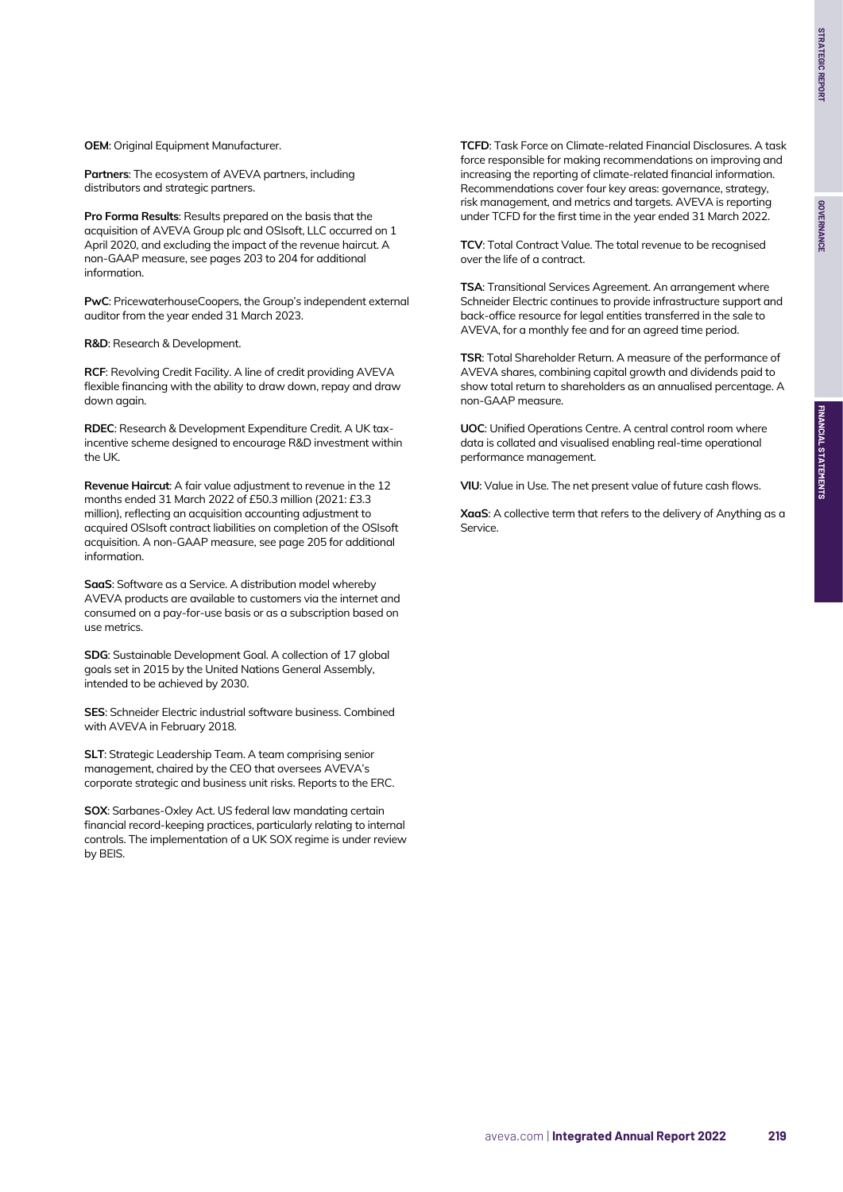**OEM**: Original Equipment Manufacturer.

**Partners**: The ecosystem of AVEVA partners, including distributors and strategic partners.

**Pro Forma Results**: Results prepared on the basis that the acquisition of AVEVA Group plc and OSIsoft, LLC occurred on 1 April 2020, and excluding the impact of the revenue haircut. A non-GAAP measure, see pages 203 to 204 for additional information.

**PwC**: PricewaterhouseCoopers, the Group's independent external auditor from the year ended 31 March 2023.

**R&D**: Research & Development.

**RCF**: Revolving Credit Facility. A line of credit providing AVEVA flexible financing with the ability to draw down, repay and draw down again.

**RDEC**: Research & Development Expenditure Credit. A UK tax-incentive scheme designed to encourage R&D investment within the UK.

**Revenue Haircut**: A fair value adjustment to revenue in the 12 months ended 31 March 2022 of £50.3 million (2021: £3.3 million), reflecting an acquisition accounting adjustment to acquired OSIsoft contract liabilities on completion of the OSIsoft acquisition. A non-GAAP measure, see page 205 for additional information.

**SaaS**: Software as a Service. A distribution model whereby AVEVA products are available to customers via the internet and consumed on a pay-for-use basis or as a subscription based on use metrics.

**SDG**: Sustainable Development Goal. A collection of 17 global goals set in 2015 by the United Nations General Assembly, intended to be achieved by 2030.

**SES**: Schneider Electric industrial software business. Combined with AVEVA in February 2018.

**SLT**: Strategic Leadership Team. A team comprising senior management, chaired by the CEO that oversees AVEVA's corporate strategic and business unit risks. Reports to the ERC.

**SOX**: Sarbanes-Oxley Act. US federal law mandating certain financial record-keeping practices, particularly relating to internal controls. The implementation of a UK SOX regime is under review by BEIS.

**TCFD**: Task Force on Climate-related Financial Disclosures. A task force responsible for making recommendations on improving and increasing the reporting of climate-related financial information. Recommendations cover four key areas: governance, strategy, risk management, and metrics and targets. AVEVA is reporting under TCFD for the first time in the year ended 31 March 2022.

**TCV**: Total Contract Value. The total revenue to be recognised over the life of a contract.

**TSA**: Transitional Services Agreement. An arrangement where Schneider Electric continues to provide infrastructure support and back-office resource for legal entities transferred in the sale to AVEVA, for a monthly fee and for an agreed time period.

**TSR**: Total Shareholder Return. A measure of the performance of AVEVA shares, combining capital growth and dividends paid to show total return to shareholders as an annualised percentage. A non-GAAP measure.

**UOC**: Unified Operations Centre. A central control room where data is collated and visualised enabling real-time operational performance management.

**VIU**: Value in Use. The net present value of future cash flows.

**XaaS**: A collective term that refers to the delivery of Anything as a Service.